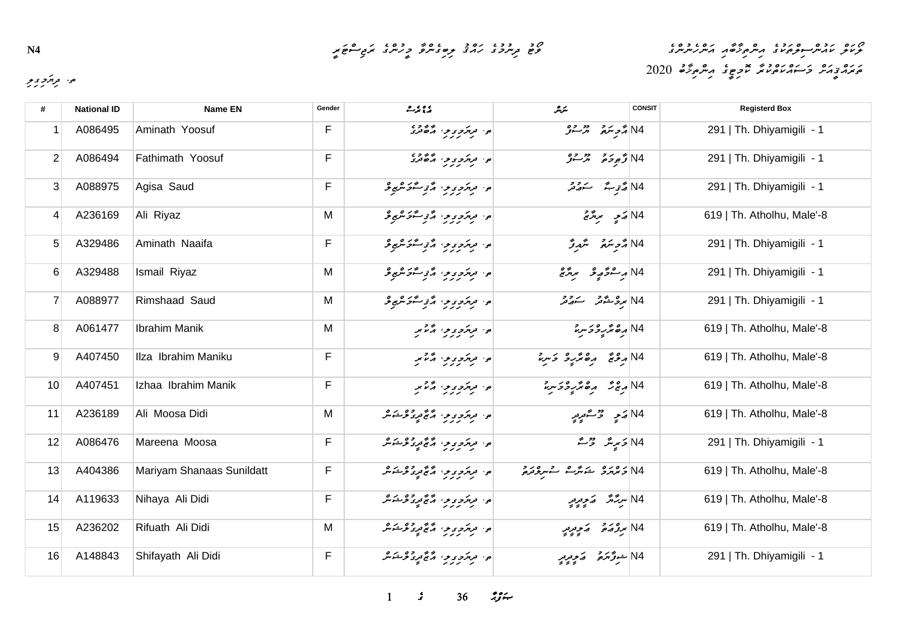N4

ތޮދޫ ދާއިރާ ލޯކަލް ކައުންސިލް އިންތިޚާބު 2020

ތ. ދިޔަމިގިލި

| # | National ID | Name EN | Gender | އެޑްރެސް | ނަން | CONSIT | Registerd Box |
|---|---|---|---|---|---|---|---|
| 1 | A086495 | Aminath Yoosuf | F | ތ. ދިޔަމިގިލި، އަޝީރުގެ | އާމިނަތު ޔޫސުފް | N4 | 291 \| Th. Dhiyamigili - 1 |
| 2 | A086494 | Fathimath Yoosuf | F | ތ. ދިޔަމިގިލި، އަޝީރުގެ | ފާތިމަތު ޔޫސުފް | N4 | 291 \| Th. Dhiyamigili - 1 |
| 3 | A088975 | Agisa Saud | F | ތ. ދިޔަމިގިލި، އާޒާސްޓަނބީވް | އާގިސާ ސައުދު | N4 | 291 \| Th. Dhiyamigili - 1 |
| 4 | A236169 | Ali Riyaz | M | ތ. ދިޔަމިގިލި، އާޒާސްޓަނބީވް | އަލި ރިޔާޒު | N4 | 619 \| Th. Atholhu, Male'-8 |
| 5 | A329486 | Aminath Naaifa | F | ތ. ދިޔަމިގިލި، އާޒާސްޓަނބީވް | އާމިނަތު ނާއިފާ | N4 | 291 \| Th. Dhiyamigili - 1 |
| 6 | A329488 | Ismail Riyaz | M | ތ. ދިޔަމިގިލި، އާޒާސްޓަނބީވް | އިސްމާއީލް ރިޔާޒު | N4 | 291 \| Th. Dhiyamigili - 1 |
| 7 | A088977 | Rimshaad Saud | M | ތ. ދިޔަމިގިލި، އާޒާސްޓަނބީވް | ރިމްޝާދު ސައުދު | N4 | 291 \| Th. Dhiyamigili - 1 |
| 8 | A061477 | Ibrahim Manik | M | ތ. ދިޔަމިގިލި، އާހިރި | އިބްރާހިމްމަނިކު | N4 | 619 \| Th. Atholhu, Male'-8 |
| 9 | A407450 | Ilza Ibrahim Maniku | F | ތ. ދިޔަމިގިލި، އާހިރި | އިލްޒާ އިބްރާހިމް މަނިކު | N4 | 619 \| Th. Atholhu, Male'-8 |
| 10 | A407451 | Izhaa Ibrahim Manik | F | ތ. ދިޔަމިގިލި، އާހިރި | އިޒްހާ އިބްރާހިމްމަނިކު | N4 | 619 \| Th. Atholhu, Male'-8 |
| 11 | A236189 | Ali Moosa Didi | M | ތ. ދިޔަމިގިލި، އާޒާދީގޮތުޝަން | އަލި މޫސާދީދީ | N4 | 619 \| Th. Atholhu, Male'-8 |
| 12 | A086476 | Mareena Moosa | F | ތ. ދިޔަމިގިލި، އާޒާދީގޮތުޝަން | މަރީނާ މޫސާ | N4 | 291 \| Th. Dhiyamigili - 1 |
| 13 | A404386 | Mariyam Shanaas Sunildatt | F | ތ. ދިޔަމިގިލި، އާޒާދީގޮތުޝަން | މަރްޔަމް ޝަނާސް ސުނިލްދަތް | N4 | 619 \| Th. Atholhu, Male'-8 |
| 14 | A119633 | Nihaya Ali Didi | F | ތ. ދިޔަމިގިލި، އާޒާދީގޮތުޝަން | ނިހާޔާ އަލިދީދީ | N4 | 619 \| Th. Atholhu, Male'-8 |
| 15 | A236202 | Rifuath Ali Didi | M | ތ. ދިޔަމިގިލި، އާޒާދީގޮތުޝަން | ރިފުއަތު އަލިދީދީ | N4 | 619 \| Th. Atholhu, Male'-8 |
| 16 | A148843 | Shifayath Ali Didi | F | ތ. ދިޔަމިގިލި، އާޒާދީގޮތުޝަން | ޝިފާޔަތު އަލިދީދީ | N4 | 291 \| Th. Dhiyamigili - 1 |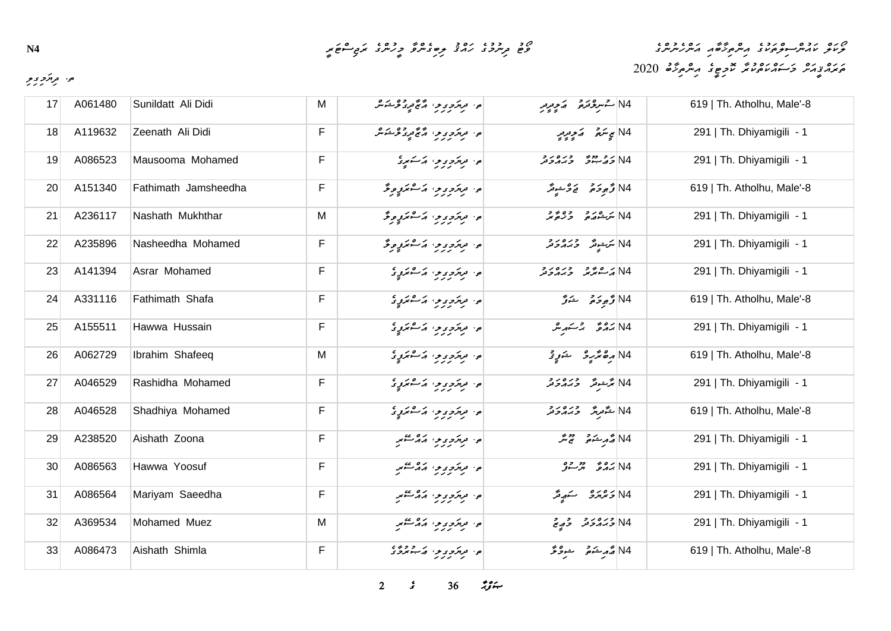ތ. ދިޔަމިގިލި

| 17 | A061480 | Sunildatt Ali Didi | M | ތ. ދިޔަމިގިލި، އާޒާދީގުލްޝަން | ސުނިލްދަތް އަލިދީދީ N4 | 619 \| Th. Atholhu, Male'-8 |
|---|---|---|---|---|---|---|
| 18 | A119632 | Zeenath Ali Didi | F | ތ. ދިޔަމިގިލި، އާޒާދީގުލްޝަން | ޒީނަތް އަލިދީދީ N4 | 291 \| Th. Dhiyamigili - 1 |
| 19 | A086523 | Mausooma Mohamed | F | ތ. ދިޔަމިގިލި، އަސަރީ | މައުސޫމާ މުޙައްމަދު N4 | 291 \| Th. Dhiyamigili - 1 |
| 20 | A151340 | Fathimath Jamsheedha | F | ތ. ދިޔަމިގިލި، އަސްރަފީވިލާ | ފާތިމަތު ޖަމްޝީދާ N4 | 619 \| Th. Atholhu, Male'-8 |
| 21 | A236117 | Nashath Mukhthar | M | ތ. ދިޔަމިގިލި، އަސްރަފީވިލާ | ނަޝްއަތު މުޚްތާރު N4 | 291 \| Th. Dhiyamigili - 1 |
| 22 | A235896 | Nasheedha Mohamed | F | ތ. ދިޔަމިގިލި، އަސްރަފީވިލާ | ނަޝީދާ މުޙައްމަދު N4 | 291 \| Th. Dhiyamigili - 1 |
| 23 | A141394 | Asrar Mohamed | F | ތ. ދިޔަމިގިލި، އަސްރަފީގެ | އަސްރާރު މުޙައްމަދު N4 | 291 \| Th. Dhiyamigili - 1 |
| 24 | A331116 | Fathimath Shafa | F | ތ. ދިޔަމިގިލި، އަސްރަފީގެ | ފާތިމަތު ޝަފާ N4 | 619 \| Th. Atholhu, Male'-8 |
| 25 | A155511 | Hawwa Hussain | F | ތ. ދިޔަމިގިލި، އަސްރަފީގެ | ހައްވާ ހުސައިން N4 | 291 \| Th. Dhiyamigili - 1 |
| 26 | A062729 | Ibrahim Shafeeq | M | ތ. ދިޔަމިގިލި، އަސްރަފީގެ | އިބްރާހީމް ޝަފީޤު N4 | 619 \| Th. Atholhu, Male'-8 |
| 27 | A046529 | Rashidha Mohamed | F | ތ. ދިޔަމިގިލި، އަސްރަފީގެ | ރާޝިދާ މުޙައްމަދު N4 | 291 \| Th. Dhiyamigili - 1 |
| 28 | A046528 | Shadhiya Mohamed | F | ތ. ދިޔަމިގިލި، އަސްރަފީގެ | ޝާދިޔާ މުޙައްމަދު N4 | 619 \| Th. Atholhu, Male'-8 |
| 29 | A238520 | Aishath Zoona | F | ތ. ދިޔަމިގިލި، އައުސަމް | އާއިޝަތު ޒޫނާ N4 | 291 \| Th. Dhiyamigili - 1 |
| 30 | A086563 | Hawwa Yoosuf | F | ތ. ދިޔަމިގިލި، އައުސަމް | ހައްވާ ޔޫސުފް N4 | 291 \| Th. Dhiyamigili - 1 |
| 31 | A086564 | Mariyam Saeedha | F | ތ. ދިޔަމިގިލި، އައުސަމް | މަރިޔަމް ސަޢީދާ N4 | 291 \| Th. Dhiyamigili - 1 |
| 32 | A369534 | Mohamed Muez | M | ތ. ދިޔަމިގިލި، އައުސަމް | މުޙައްމަދު މުޢިޒް N4 | 291 \| Th. Dhiyamigili - 1 |
| 33 | A086473 | Aishath Shimla | F | ތ. ދިޔަމިގިލި، އަސުރުމާގެ | އާއިޝަތު ޝިމްލާ N4 | 619 \| Th. Atholhu, Male'-8 |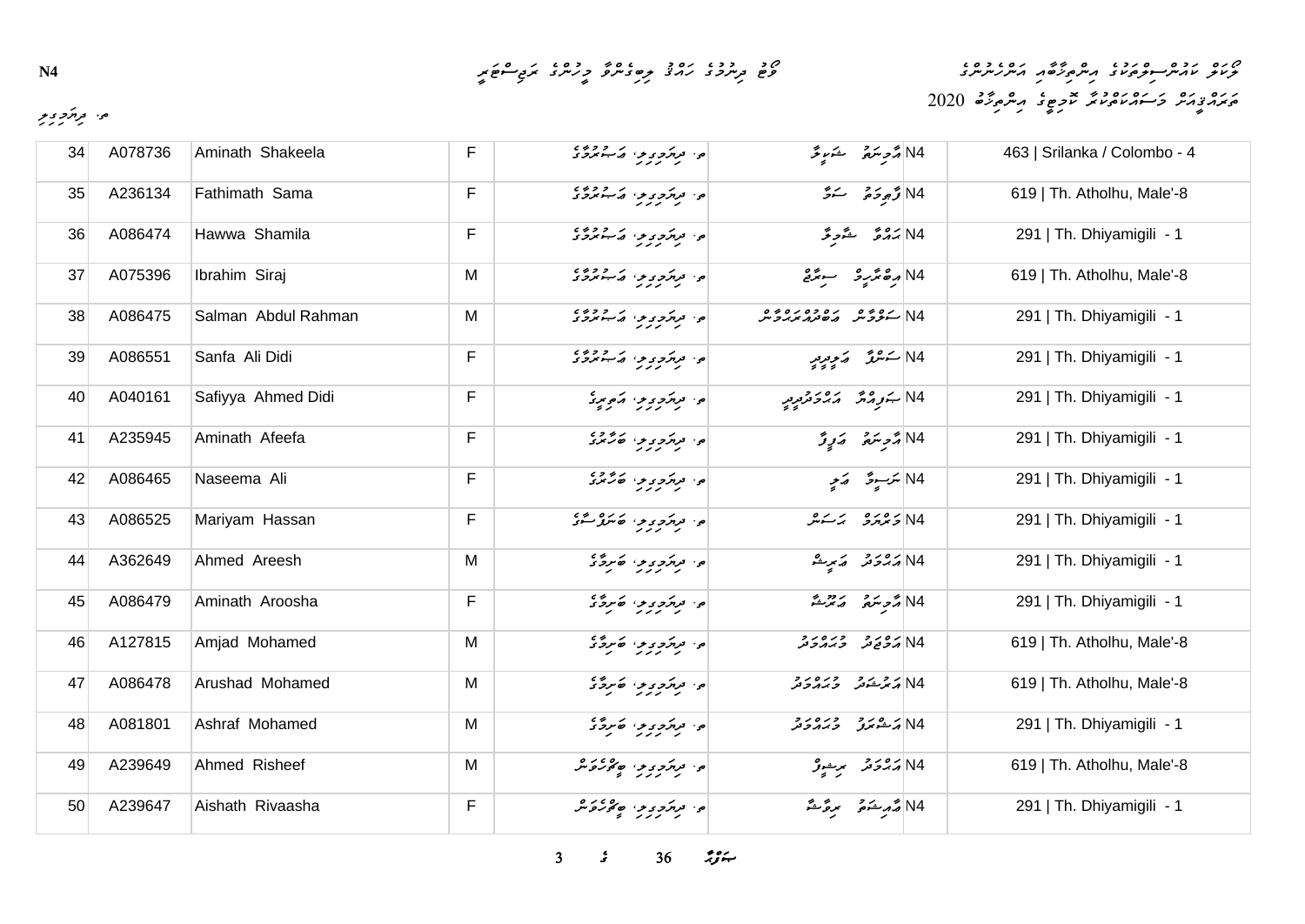ޕާލަމެންޓަރީ އިންތިޚާބު 2020 ގައި ވޯޓުލާނެ ތަނާއި ވޯޓުލާން ފޯރުކޮށްދޭ ބަދަލުވެފައިވާ ފަރާތްތަކުގެ ލިސްޓު

ތ. ދިޔަމިގިލި

| 34 | A078736 | Aminath Shakeela | F | ތ. ދިޔަމިގިލި، އަސުރުމާގެ | N4 އާމިނަތު ޝަކީލާ | 463 \| Srilanka / Colombo - 4 |
|---|---|---|---|---|---|---|
| 35 | A236134 | Fathimath Sama | F | ތ. ދިޔަމިގިލި، އަސުރުމާގެ | N4 ފާތިމަތު ސަމާ | 619 \| Th. Atholhu, Male'-8 |
| 36 | A086474 | Hawwa Shamila | F | ތ. ދިޔަމިގިލި، އަސުރުމާގެ | N4 ހައްވާ ޝާމިލާ | 291 \| Th. Dhiyamigili - 1 |
| 37 | A075396 | Ibrahim Siraj | M | ތ. ދިޔަމިގިލި، އަސުރުމާގެ | N4 އިބްރާހީމް ސިރާޖު | 619 \| Th. Atholhu, Male'-8 |
| 38 | A086475 | Salman Abdul Rahman | M | ތ. ދިޔަމިގިލި، އަސުރުމާގެ | N4 ސަލްމާން އަބްދުއްރަޙްމާން | 291 \| Th. Dhiyamigili - 1 |
| 39 | A086551 | Sanfa Ali Didi | F | ތ. ދިޔަމިގިލި، އަސުރުމާގެ | N4 ސަންފާ އަލިދީދީ | 291 \| Th. Dhiyamigili - 1 |
| 40 | A040161 | Safiyya Ahmed Didi | F | ތ. ދިޔަމިގިލި، އަލިމިރާ | N4 ސަފިއްޔާ އަޙްމަދުދީދީ | 291 \| Th. Dhiyamigili - 1 |
| 41 | A235945 | Aminath Afeefa | F | ތ. ދިޔަމިގިލި، ބަހާރު | N4 އާމިނަތު އަފީފާ | 291 \| Th. Dhiyamigili - 1 |
| 42 | A086465 | Naseema Ali | F | ތ. ދިޔަމިގިލި، ބަހާރު | N4 ނަސީމާ އަލި | 291 \| Th. Dhiyamigili - 1 |
| 43 | A086525 | Mariyam Hassan | F | ތ. ދިޔަމިގިލި، ބަނަފްސާގެ | N4 މަރިޔަމް ހަސަން | 291 \| Th. Dhiyamigili - 1 |
| 44 | A362649 | Ahmed Areesh | M | ތ. ދިޔަމިގިލި، ބަރިމާގެ | N4 އަޙްމަދު އަރީޝް | 291 \| Th. Dhiyamigili - 1 |
| 45 | A086479 | Aminath Aroosha | F | ތ. ދިޔަމިގިލި، ބަރިމާގެ | N4 އާމިނަތު އަރޫޝާ | 291 \| Th. Dhiyamigili - 1 |
| 46 | A127815 | Amjad Mohamed | M | ތ. ދިޔަމިގިލި، ބަރިމާގެ | N4 އަމްޖަދު މުޙައްމަދު | 619 \| Th. Atholhu, Male'-8 |
| 47 | A086478 | Arushad Mohamed | M | ތ. ދިޔަމިގިލި، ބަރިމާގެ | N4 އަރުޝަދު މުޙައްމަދު | 619 \| Th. Atholhu, Male'-8 |
| 48 | A081801 | Ashraf Mohamed | M | ތ. ދިޔަމިގިލި، ބަރިމާގެ | N4 އަޝްރަފް މުޙައްމަދު | 291 \| Th. Dhiyamigili - 1 |
| 49 | A239649 | Ahmed Risheef | M | ތ. ދިޔަމިގިލި، ބިލެތްވަން | N4 އަޙްމަދު ރިޝީފް | 619 \| Th. Atholhu, Male'-8 |
| 50 | A239647 | Aishath Rivaasha | F | ތ. ދިޔަމިގިލި، ބިލެތްވަން | N4 އާއިޝަތު ރިވާޝާ | 291 \| Th. Dhiyamigili - 1 |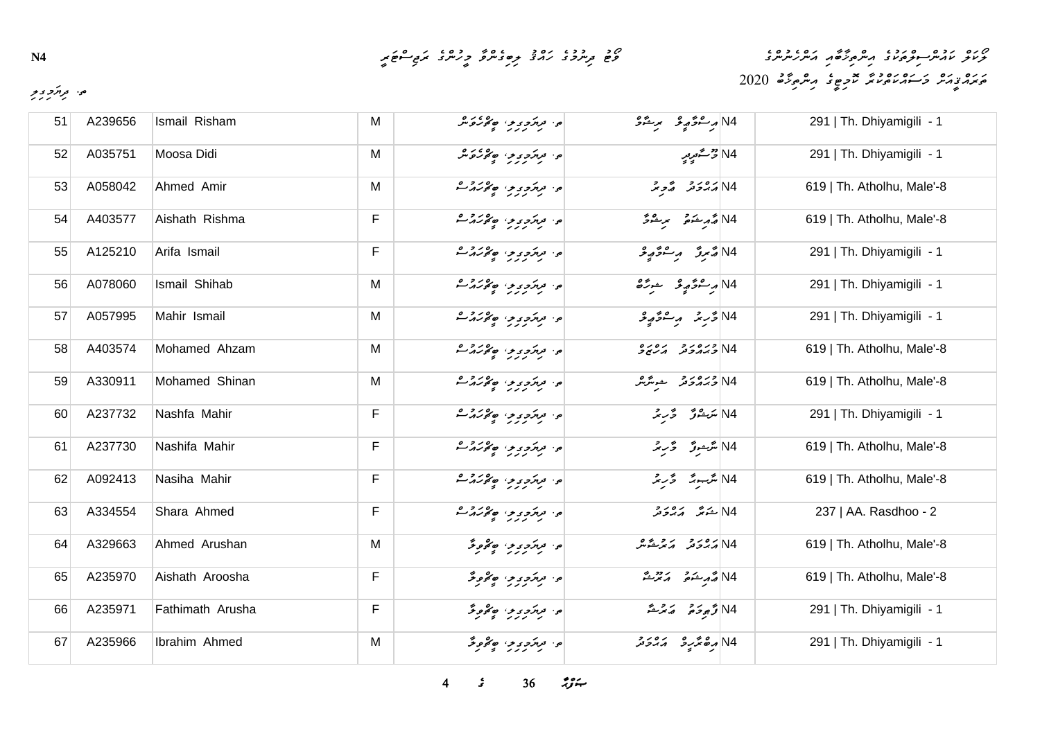ތ. ދިޔަމިގިލި

| 51 | A239656 | Ismail Risham | M | ތ. ދިޔަމިގިލި، ބީޗްވެރަން | N4 އިސްމާއީލް ރިޝާމް | 291 \| Th. Dhiyamigili - 1 |
|---|---|---|---|---|---|---|
| 52 | A035751 | Moosa Didi | M | ތ. ދިޔަމިގިލި، ބީޗްވެރަން | N4 މޫސާދީދީ | 291 \| Th. Dhiyamigili - 1 |
| 53 | A058042 | Ahmed Amir | M | ތ. ދިޔަމިގިލި، ބީޗްހައުސް | N4 އަހްމަދު އާމިރު | 619 \| Th. Atholhu, Male'-8 |
| 54 | A403577 | Aishath Rishma | F | ތ. ދިޔަމިގިލި، ބީޗްހައުސް | N4 އާއިޝަތު ރިޝްމާ | 619 \| Th. Atholhu, Male'-8 |
| 55 | A125210 | Arifa Ismail | F | ތ. ދިޔަމިގިލި، ބީޗްހައުސް | N4 އާރިފާ އިސްމާއީލް | 291 \| Th. Dhiyamigili - 1 |
| 56 | A078060 | Ismail Shihab | M | ތ. ދިޔަމިގިލި، ބީޗްހައުސް | N4 އިސްމާއީލް ޝިހާބް | 291 \| Th. Dhiyamigili - 1 |
| 57 | A057995 | Mahir Ismail | M | ތ. ދިޔަމިގިލި، ބީޗްހައުސް | N4 މާހިރު އިސްމާއީލް | 291 \| Th. Dhiyamigili - 1 |
| 58 | A403574 | Mohamed Ahzam | M | ތ. ދިޔަމިގިލި، ބީޗްހައުސް | N4 މުހައްމަދު އަހުޒަމް | 619 \| Th. Atholhu, Male'-8 |
| 59 | A330911 | Mohamed Shinan | M | ތ. ދިޔަމިގިލި، ބީޗްހައުސް | N4 މުހައްމަދު ޝިނާން | 619 \| Th. Atholhu, Male'-8 |
| 60 | A237732 | Nashfa Mahir | F | ތ. ދިޔަމިގިލި، ބީޗްހައުސް | N4 ނަޝްފާ މާހިރު | 291 \| Th. Dhiyamigili - 1 |
| 61 | A237730 | Nashifa Mahir | F | ތ. ދިޔަމިގިލި، ބީޗްހައުސް | N4 ނާޝިފާ މާހިރު | 619 \| Th. Atholhu, Male'-8 |
| 62 | A092413 | Nasiha Mahir | F | ތ. ދިޔަމިގިލި، ބީޗްހައުސް | N4 ނާސިހާ މާހިރު | 619 \| Th. Atholhu, Male'-8 |
| 63 | A334554 | Shara Ahmed | F | ތ. ދިޔަމިގިލި، ބީޗްހައުސް | N4 ޝަރާ އަހްމަދު | 237 \| AA. Rasdhoo - 2 |
| 64 | A329663 | Ahmed Arushan | M | ތ. ދިޔަމިގިލި، ބީޗްވިލާ | N4 އަހްމަދު އަރުޝަން | 619 \| Th. Atholhu, Male'-8 |
| 65 | A235970 | Aishath Aroosha | F | ތ. ދިޔަމިގިލި، ބީޗްވިލާ | N4 އާއިޝަތު އަރޫޝާ | 619 \| Th. Atholhu, Male'-8 |
| 66 | A235971 | Fathimath Arusha | F | ތ. ދިޔަމިގިލި، ބީޗްވިލާ | N4 ފާތިމަތު އަރުޝާ | 291 \| Th. Dhiyamigili - 1 |
| 67 | A235966 | Ibrahim Ahmed | M | ތ. ދިޔަމިގިލި، ބީޗްވިލާ | N4 އިބްރާހީމް އަހްމަދު | 291 \| Th. Dhiyamigili - 1 |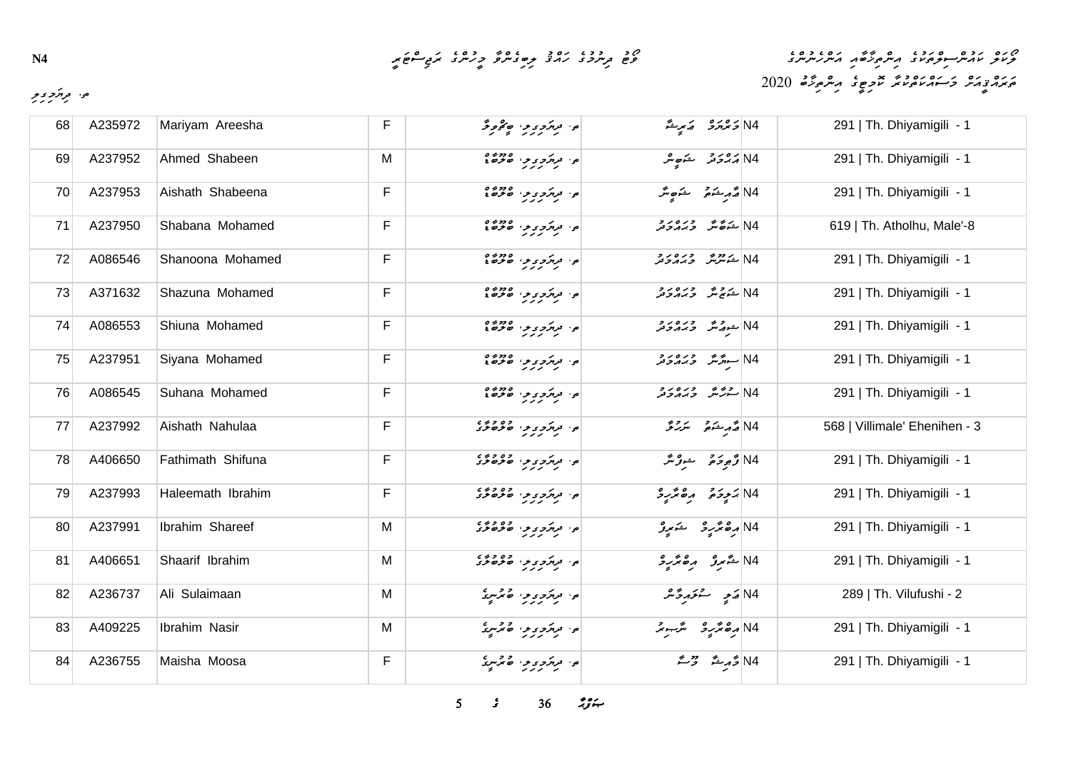ތ. ދިޔަމިގިލި

| 68 | A235972 | Mariyam Areesha | F | ތ. ދިޔަމިގިލި، ޗެރީވިލާ | N4 މަރިޔަމް އަރީޝާ | 291 \| Th. Dhiyamigili - 1 |
|---|---|---|---|---|---|---|
| 69 | A237952 | Ahmed Shabeen | M | ތ. ދިޔަމިގިލި، ބޮޑުގެ | N4 އަހުމަދު ޝަބީން | 291 \| Th. Dhiyamigili - 1 |
| 70 | A237953 | Aishath Shabeena | F | ތ. ދިޔަމިގިލި، ބޮޑުގެ | N4 އާއިޝަތު ޝަބީނާ | 291 \| Th. Dhiyamigili - 1 |
| 71 | A237950 | Shabana Mohamed | F | ތ. ދިޔަމިގިލި، ބޮޑުގެ | N4 ޝަބާނާ މުޙައްމަދު | 619 \| Th. Atholhu, Male'-8 |
| 72 | A086546 | Shanoona Mohamed | F | ތ. ދިޔަމިގިލި، ބޮޑުގެ | N4 ޝަނޫނާ މުޙައްމަދު | 291 \| Th. Dhiyamigili - 1 |
| 73 | A371632 | Shazuna Mohamed | F | ތ. ދިޔަމިގިލި، ބޮޑުގެ | N4 ޝަޒުނާ މުޙައްމަދު | 291 \| Th. Dhiyamigili - 1 |
| 74 | A086553 | Shiuna Mohamed | F | ތ. ދިޔަމިގިލި، ބޮޑުގެ | N4 ޝިއުނާ މުޙައްމަދު | 291 \| Th. Dhiyamigili - 1 |
| 75 | A237951 | Siyana Mohamed | F | ތ. ދިޔަމިގިލި، ބޮޑުގެ | N4 ސިޔާނާ މުޙައްމަދު | 291 \| Th. Dhiyamigili - 1 |
| 76 | A086545 | Suhana Mohamed | F | ތ. ދިޔަމިގިލި، ބޮޑުގެ | N4 ސުހާނާ މުޙައްމަދު | 291 \| Th. Dhiyamigili - 1 |
| 77 | A237992 | Aishath Nahulaa | F | ތ. ދިޔަމިގިލި، ބޮޑުބަގީޗާ | N4 އާއިޝަތު ނަހުލާ | 568 \| Villimale' Ehenihen - 3 |
| 78 | A406650 | Fathimath Shifuna | F | ތ. ދިޔަމިގިލި، ބޮޑުބަގީޗާ | N4 ފާތިމަތު ޝިފޫނާ | 291 \| Th. Dhiyamigili - 1 |
| 79 | A237993 | Haleemath Ibrahim | F | ތ. ދިޔަމިގިލި، ބޮޑުބަގީޗާ | N4 ހަލީމަތު އިބްރާހީމް | 291 \| Th. Dhiyamigili - 1 |
| 80 | A237991 | Ibrahim Shareef | M | ތ. ދިޔަމިގިލި، ބޮޑުބަގީޗާ | N4 އިބްރާހީމް ޝަރީފު | 291 \| Th. Dhiyamigili - 1 |
| 81 | A406651 | Shaarif Ibrahim | M | ތ. ދިޔަމިގިލި، ބޮޑުބަގީޗާ | N4 ޝާރިފު އިބްރާހީމް | 291 \| Th. Dhiyamigili - 1 |
| 82 | A236737 | Ali Sulaimaan | M | ތ. ދިޔަމިގިލި، ބޯދަނިގެ | N4 އަލި ސުލައިމާން | 289 \| Th. Vilufushi - 2 |
| 83 | A409225 | Ibrahim Nasir | M | ތ. ދިޔަމިގިލި، ބޯދަނިގެ | N4 އިބްރާހީމް ނާސިރު | 291 \| Th. Dhiyamigili - 1 |
| 84 | A236755 | Maisha Moosa | F | ތ. ދިޔަމިގިލި، ބޯދަނިގެ | N4 މާއިޝާ މޫސާ | 291 \| Th. Dhiyamigili - 1 |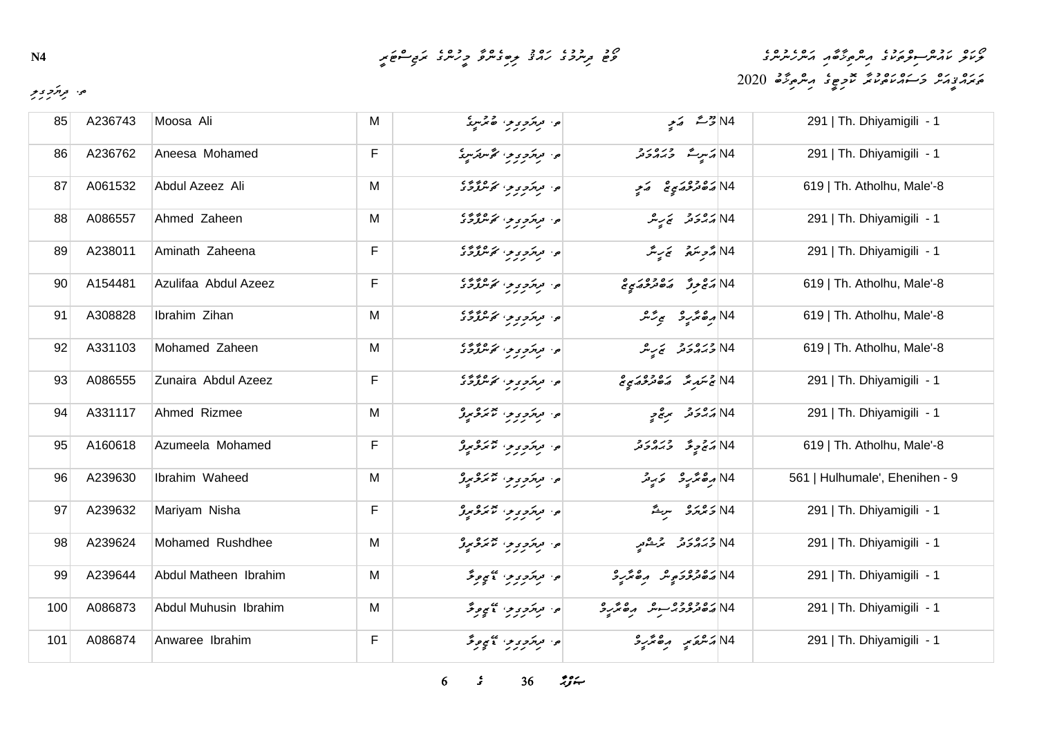| 85 | A236743 | Moosa Ali | M | ތ. ދިޔަމިގިލި، ބޮޑުނިދާ | N4 | 291 \| Th. Dhiyamigili - 1 |
|---|---|---|---|---|---|---|
| 86 | A236762 | Aneesa Mohamed | F | ތ. ދިޔަމިގިލި، ގޯސްދޮރުނިދާ | N4 | 291 \| Th. Dhiyamigili - 1 |
| 87 | A061532 | Abdul Azeez Ali | M | ތ. ދިޔަމިގިލި، ކަންފާމާގެ | N4 | 619 \| Th. Atholhu, Male'-8 |
| 88 | A086557 | Ahmed Zaheen | M | ތ. ދިޔަމިގިލި، ކަންފާމާގެ | N4 | 291 \| Th. Dhiyamigili - 1 |
| 89 | A238011 | Aminath Zaheena | F | ތ. ދިޔަމިގިލި، ކަންފާމާގެ | N4 | 291 \| Th. Dhiyamigili - 1 |
| 90 | A154481 | Azulifaa Abdul Azeez | F | ތ. ދިޔަމިގިލި، ކަންފާމާގެ | N4 | 619 \| Th. Atholhu, Male'-8 |
| 91 | A308828 | Ibrahim Zihan | M | ތ. ދިޔަމިގިލި، ކަންފާމާގެ | N4 | 619 \| Th. Atholhu, Male'-8 |
| 92 | A331103 | Mohamed Zaheen | M | ތ. ދިޔަމިގިލި، ކަންފާމާގެ | N4 | 619 \| Th. Atholhu, Male'-8 |
| 93 | A086555 | Zunaira Abdul Azeez | F | ތ. ދިޔަމިގިލި، ކަންފާމާގެ | N4 | 291 \| Th. Dhiyamigili - 1 |
| 94 | A331117 | Ahmed Rizmee | M | ތ. ދިޔަމިގިލި، ކޮރަލްރިވް | N4 | 291 \| Th. Dhiyamigili - 1 |
| 95 | A160618 | Azumeela Mohamed | F | ތ. ދިޔަމިގިލި، ކޮރަލްރިވް | N4 | 619 \| Th. Atholhu, Male'-8 |
| 96 | A239630 | Ibrahim Waheed | M | ތ. ދިޔަމިގިލި، ކޮރަލްރިވް | N4 | 561 \| Hulhumale', Ehenihen - 9 |
| 97 | A239632 | Mariyam Nisha | F | ތ. ދިޔަމިގިލި، ކޮރަލްރިވް | N4 | 291 \| Th. Dhiyamigili - 1 |
| 98 | A239624 | Mohamed Rushdhee | M | ތ. ދިޔަމިގިލި، ކޮރަލްރިވް | N4 | 291 \| Th. Dhiyamigili - 1 |
| 99 | A239644 | Abdul Matheen Ibrahim | M | ތ. ދިޔަމިގިލި، ކޮޕީވިލާ | N4 | 291 \| Th. Dhiyamigili - 1 |
| 100 | A086873 | Abdul Muhusin Ibrahim | M | ތ. ދިޔަމިގިލި، ކޮޕީވިލާ | N4 | 291 \| Th. Dhiyamigili - 1 |
| 101 | A086874 | Anwaree Ibrahim | F | ތ. ދިޔަމިގިލި، ކޮޕީވިލާ | N4 | 291 \| Th. Dhiyamigili - 1 |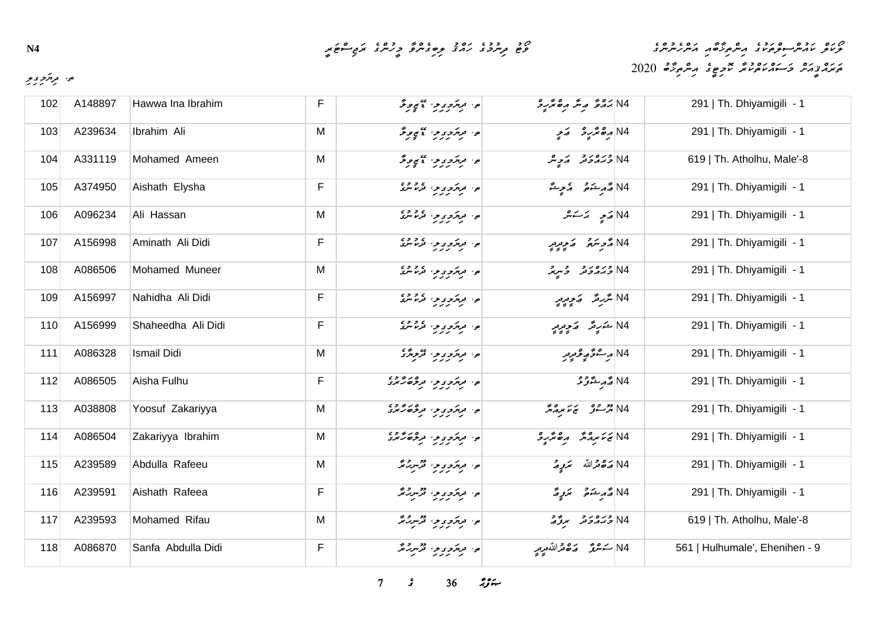ޖ. ދިޔަމިގިލި

| 102 | A148897 | Hawwa Ina Ibrahim | F | ތ. ދިޔަމިގިލި، ޑޮލްފިން | N4 ހައްވާ އިނާ އިބްރާހީމް | 291 \| Th. Dhiyamigili - 1 |
|---|---|---|---|---|---|---|
| 103 | A239634 | Ibrahim Ali | M | ތ. ދިޔަމިގިލި، ޑޮލްފިން | N4 އިބްރާހީމް ޢަލީ | 291 \| Th. Dhiyamigili - 1 |
| 104 | A331119 | Mohamed Ameen | M | ތ. ދިޔަމިގިލި، ޑޮލްފިން | N4 މުޙައްމަދު އަމީން | 619 \| Th. Atholhu, Male'-8 |
| 105 | A374950 | Aishath Elysha | F | ތ. ދިޔަމިގިލި، ދޫނިގެ | N4 އާއިޝަތު އެލީޝާ | 291 \| Th. Dhiyamigili - 1 |
| 106 | A096234 | Ali Hassan | M | ތ. ދިޔަމިގިލި، ދޫނިގެ | N4 ޢަލީ ޙަސަން | 291 \| Th. Dhiyamigili - 1 |
| 107 | A156998 | Aminath Ali Didi | F | ތ. ދިޔަމިގިލި، ދޫނިގެ | N4 އާމިނަތު ޢަލީދީދީ | 291 \| Th. Dhiyamigili - 1 |
| 108 | A086506 | Mohamed Muneer | M | ތ. ދިޔަމިގިލި، ދޫނިގެ | N4 މުޙައްމަދު މުނީރު | 291 \| Th. Dhiyamigili - 1 |
| 109 | A156997 | Nahidha Ali Didi | F | ތ. ދިޔަމިގިލި، ދޫނިގެ | N4 ނާހިދާ ޢަލީދީދީ | 291 \| Th. Dhiyamigili - 1 |
| 110 | A156999 | Shaheedha Ali Didi | F | ތ. ދިޔަމިގިލި، ދޫނިގެ | N4 ޝަހީދާ ޢަލީދީދީ | 291 \| Th. Dhiyamigili - 1 |
| 111 | A086328 | Ismail Didi | M | ތ. ދިޔަމިގިލި، ދޫވިލާގެ | N4 އިސްމާޢީލްދީދީ | 291 \| Th. Dhiyamigili - 1 |
| 112 | A086505 | Aisha Fulhu | F | ތ. ދިޔަމިގިލި، ދިލްބަހާރުގެ | N4 އާއިޝާފުޅު | 291 \| Th. Dhiyamigili - 1 |
| 113 | A038808 | Yoosuf Zakariyya | M | ތ. ދިޔަމިގިލި، ދިލްބަހާރުގެ | N4 ޔޫސުފު ޒަކަރިއްޔާ | 291 \| Th. Dhiyamigili - 1 |
| 114 | A086504 | Zakariyya Ibrahim | M | ތ. ދިޔަމިގިލި، ދިލްބަހާރުގެ | N4 ޒަކަރިއްޔާ އިބްރާހީމް | 291 \| Th. Dhiyamigili - 1 |
| 115 | A239589 | Abdulla Rafeeu | M | ތ. ދިޔަމިގިލި، ދޫސިރީނާ | N4 އަބްދުﷲ ރަފީޢު | 291 \| Th. Dhiyamigili - 1 |
| 116 | A239591 | Aishath Rafeea | F | ތ. ދިޔަމިގިލި، ދޫސިރީނާ | N4 އާއިޝަތު ރަފީޢާ | 291 \| Th. Dhiyamigili - 1 |
| 117 | A239593 | Mohamed Rifau | M | ތ. ދިޔަމިގިލި، ދޫސިރީނާ | N4 މުޙައްމަދު ރިފާއު | 619 \| Th. Atholhu, Male'-8 |
| 118 | A086870 | Sanfa Abdulla Didi | F | ތ. ދިޔަމިގިލި، ދޫސިރީނާ | N4 ސަންފާ އަބްދުﷲދީދީ | 561 \| Hulhumale', Ehenihen - 9 |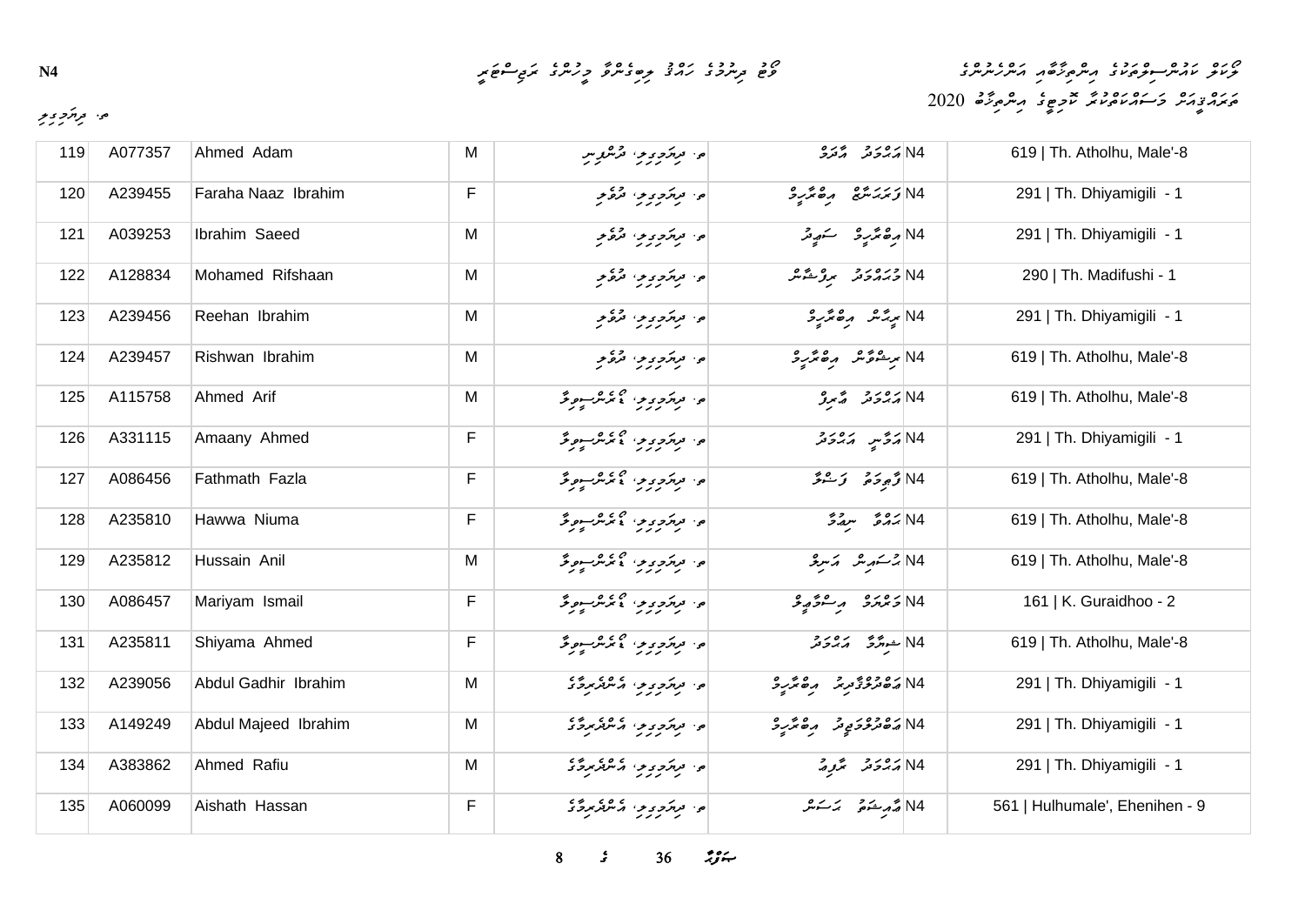ތ. ދިޔަމިގިލި

| 119 | A077357 | Ahmed Adam | M | ތ. ދިޔަމިގިލި، ދޮންވިނަ | N4 އަޙްމަދު އާދަމް | 619 \| Th. Atholhu, Male'-8 |
|---|---|---|---|---|---|---|
| 120 | A239455 | Faraha Naaz Ibrahim | F | ތ. ދިޔަމިގިލި، ދޫވެލި | N4 ފަރަޙަނާޒް އިބްރާހީމް | 291 \| Th. Dhiyamigili - 1 |
| 121 | A039253 | Ibrahim Saeed | M | ތ. ދިޔަމިގިލި، ދޫވެލި | N4 އިބްރާހީމް ސަޢީދު | 291 \| Th. Dhiyamigili - 1 |
| 122 | A128834 | Mohamed Rifshaan | M | ތ. ދިޔަމިގިލި، ދޫވެލި | N4 މުޙައްމަދު ރިފްޝާން | 290 \| Th. Madifushi - 1 |
| 123 | A239456 | Reehan Ibrahim | M | ތ. ދިޔަމިގިލި، ދޫވެލި | N4 ރީހާން އިބްރާހީމް | 291 \| Th. Dhiyamigili - 1 |
| 124 | A239457 | Rishwan Ibrahim | M | ތ. ދިޔަމިގިލި، ދޫވެލި | N4 ރިޝްވާން އިބްރާހީމް | 619 \| Th. Atholhu, Male'-8 |
| 125 | A115758 | Ahmed Arif | M | ތ. ދިޔަމިގިލި، ގުލްޝަންވިލާ | N4 އަޙްމަދު އާރިފް | 619 \| Th. Atholhu, Male'-8 |
| 126 | A331115 | Amaany Ahmed | F | ތ. ދިޔަމިގިލި، ގުލްޝަންވިލާ | N4 އަމާނީ އަޙްމަދު | 291 \| Th. Dhiyamigili - 1 |
| 127 | A086456 | Fathmath Fazla | F | ތ. ދިޔަމިގިލި، ގުލްޝަންވިލާ | N4 ފާތިމަތު ފަޟްލާ | 619 \| Th. Atholhu, Male'-8 |
| 128 | A235810 | Hawwa Niuma | F | ތ. ދިޔަމިގިލި، ގުލްޝަންވިލާ | N4 ހައްވާ ނިޢުމާ | 619 \| Th. Atholhu, Male'-8 |
| 129 | A235812 | Hussain Anil | M | ތ. ދިޔަމިގިލި، ގުލްޝަންވިލާ | N4 ހުސައިން އަނިލް | 619 \| Th. Atholhu, Male'-8 |
| 130 | A086457 | Mariyam Ismail | F | ތ. ދިޔަމިގިލި، ގުލްޝަންވިލާ | N4 މަރިޔަމް އިސްމާޢީލް | 161 \| K. Guraidhoo - 2 |
| 131 | A235811 | Shiyama Ahmed | F | ތ. ދިޔަމިގިލި، ގުލްޝަންވިލާ | N4 ޝިޔާމާ އަޙްމަދު | 619 \| Th. Atholhu, Male'-8 |
| 132 | A239056 | Abdul Gadhir Ibrahim | M | ތ. ދިޔަމިގިލި، އަންދެލިމާގެ | N4 އަބްދުލްޤާދިރު އިބްރާހީމް | 291 \| Th. Dhiyamigili - 1 |
| 133 | A149249 | Abdul Majeed Ibrahim | M | ތ. ދިޔަމިގިލި، އަންދެލިމާގެ | N4 އަބްދުލްމަޖީދު އިބްރާހީމް | 291 \| Th. Dhiyamigili - 1 |
| 134 | A383862 | Ahmed Rafiu | M | ތ. ދިޔަމިގިލި، އަންދެލިމާގެ | N4 އަޙްމަދު ރާފިޢު | 291 \| Th. Dhiyamigili - 1 |
| 135 | A060099 | Aishath Hassan | F | ތ. ދިޔަމިގިލި، އަންދެލިމާގެ | N4 އާއިޝަތު ހަސަން | 561 \| Hulhumale', Ehenihen - 9 |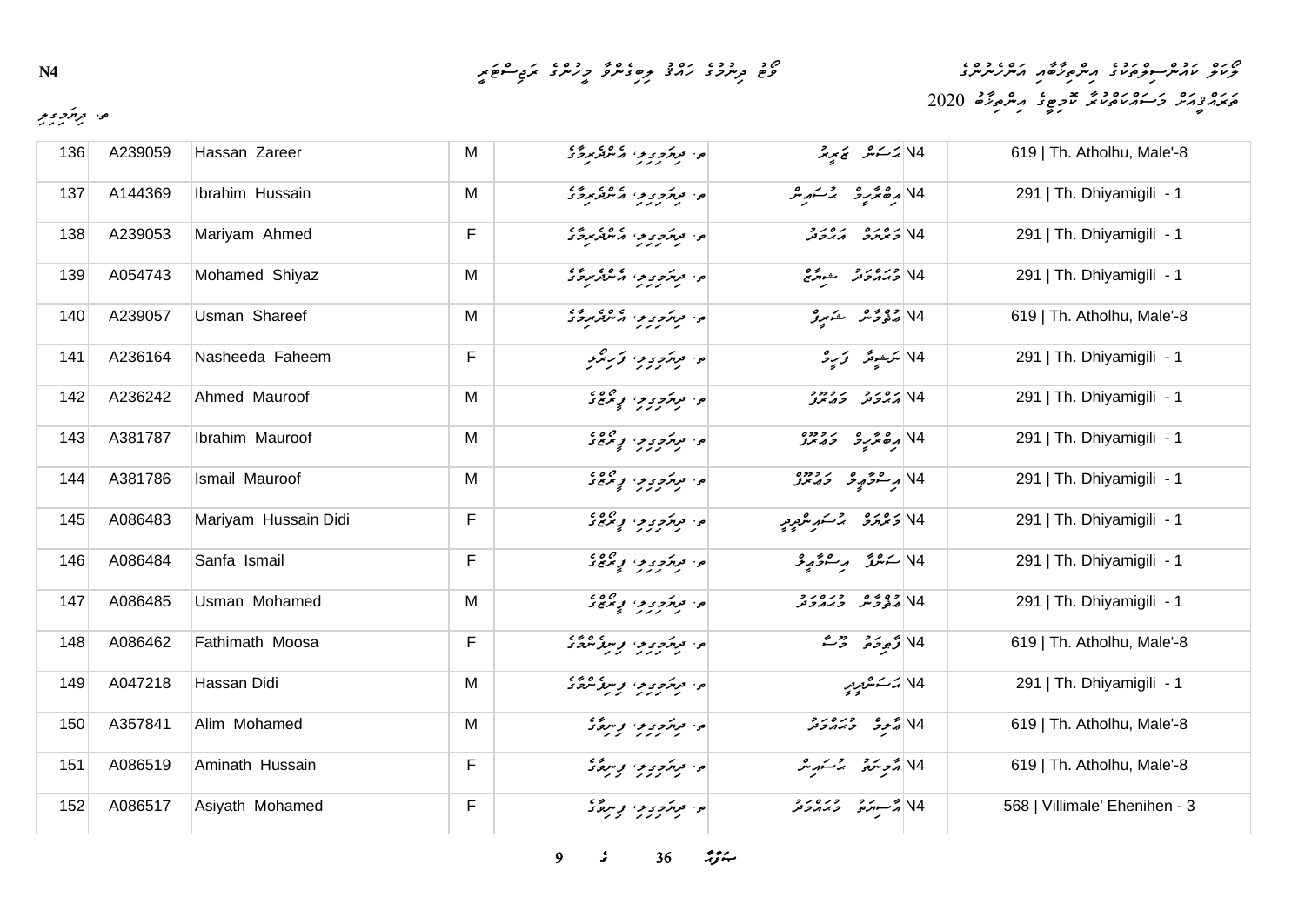| 136 | A239059 | Hassan Zareer | M | ތ. ދިޔަމިގިލި، އަންދެރިމާގެ | N4 ހަސަން ޒަރީރު | 619 \| Th. Atholhu, Male'-8 |
|---|---|---|---|---|---|---|
| 137 | A144369 | Ibrahim Hussain | M | ތ. ދިޔަމިގިލި، އަންދެރިމާގެ | N4 އިބްރާހީމް ހުސައިން | 291 \| Th. Dhiyamigili - 1 |
| 138 | A239053 | Mariyam Ahmed | F | ތ. ދިޔަމިގިލި، އަންދެރިމާގެ | N4 މަރިޔަމް އަހުމަދު | 291 \| Th. Dhiyamigili - 1 |
| 139 | A054743 | Mohamed Shiyaz | M | ތ. ދިޔަމިގިލި، އަންދެރިމާގެ | N4 މުހައްމަދު ޝިޔާޒް | 291 \| Th. Dhiyamigili - 1 |
| 140 | A239057 | Usman Shareef | M | ތ. ދިޔަމިގިލި، އަންދެރިމާގެ | N4 އުސްމާން ޝަރީފް | 619 \| Th. Atholhu, Male'-8 |
| 141 | A236164 | Nasheeda Faheem | F | ތ. ދިޔަމިގިލި، ފަރުދާ | N4 ނަޝީދާ ފަހީމް | 291 \| Th. Dhiyamigili - 1 |
| 142 | A236242 | Ahmed Mauroof | M | ތ. ދިޔަމިގިލި، ފިރުޒީގެ | N4 އަހުމަދު މައުރޫފް | 291 \| Th. Dhiyamigili - 1 |
| 143 | A381787 | Ibrahim Mauroof | M | ތ. ދިޔަމިގިލި، ފިރުޒީގެ | N4 އިބްރާހީމް މައުރޫފް | 291 \| Th. Dhiyamigili - 1 |
| 144 | A381786 | Ismail Mauroof | M | ތ. ދިޔަމިގިލި، ފިރުޒީގެ | N4 އިސްމާއީލް މައުރޫފް | 291 \| Th. Dhiyamigili - 1 |
| 145 | A086483 | Mariyam Hussain Didi | F | ތ. ދިޔަމިގިލި، ފިރުޒީގެ | N4 މަރިޔަމް ހުސައިންދީދީ | 291 \| Th. Dhiyamigili - 1 |
| 146 | A086484 | Sanfa Ismail | F | ތ. ދިޔަމިގިލި، ފިރުޒީގެ | N4 ސަންފާ އިސްމާއީލް | 291 \| Th. Dhiyamigili - 1 |
| 147 | A086485 | Usman Mohamed | M | ތ. ދިޔަމިގިލި، ފިރުޒީގެ | N4 އުސްމާން މުހައްމަދު | 291 \| Th. Dhiyamigili - 1 |
| 148 | A086462 | Fathimath Moosa | F | ތ. ދިޔަމިގިލި، ވިނަވާނާގެ | N4 ފާތިމަތު މޫސާ | 619 \| Th. Atholhu, Male'-8 |
| 149 | A047218 | Hassan Didi | M | ތ. ދިޔަމިގިލި، ވިނަވާނާގެ | N4 ހަސަންދީދީ | 291 \| Th. Dhiyamigili - 1 |
| 150 | A357841 | Alim Mohamed | M | ތ. ދިޔަމިގިލި، ވިނާގެ | N4 އާލިމް މުހައްމަދު | 619 \| Th. Atholhu, Male'-8 |
| 151 | A086519 | Aminath Hussain | F | ތ. ދިޔަމިގިލި، ވިނާގެ | N4 އާމިނަތު ހުސައިން | 619 \| Th. Atholhu, Male'-8 |
| 152 | A086517 | Asiyath Mohamed | F | ތ. ދިޔަމިގިލި، ވިނާގެ | N4 އާސިޔަތު މުހައްމަދު | 568 \| Villimale' Ehenihen - 3 |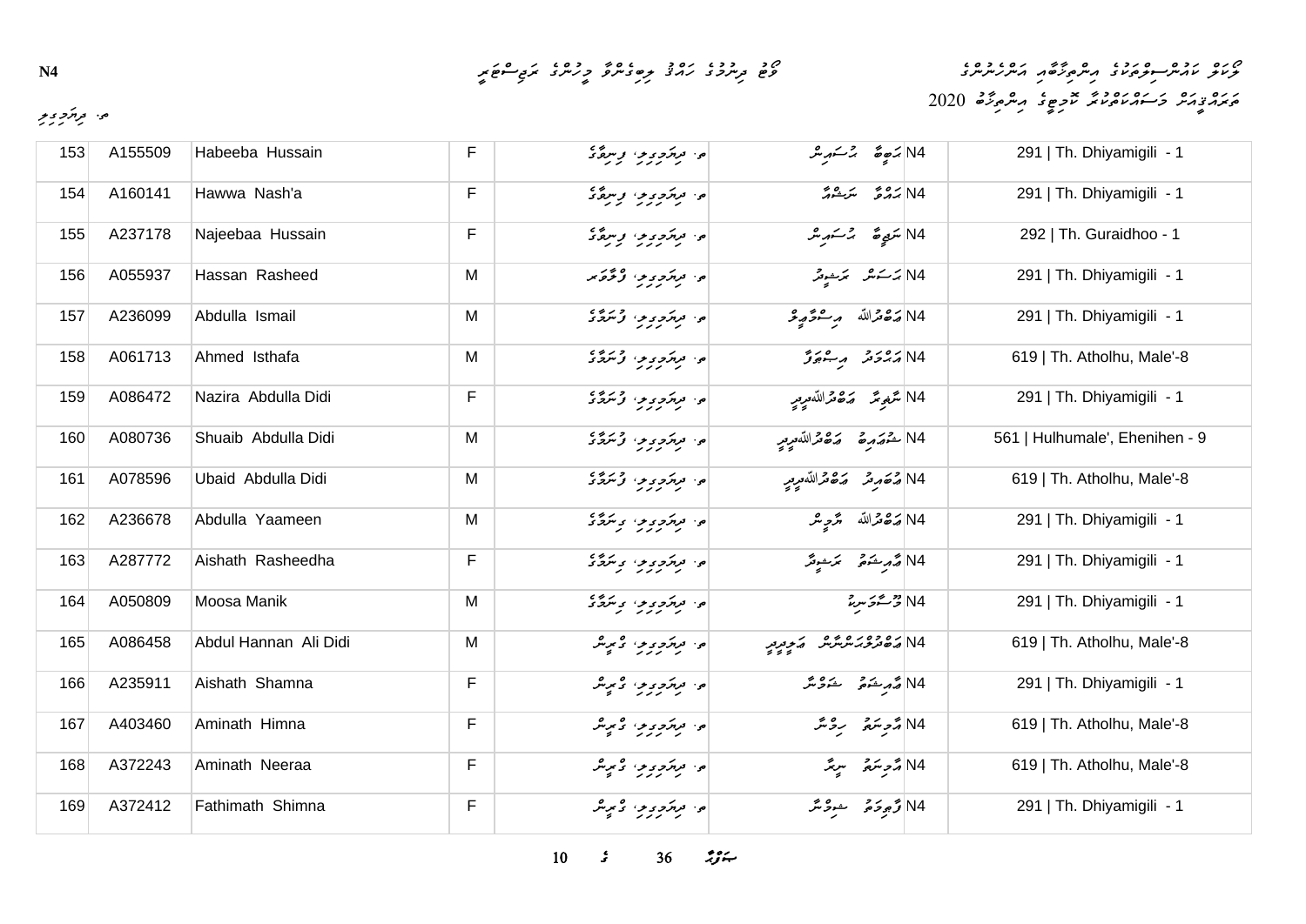| 153 | A155509 | Habeeba Hussain | F | ތ. ދިޔަމިގިލި، ފިނިވާގެ | N4 ހަބީބާ ހުސައިން | 291 \| Th. Dhiyamigili - 1 |
|---|---|---|---|---|---|---|
| 154 | A160141 | Hawwa Nash'a | F | ތ. ދިޔަމިގިލި، ފިނިވާގެ | N4 ހައްވާ ނަޝްއާ | 291 \| Th. Dhiyamigili - 1 |
| 155 | A237178 | Najeebaa Hussain | F | ތ. ދިޔަމިގިލި، ފިނިވާގެ | N4 ނަޖީބާ ހުސައިން | 292 \| Th. Guraidhoo - 1 |
| 156 | A055937 | Hassan Rasheed | M | ތ. ދިޔަމިގިލި، ފެހިވިލާ | N4 ހަސަން ރަޝީދު | 291 \| Th. Dhiyamigili - 1 |
| 157 | A236099 | Abdulla Ismail | M | ތ. ދިޔަމިގިލި، ފެނަމާގެ | N4 އަބްދުﷲ އިސްމާޢީލް | 291 \| Th. Dhiyamigili - 1 |
| 158 | A061713 | Ahmed Isthafa | M | ތ. ދިޔަމިގިލި، ފެނަމާގެ | N4 އަހްމަދު އިސްތަފާ | 619 \| Th. Atholhu, Male'-8 |
| 159 | A086472 | Nazira Abdulla Didi | F | ތ. ދިޔަމިގިލި، ފެނަމާގެ | N4 ނާޒިރާ އަބްދުﷲދީދީ | 291 \| Th. Dhiyamigili - 1 |
| 160 | A080736 | Shuaib Abdulla Didi | M | ތ. ދިޔަމިގިލި، ފެނަމާގެ | N4 ޝުޢައިބު އަބްދުﷲދީދީ | 561 \| Hulhumale', Ehenihen - 9 |
| 161 | A078596 | Ubaid Abdulla Didi | M | ތ. ދިޔަމިގިލި، ފެނަމާގެ | N4 އުބައިދު އަބްދުﷲދީދީ | 619 \| Th. Atholhu, Male'-8 |
| 162 | A236678 | Abdulla Yaameen | M | ތ. ދިޔަމިގިލި، ގިނަމާގެ | N4 އަބްދުﷲ ޔާމީން | 291 \| Th. Dhiyamigili - 1 |
| 163 | A287772 | Aishath Rasheedha | F | ތ. ދިޔަމިގިލި، ގިނަމާގެ | N4 އާއިޝަތު ރަޝީދާ | 291 \| Th. Dhiyamigili - 1 |
| 164 | A050809 | Moosa Manik | M | ތ. ދިޔަމިގިލި، ގިނަމާގެ | N4 މޫސާމަނިކު | 291 \| Th. Dhiyamigili - 1 |
| 165 | A086458 | Abdul Hannan Ali Didi | M | ތ. ދިޔަމިގިލި، ގުލިސް | N4 އަބްދުލްހަންނާން އަލިދީދީ | 619 \| Th. Atholhu, Male'-8 |
| 166 | A235911 | Aishath Shamna | F | ތ. ދިޔަމިގިލި، ގުލިސް | N4 އާއިޝަތު ޝަމްނާ | 291 \| Th. Dhiyamigili - 1 |
| 167 | A403460 | Aminath Himna | F | ތ. ދިޔަމިގިލި، ގުލިސް | N4 އާމިނަތު ހިމްނާ | 619 \| Th. Atholhu, Male'-8 |
| 168 | A372243 | Aminath Neeraa | F | ތ. ދިޔަމިގިލި، ގުލިސް | N4 އާމިނަތު ނީރާ | 619 \| Th. Atholhu, Male'-8 |
| 169 | A372412 | Fathimath Shimna | F | ތ. ދިޔަމިގިލި، ގުލިސް | N4 ފާތިމަތު ޝިމްނާ | 291 \| Th. Dhiyamigili - 1 |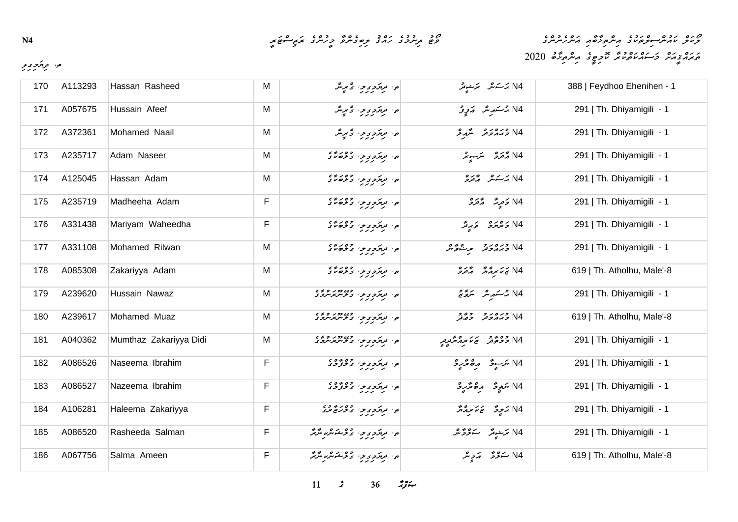| 170 | A113293 | Hassan Rasheed | M | ތ. ދިޔަމިގިލި، ގުލިނާ | N4 ހަސަން ރަޝީދު | 388 \| Feydhoo Ehenihen - 1 |
|---|---|---|---|---|---|---|
| 171 | A057675 | Hussain Afeef | M | ތ. ދިޔަމިގިލި، ގުލިނާ | N4 ހުސައިން އަފީފު | 291 \| Th. Dhiyamigili - 1 |
| 172 | A372361 | Mohamed Naail | M | ތ. ދިޔަމިގިލި، ގުލިނާ | N4 މުހައްމަދު ނާއިލު | 291 \| Th. Dhiyamigili - 1 |
| 173 | A235717 | Adam Naseer | M | ތ. ދިޔަމިގިލި، ގުލްބަހާރު | N4 އާދަމް ނަސީރު | 291 \| Th. Dhiyamigili - 1 |
| 174 | A125045 | Hassan Adam | M | ތ. ދިޔަމިގިލި، ގުލްބަހާރު | N4 ހަސަން އާދަމް | 291 \| Th. Dhiyamigili - 1 |
| 175 | A235719 | Madheeha Adam | F | ތ. ދިޔަމިގިލި، ގުލްބަހާރު | N4 މަދީހާ އާދަމް | 291 \| Th. Dhiyamigili - 1 |
| 176 | A331438 | Mariyam Waheedha | F | ތ. ދިޔަމިގިލި، ގުލްބަހާރު | N4 މަރިޔަމް ވަހީދާ | 291 \| Th. Dhiyamigili - 1 |
| 177 | A331108 | Mohamed Rilwan | M | ތ. ދިޔަމިގިލި، ގުލްބަހާރު | N4 މުހައްމަދު ރިލްވާން | 291 \| Th. Dhiyamigili - 1 |
| 178 | A085308 | Zakariyya Adam | M | ތ. ދިޔަމިގިލި، ގުލްބަހާރު | N4 ޒަކަރިއްޔާ އާދަމް | 619 \| Th. Atholhu, Male'-8 |
| 179 | A239620 | Hussain Nawaz | M | ތ. ދިޔަމިގިލި، ގުލްސޮސަންގެ | N4 ހުސައިން ނަވާޒު | 291 \| Th. Dhiyamigili - 1 |
| 180 | A239617 | Mohamed Muaz | M | ތ. ދިޔަމިގިލި، ގުލްސޮސަންގެ | N4 މުހައްމަދު މުއާޒު | 619 \| Th. Atholhu, Male'-8 |
| 181 | A040362 | Mumthaz Zakariyya Didi | M | ތ. ދިޔަމިގިލި، ގުލްސޮސަންގެ | N4 މުމްތާޒު ޒަކަރިއްޔާދީދީ | 291 \| Th. Dhiyamigili - 1 |
| 182 | A086526 | Naseema Ibrahim | F | ތ. ދިޔަމިގިލި، ގުލްފާގެ | N4 ނަސީމާ އިބްރާހީމް | 291 \| Th. Dhiyamigili - 1 |
| 183 | A086527 | Nazeema Ibrahim | F | ތ. ދިޔަމިގިލި، ގުލްފާގެ | N4 ނަޒީމާ އިބްރާހީމް | 291 \| Th. Dhiyamigili - 1 |
| 184 | A106281 | Haleema Zakariyya | F | ތ. ދިޔަމިގިލި، ގުލްޒަރީ | N4 ހަލީމާ ޒަކަރިއްޔާ | 291 \| Th. Dhiyamigili - 1 |
| 185 | A086520 | Rasheeda Salman | F | ތ. ދިޔަމިގިލި، ގުލްޝަންރިނާ | N4 ރަޝީދާ ސަލްމާން | 291 \| Th. Dhiyamigili - 1 |
| 186 | A067756 | Salma Ameen | F | ތ. ދިޔަމިގިލި، ގުލްޝަންރިނާ | N4 ސަލްމާ އަމީން | 619 \| Th. Atholhu, Male'-8 |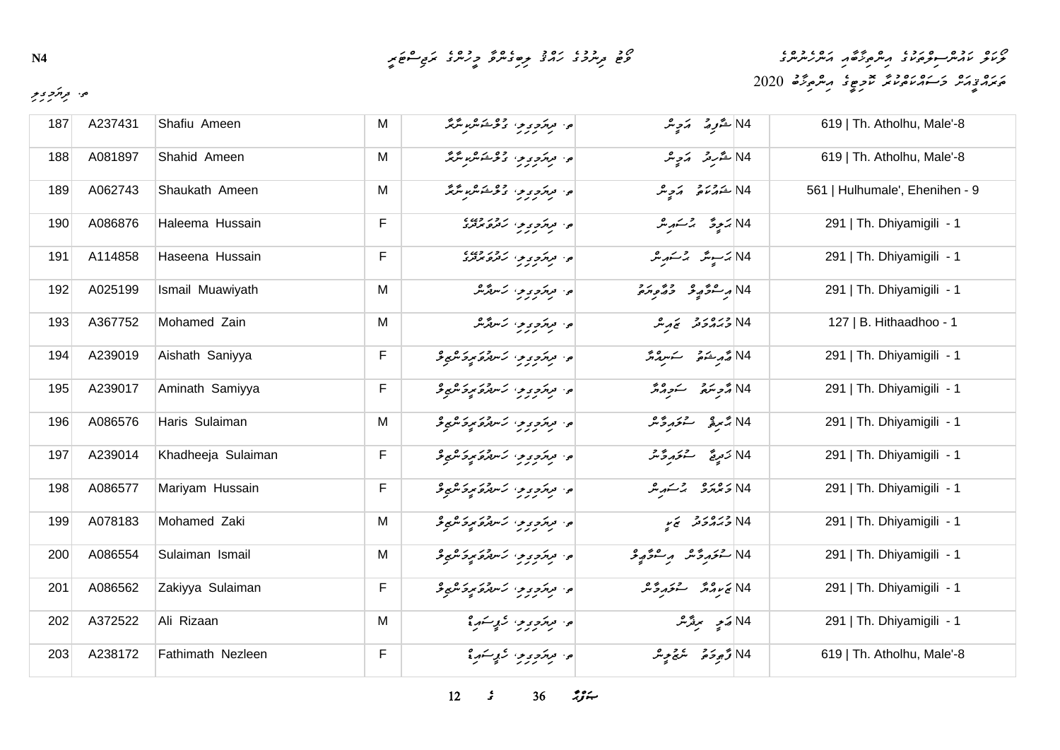ތ.ދިޔަމިގިލި

| 187 | A237431 | Shafiu Ameen | M | ތ. ދިޔަމިގިލި، މޫންލައިޓްހައުސް | N4 ޝާފިއު އަމީން | 619 \| Th. Atholhu, Male'-8 |
|---|---|---|---|---|---|---|
| 188 | A081897 | Shahid Ameen | M | ތ. ދިޔަމިގިލި، މޫންލައިޓްހައުސް | N4 ޝާހިދު އަމީން | 619 \| Th. Atholhu, Male'-8 |
| 189 | A062743 | Shaukath Ameen | M | ތ. ދިޔަމިގިލި، މޫންލައިޓްހައުސް | N4 ޝައުކަތު އަމީން | 561 \| Hulhumale', Ehenihen - 9 |
| 190 | A086876 | Haleema Hussain | F | ތ. ދިޔަމިގިލި، ހުދުވަރުދޮށް | N4 ހަލީމާ ހުސައިން | 291 \| Th. Dhiyamigili - 1 |
| 191 | A114858 | Haseena Hussain | F | ތ. ދިޔަމިގިލި، ހުދުވަރުދޮށް | N4 ހަސީނާ ހުސައިން | 291 \| Th. Dhiyamigili - 1 |
| 192 | A025199 | Ismail Muawiyath | M | ތ. ދިޔަމިގިލި، ހަސަރާ | N4 އިސްމާޢީލް މުޢާވިޔަތު | 291 \| Th. Dhiyamigili - 1 |
| 193 | A367752 | Mohamed Zain | M | ތ. ދިޔަމިގިލި، ހަސަރާ | N4 މުހައްމަދު ޒައިން | 127 \| B. Hithaadhoo - 1 |
| 194 | A239019 | Aishath Saniyya | F | ތ. ދިޔަމިގިލި، ހަސަރުވަރީމަންޒިލް | N4 އާއިޝަތު ސަނިއްޔާ | 291 \| Th. Dhiyamigili - 1 |
| 195 | A239017 | Aminath Samiyya | F | ތ. ދިޔަމިގިލި، ހަސަރުވަރީމަންޒިލް | N4 އާމިނަތު ސަމިއްޔާ | 291 \| Th. Dhiyamigili - 1 |
| 196 | A086576 | Haris Sulaiman | M | ތ. ދިޔަމިގިލި، ހަސަރުވަރީމަންޒިލް | N4 ހާރިސް ސުލައިމާން | 291 \| Th. Dhiyamigili - 1 |
| 197 | A239014 | Khadheeja Sulaiman | F | ތ. ދިޔަމިގިލި، ހަސަރުވަރީމަންޒިލް | N4 ޚަދީޖާ ސުލައިމާން | 291 \| Th. Dhiyamigili - 1 |
| 198 | A086577 | Mariyam Hussain | F | ތ. ދިޔަމިގިލި، ހަސަރުވަރީމަންޒިލް | N4 މަރިޔަމް ހުސައިން | 291 \| Th. Dhiyamigili - 1 |
| 199 | A078183 | Mohamed Zaki | M | ތ. ދިޔަމިގިލި، ހަސަރުވަރީމަންޒިލް | N4 މުހައްމަދު ޒަކީ | 291 \| Th. Dhiyamigili - 1 |
| 200 | A086554 | Sulaiman Ismail | M | ތ. ދިޔަމިގިލި، ހަސަރުވަރީމަންޒިލް | N4 ސުލައިމާން އިސްމާޢީލް | 291 \| Th. Dhiyamigili - 1 |
| 201 | A086562 | Zakiyya Sulaiman | F | ތ. ދިޔަމިގިލި، ހަސަރުވަރީމަންޒިލް | N4 ޒަކިއްޔާ ސުލައިމާން | 291 \| Th. Dhiyamigili - 1 |
| 202 | A372522 | Ali Rizaan | M | ތ. ދިޔަމިގިލި، ހެލިސަހަރާ | N4 އަލީ ރިޒާން | 291 \| Th. Dhiyamigili - 1 |
| 203 | A238172 | Fathimath Nezleen | F | ތ. ދިޔަމިގިލި، ހެލިސަހަރާ | N4 ފާތިމަތު ނޭޒްލީން | 619 \| Th. Atholhu, Male'-8 |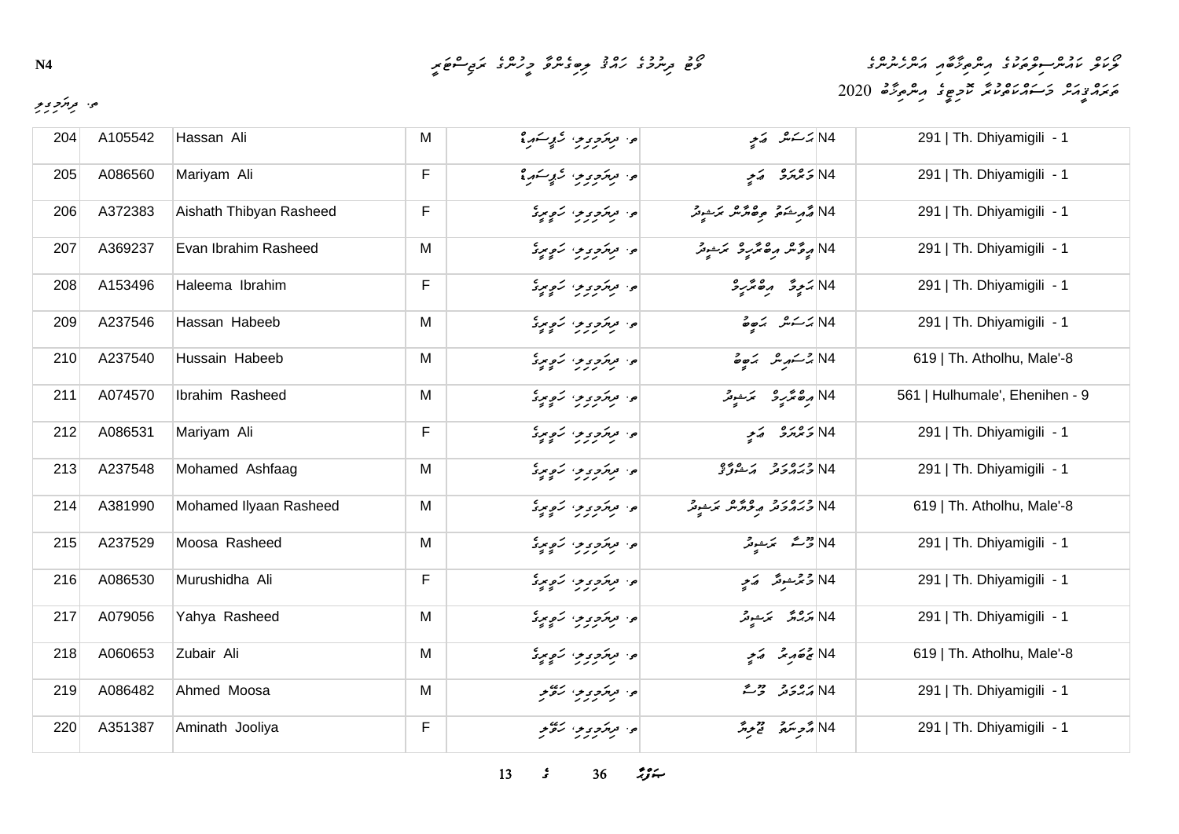| 204 | A105542 | Hassan Ali | M | ތ. ދިޔަމިގިލި، ހެޕީސަރޫ | ހަސަން އަލި N4 | 291 \| Th. Dhiyamigili - 1 |
|---|---|---|---|---|---|---|
| 205 | A086560 | Mariyam Ali | F | ތ. ދިޔަމިގިލި، ހެޕީސަރޫ | މަރިޔަމް އަލި N4 | 291 \| Th. Dhiyamigili - 1 |
| 206 | A372383 | Aishath Thibyan Rasheed | F | ތ. ދިޔަމިގިލި، ހަވީރީ | އައިшަތު ތިބްޔާން ރަޝީދު N4 | 291 \| Th. Dhiyamigili - 1 |
| 207 | A369237 | Evan Ibrahim Rasheed | M | ތ. ދިޔަމިގިލި، ހަވީރީ | އީވާން އިބްރާހިމް ރަޝީދު N4 | 291 \| Th. Dhiyamigili - 1 |
| 208 | A153496 | Haleema Ibrahim | F | ތ. ދިޔަމިގިލި، ހަވީރީ | ހަލީމާ އިބްރާހިމް N4 | 291 \| Th. Dhiyamigili - 1 |
| 209 | A237546 | Hassan Habeeb | M | ތ. ދިޔަމިގިލި، ހަވީރީ | ހަސަން ހަބީބު N4 | 291 \| Th. Dhiyamigili - 1 |
| 210 | A237540 | Hussain Habeeb | M | ތ. ދިޔަމިގިލި، ހަވީރީ | ހުސައިން ހަބީބު N4 | 619 \| Th. Atholhu, Male'-8 |
| 211 | A074570 | Ibrahim Rasheed | M | ތ. ދިޔަމިގިލި، ހަވީރީ | އިބްރާހިމް ރަޝީދު N4 | 561 \| Hulhumale', Ehenihen - 9 |
| 212 | A086531 | Mariyam Ali | F | ތ. ދިޔަމިގިލި، ހަވީރީ | މަރިޔަމް އަލި N4 | 291 \| Th. Dhiyamigili - 1 |
| 213 | A237548 | Mohamed Ashfaag | M | ތ. ދިޔަމިގިލި، ހަވީރީ | މުހައްމަދު އަޝްފާގު N4 | 291 \| Th. Dhiyamigili - 1 |
| 214 | A381990 | Mohamed Ilyaan Rasheed | M | ތ. ދިޔަމިގިލި، ހަވީރީ | މުހައްމަދު އިލްޔާން ރަޝީދު N4 | 619 \| Th. Atholhu, Male'-8 |
| 215 | A237529 | Moosa Rasheed | M | ތ. ދިޔަމިގިލި، ހަވީރީ | މޫސާ ރަޝީދު N4 | 291 \| Th. Dhiyamigili - 1 |
| 216 | A086530 | Murushidha Ali | F | ތ. ދިޔަމިގިލި، ހަވީރީ | މުރުޝިދާ އަލި N4 | 291 \| Th. Dhiyamigili - 1 |
| 217 | A079056 | Yahya Rasheed | M | ތ. ދިޔަމިގިލި، ހަވީރީ | ޔަޙްޔާ ރަޝީދު N4 | 291 \| Th. Dhiyamigili - 1 |
| 218 | A060653 | Zubair Ali | M | ތ. ދިޔަމިގިލި، ހަވީރީ | ޒުބައިރު އަލި N4 | 619 \| Th. Atholhu, Male'-8 |
| 219 | A086482 | Ahmed Moosa | M | ތ. ދިޔަމިގިލި، ހުވާ | އަޙްމަދު މޫސާ N4 | 291 \| Th. Dhiyamigili - 1 |
| 220 | A351387 | Aminath Jooliya | F | ތ. ދިޔަމިގިލި، ހުވާ | އާމިނަތު ޖޫލިޔާ N4 | 291 \| Th. Dhiyamigili - 1 |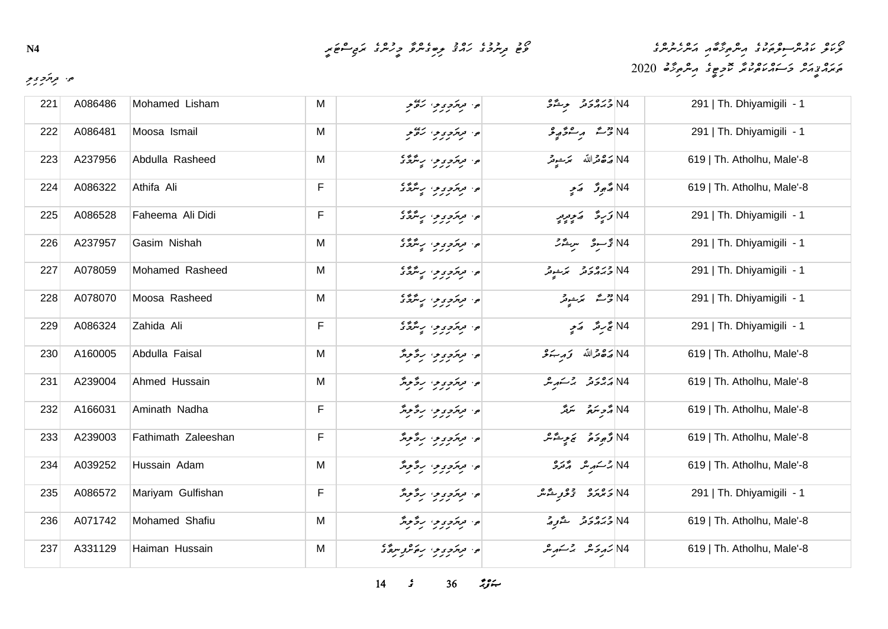| 221 | A086486 | Mohamed Lisham | M | ތ. ދިޔަމިގިލި، ހަވާދީ | N4  މުހައްމަދު ލިޝާމް | 291 \| Th. Dhiyamigili - 1 |
|---|---|---|---|---|---|---|
| 222 | A086481 | Moosa Ismail | M | ތ. ދިޔަމިގިލި، ހަވާދީ | N4 މޫސާ އިސްމާޢީލް | 291 \| Th. Dhiyamigili - 1 |
| 223 | A237956 | Abdulla Rasheed | M | ތ. ދިޔަމިގިލި، ރިނގާގެ | N4 އަބްދުﷲ ރަޝީދު | 619 \| Th. Atholhu, Male'-8 |
| 224 | A086322 | Athifa Ali | F | ތ. ދިޔަމިގިލި، ރިނގާގެ | N4 އާތިފާ އަލި | 619 \| Th. Atholhu, Male'-8 |
| 225 | A086528 | Faheema Ali Didi | F | ތ. ދިޔަމިގިލި، ރިނގާގެ | N4 ފަހީމާ އަލިދީދީ | 291 \| Th. Dhiyamigili - 1 |
| 226 | A237957 | Gasim Nishah | M | ތ. ދިޔަމިގިލި، ރިނގާގެ | N4 ގާސިމް ނިޝާހް | 291 \| Th. Dhiyamigili - 1 |
| 227 | A078059 | Mohamed Rasheed | M | ތ. ދިޔަމިގިލި، ރިނގާގެ | N4 މުހައްމަދު ރަޝީދު | 291 \| Th. Dhiyamigili - 1 |
| 228 | A078070 | Moosa Rasheed | M | ތ. ދިޔަމިގިލި، ރިނގާގެ | N4 މޫސާ ރަޝީދު | 291 \| Th. Dhiyamigili - 1 |
| 229 | A086324 | Zahida Ali | F | ތ. ދިޔަމިގިލި، ރިނގާގެ | N4 ޒާހިދާ އަލި | 291 \| Th. Dhiyamigili - 1 |
| 230 | A160005 | Abdulla Faisal | M | ތ. ދިޔަމިގިލި، ރިވާތިޔާ | N4 އަބްދުﷲ ފައިސަލް | 619 \| Th. Atholhu, Male'-8 |
| 231 | A239004 | Ahmed Hussain | M | ތ. ދިޔަމިގިލި، ރިވާތިޔާ | N4 އަޙްމަދު ޙުސައިން | 619 \| Th. Atholhu, Male'-8 |
| 232 | A166031 | Aminath Nadha | F | ތ. ދިޔަމިގިލި، ރިވާތިޔާ | N4 އާމިނަތު ނަދާ | 619 \| Th. Atholhu, Male'-8 |
| 233 | A239003 | Fathimath Zaleeshan | F | ތ. ދިޔަމިގިލި، ރިވާތިޔާ | N4 ފާތިމަތު ޒަލީޝާން | 619 \| Th. Atholhu, Male'-8 |
| 234 | A039252 | Hussain Adam | M | ތ. ދިޔަމިގިލި، ރިވާތިޔާ | N4 ޙުސައިން އާދަމް | 619 \| Th. Atholhu, Male'-8 |
| 235 | A086572 | Mariyam Gulfishan | F | ތ. ދިޔަމިގިލި، ރިވާތިޔާ | N4 މަރިޔަމް ގުލްފިޝާން | 291 \| Th. Dhiyamigili - 1 |
| 236 | A071742 | Mohamed Shafiu | M | ތ. ދިޔަމިގިލި، ރިވާތިޔާ | N4 މުހައްމަދު ޝާފިޢު | 619 \| Th. Atholhu, Male'-8 |
| 237 | A331129 | Haiman Hussain | M | ތ. ދިޔަމިގިލި، ރިވަރުވިއުގެ | N4 ހައިމަން ޙުސައިން | 619 \| Th. Atholhu, Male'-8 |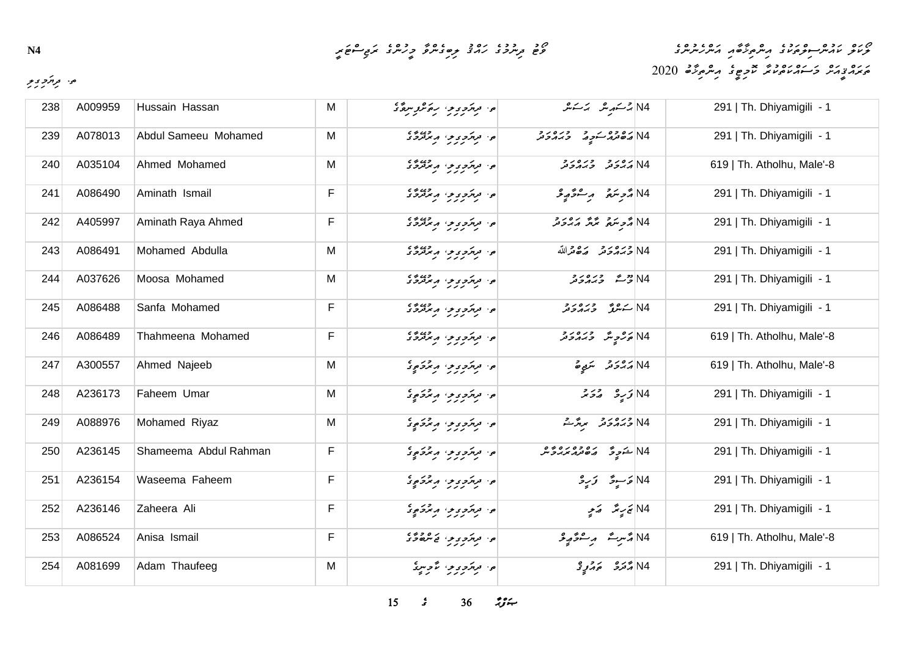| 238 | A009959 | Hussain Hassan | M | ތ. ދިޔަމިގިލި، ހިތަފުށިބާގެ | ހުސައިން ހަސަން | N4 | 291 \| Th. Dhiyamigili - 1 |
|---|---|---|---|---|---|---|---|
| 239 | A078013 | Abdul Sameeu Mohamed | M | ތ. ދިޔަމިގިލި، އިރުދޫގެ | އަބްދުލްސަމީޢު މުޙައްމަދު | N4 | 291 \| Th. Dhiyamigili - 1 |
| 240 | A035104 | Ahmed Mohamed | M | ތ. ދިޔަމިގިލި، އިރުދޫގެ | އަޙްމަދު މުޙައްމަދު | N4 | 619 \| Th. Atholhu, Male'-8 |
| 241 | A086490 | Aminath Ismail | F | ތ. ދިޔަމިގިލި، އިރުދޫގެ | އާމިނަތު އިސްމާޢީލް | N4 | 291 \| Th. Dhiyamigili - 1 |
| 242 | A405997 | Aminath Raya Ahmed | F | ތ. ދިޔަމިގިލި، އިރުދޫގެ | އާމިނަތު ރާޔާ އަޙްމަދު | N4 | 291 \| Th. Dhiyamigili - 1 |
| 243 | A086491 | Mohamed Abdulla | M | ތ. ދިޔަމިގިލި، އިރުދޫގެ | މުޙައްމަދު އަބްދުﷲ | N4 | 291 \| Th. Dhiyamigili - 1 |
| 244 | A037626 | Moosa Mohamed | M | ތ. ދިޔަމިގިލި، އިރުދޫގެ | މޫސާ މުޙައްމަދު | N4 | 291 \| Th. Dhiyamigili - 1 |
| 245 | A086488 | Sanfa Mohamed | F | ތ. ދިޔަމިގިލި، އިރުދޫގެ | ސަންފާ މުޙައްމަދު | N4 | 291 \| Th. Dhiyamigili - 1 |
| 246 | A086489 | Thahmeena Mohamed | F | ތ. ދިޔަމިގިލި، އިރުދޫގެ | ތަހުމީނާ މުޙައްމަދު | N4 | 619 \| Th. Atholhu, Male'-8 |
| 247 | A300557 | Ahmed Najeeb | M | ތ. ދިޔަމިގިލި، އިރުމަތީގެ | އަޙްމަދު ނަޖީބު | N4 | 619 \| Th. Atholhu, Male'-8 |
| 248 | A236173 | Faheem Umar | M | ތ. ދިޔަމިގިލި، އިރުމަތީގެ | ފަހީމް ޢުމަރު | N4 | 291 \| Th. Dhiyamigili - 1 |
| 249 | A088976 | Mohamed Riyaz | M | ތ. ދިޔަމިގިލި، އިރުމަތީގެ | މުޙައްމަދު ރިޔާޒް | N4 | 291 \| Th. Dhiyamigili - 1 |
| 250 | A236145 | Shameema Abdul Rahman | F | ތ. ދިޔަމިގިލި، އިރުމަތީގެ | ޝަމީމާ އަބްދުއްރަޙްމާން | N4 | 291 \| Th. Dhiyamigili - 1 |
| 251 | A236154 | Waseema Faheem | F | ތ. ދިޔަމިގިލި، އިރުމަތީގެ | ވަސީމާ ފަހީމް | N4 | 291 \| Th. Dhiyamigili - 1 |
| 252 | A236146 | Zaheera Ali | F | ތ. ދިޔަމިގިލި، އިރުމަތީގެ | ޒަހީރާ ޢަލީ | N4 | 291 \| Th. Dhiyamigili - 1 |
| 253 | A086524 | Anisa Ismail | F | ތ. ދިޔަމިގިލި، ޖަންބުމާގެ | އަނީސާ އިސްމާޢީލް | N4 | 619 \| Th. Atholhu, Male'-8 |
| 254 | A081699 | Adam Thaufeeg | M | ތ. ދިޔަމިގިލި، ކާމިނީ | އާދަމް ތައުފީގު | N4 | 291 \| Th. Dhiyamigili - 1 |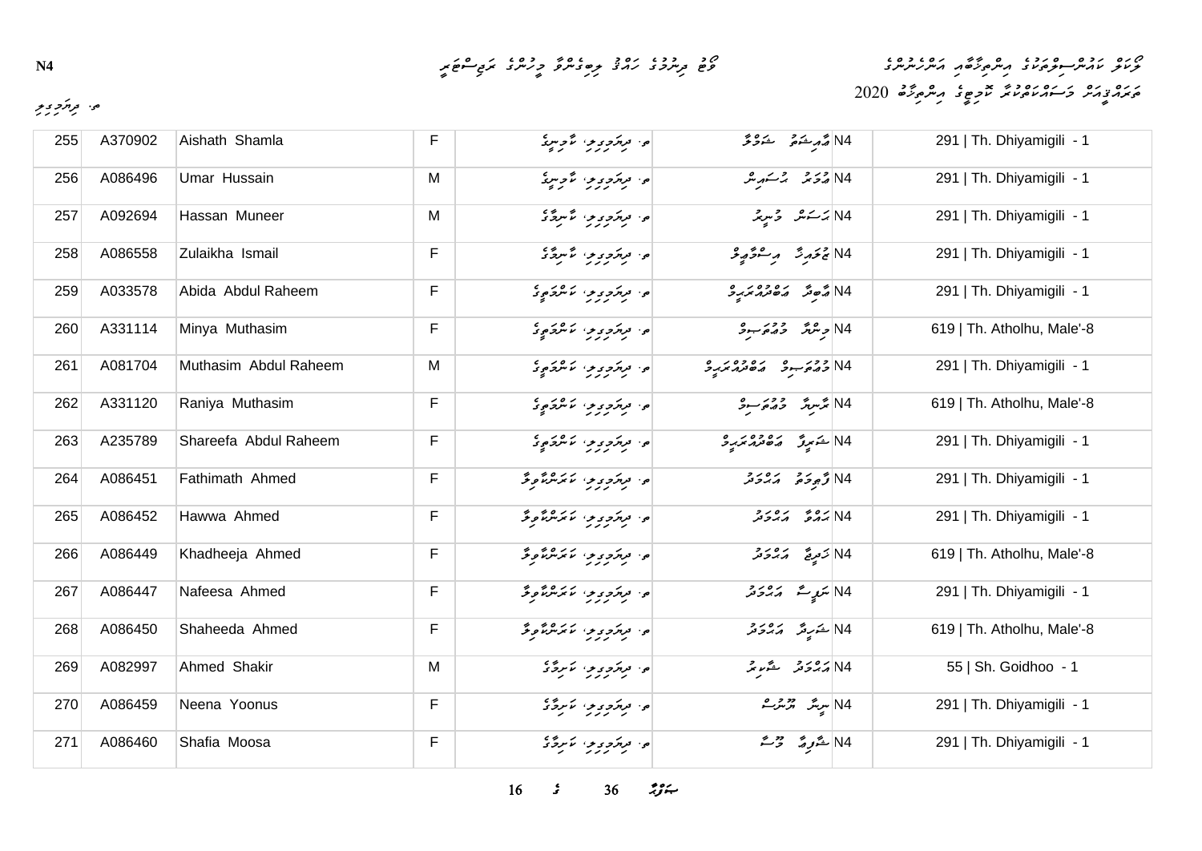| 255 | A370902 | Aishath Shamla | F | ھ· ދިޔަމިގިލި، ސާލިނީ | N4 ޢާއިޝަތު ޝަމްލާ | 291 \| Th. Dhiyamigili - 1 |
|---|---|---|---|---|---|---|
| 256 | A086496 | Umar Hussain | M | ھ· ދިޔަމިގިލި، ސާލިނީ | N4 ޢުމަރު ހުސައިން | 291 \| Th. Dhiyamigili - 1 |
| 257 | A092694 | Hassan Muneer | M | ھ· ދިޔަމިގިލި، ސާނިމާގެ | N4 ހަސަން މުނީރު | 291 \| Th. Dhiyamigili - 1 |
| 258 | A086558 | Zulaikha Ismail | F | ھ· ދިޔަމިގިލި، ސާނިމާގެ | N4 ޒުލައިޚާ އިސްމާޢީލް | 291 \| Th. Dhiyamigili - 1 |
| 259 | A033578 | Abida Abdul Raheem | F | ھ· ދިޔަމިގިލި، ކަނޑުވިލާގެ | N4 ޢާބިދާ ޢަބްދުއްރަޙީމް | 291 \| Th. Dhiyamigili - 1 |
| 260 | A331114 | Minya Muthasim | F | ھ· ދިޔަމިގިލި، ކަނޑުވިލާގެ | N4 މިންޔާ މުޢުތަޞިމް | 619 \| Th. Atholhu, Male'-8 |
| 261 | A081704 | Muthasim Abdul Raheem | M | ھ· ދިޔަމިގިލި، ކަނޑުވިލާގެ | N4 މުޢުތަޞިމް ޢަބްދުއްރަޙީމް | 291 \| Th. Dhiyamigili - 1 |
| 262 | A331120 | Raniya Muthasim | F | ھ· ދިޔަމިގިލި، ކަނޑުވިލާގެ | N4 ރާނިޔާ މުޢުތަޞިމް | 619 \| Th. Atholhu, Male'-8 |
| 263 | A235789 | Shareefa Abdul Raheem | F | ھ· ދިޔަމިގިލި، ކަނޑުވިލާގެ | N4 ޝަރީފާ ޢަބްދުއްރަޙީމް | 291 \| Th. Dhiyamigili - 1 |
| 264 | A086451 | Fathimath Ahmed | F | ھ· ދިޔަމިގިލި، ކަރަންކާވިލާ | N4 ފާތިމަތު އަޙްމަދު | 291 \| Th. Dhiyamigili - 1 |
| 265 | A086452 | Hawwa Ahmed | F | ھ· ދިޔަމިގިލި، ކަރަންކާވިލާ | N4 ހައްވާ އަޙްމަދު | 291 \| Th. Dhiyamigili - 1 |
| 266 | A086449 | Khadheeja Ahmed | F | ھ· ދިޔަމިގިލި، ކަރަންކާވިލާ | N4 ޚަދީޖާ އަޙްމަދު | 619 \| Th. Atholhu, Male'-8 |
| 267 | A086447 | Nafeesa Ahmed | F | ھ· ދިޔަމިގިލި، ކަރަންކާވިލާ | N4 ނަފީސާ އަޙްމަދު | 291 \| Th. Dhiyamigili - 1 |
| 268 | A086450 | Shaheeda Ahmed | F | ھ· ދިޔަމިގިލި، ކަރަންކާވިލާ | N4 ޝަހީދާ އަޙްމަދު | 619 \| Th. Atholhu, Male'-8 |
| 269 | A082997 | Ahmed Shakir | M | ھ· ދިޔަމިގިލި، ކަނިމާގެ | N4 އަޙްމަދު ޝާކިރު | 55 \| Sh. Goidhoo - 1 |
| 270 | A086459 | Neena Yoonus | F | ھ· ދިޔަމިގިލި، ކަނިމާގެ | N4 ނީނާ ޔޫނުސް | 291 \| Th. Dhiyamigili - 1 |
| 271 | A086460 | Shafia Moosa | F | ھ· ދިޔަމިގިލި، ކަނިމާގެ | N4 ޝާފިޢާ މޫސާ | 291 \| Th. Dhiyamigili - 1 |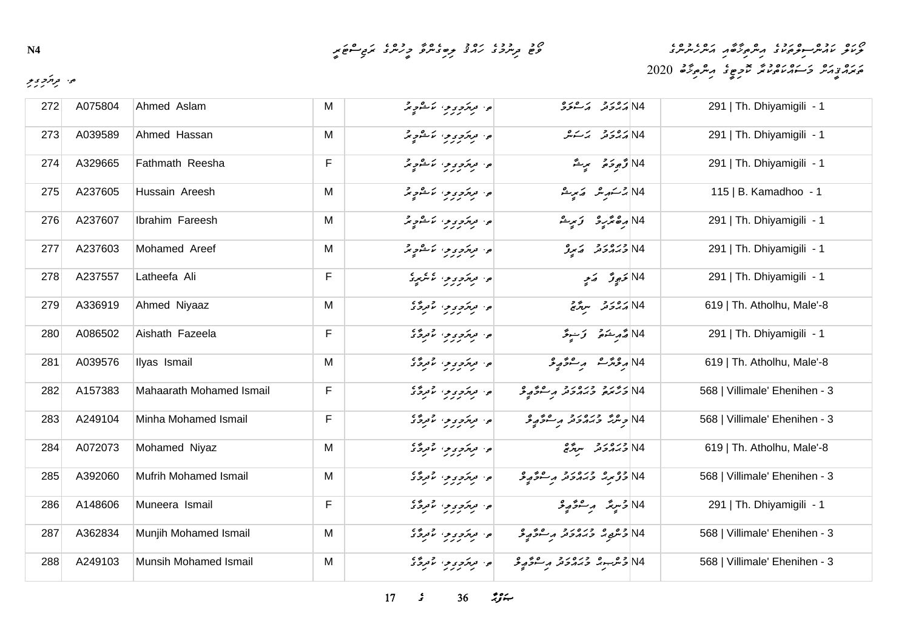ތ.ދިޔަމިގިލި

| 272 | A075804 | Ahmed Aslam | M | ތ. ދިޔަމިގިލި، ކަޝްމީރު | N4 އަހުމަދު އަސްލަމް | 291 \| Th. Dhiyamigili - 1 |
|---|---|---|---|---|---|---|
| 273 | A039589 | Ahmed Hassan | M | ތ. ދިޔަމިގިލި، ކަޝްމީރު | N4 އަހުމަދު ހަސަން | 291 \| Th. Dhiyamigili - 1 |
| 274 | A329665 | Fathmath Reesha | F | ތ. ދިޔަމިގިލި، ކަޝްމީރު | N4 ފާތިމަތު ރީޝާ | 291 \| Th. Dhiyamigili - 1 |
| 275 | A237605 | Hussain Areesh | M | ތ. ދިޔަމިގިލި، ކަޝްމީރު | N4 ހުސައިން އަރީޝް | 115 \| B. Kamadhoo - 1 |
| 276 | A237607 | Ibrahim Fareesh | M | ތ. ދިޔަމިގިލި، ކަޝްމީރު | N4 އިބްރާހީމް ފަރީޝް | 291 \| Th. Dhiyamigili - 1 |
| 277 | A237603 | Mohamed Areef | M | ތ. ދިޔަމިގިލި، ކަޝްމީރު | N4 މުހައްމަދު އަރީފް | 291 \| Th. Dhiyamigili - 1 |
| 278 | A237557 | Latheefa Ali | F | ތ. ދިޔަމިގިލި، ކެނެރީގެ | N4 ލަތީފާ އަލި | 291 \| Th. Dhiyamigili - 1 |
| 279 | A336919 | Ahmed Niyaaz | M | ތ. ދިޔަމިގިލި، ކުރިމަގު | N4 އަހުމަދު ނިޔާޒް | 619 \| Th. Atholhu, Male'-8 |
| 280 | A086502 | Aishath Fazeela | F | ތ. ދިޔަމިގިލި، ކުރިމަގު | N4 އާއިޝަތު ފަޒީލާ | 291 \| Th. Dhiyamigili - 1 |
| 281 | A039576 | Ilyas Ismail | M | ތ. ދިޔަމިގިލި، ކުރިމަގު | N4 އިލްޔާސް އިސްމާޢީލް | 619 \| Th. Atholhu, Male'-8 |
| 282 | A157383 | Mahaarath Mohamed Ismail | F | ތ. ދިޔަމިގިލި، ކުރިމަގު | N4 މަހާރަތު މުހައްމަދު އިސްމާޢީލް | 568 \| Villimale' Ehenihen - 3 |
| 283 | A249104 | Minha Mohamed Ismail | F | ތ. ދިޔަމިގިލި، ކުރިމަގު | N4 މިންހާ މުހައްމަދު އިސްމާޢީލް | 568 \| Villimale' Ehenihen - 3 |
| 284 | A072073 | Mohamed Niyaz | M | ތ. ދިޔަމިގިލި، ކުރިމަގު | N4 މުހައްމަދު ނިޔާޒް | 619 \| Th. Atholhu, Male'-8 |
| 285 | A392060 | Mufrih Mohamed Ismail | M | ތ. ދިޔަމިގިލި، ކުރިމަގު | N4 މުފްރިހު މުހައްމަދު އިސްމާޢީލް | 568 \| Villimale' Ehenihen - 3 |
| 286 | A148606 | Muneera Ismail | F | ތ. ދިޔަމިގިލި، ކުރިމަގު | N4 މުނީރާ އިސްމާޢީލް | 291 \| Th. Dhiyamigili - 1 |
| 287 | A362834 | Munjih Mohamed Ismail | M | ތ. ދިޔަމިގިލި، ކުރިމަގު | N4 މުންޖިހު މުހައްމަދު އިސްމާޢީލް | 568 \| Villimale' Ehenihen - 3 |
| 288 | A249103 | Munsih Mohamed Ismail | M | ތ. ދިޔަމިގިލި، ކުރިމަގު | N4 މުންސިހު މުހައްމަދު އިސްމާޢީލް | 568 \| Villimale' Ehenihen - 3 |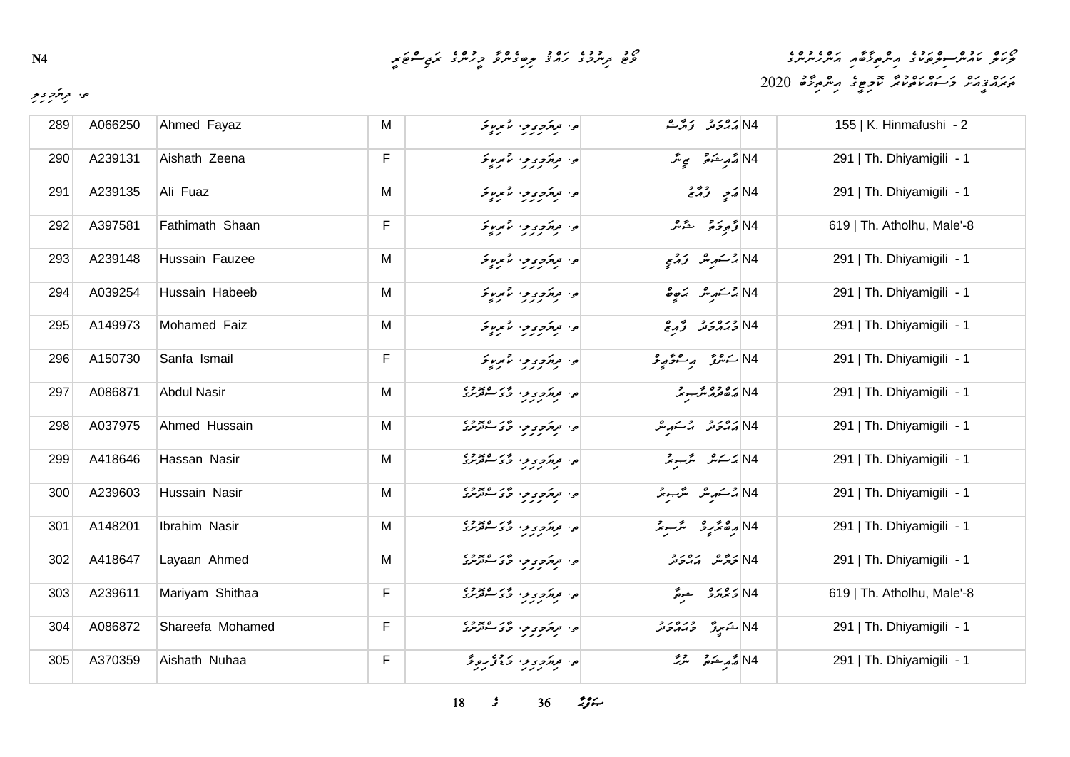ޓ. ދިޔަމިގިލި

| 289 | A066250 | Ahmed Fayaz | M | ތ. ދިޔަމިގިލި، ހުރަވީގެ | އަހުމަދު ފައްޔާޒް N4 | 155 \| K. Hinmafushi - 2 |
|---|---|---|---|---|---|---|
| 290 | A239131 | Aishath Zeena | F | ތ. ދިޔަމިގިލި، ހުރަވީގެ | ޢާއިޝަތު ޒީނާ N4 | 291 \| Th. Dhiyamigili - 1 |
| 291 | A239135 | Ali Fuaz | M | ތ. ދިޔަމިގިލި، ހުރަވީގެ | ޢަލީ ފުއާދު N4 | 291 \| Th. Dhiyamigili - 1 |
| 292 | A397581 | Fathimath Shaan | F | ތ. ދިޔަމިގިލި، ހުރަވީގެ | ފާތިމަތު ޝާން N4 | 619 \| Th. Atholhu, Male'-8 |
| 293 | A239148 | Hussain Fauzee | M | ތ. ދިޔަމިގިލި، ހުރަވީގެ | ހުސައިން ފައުޒީ N4 | 291 \| Th. Dhiyamigili - 1 |
| 294 | A039254 | Hussain Habeeb | M | ތ. ދިޔަމިގިލި، ހުރަވީގެ | ހުސައިން ހަބީބު N4 | 291 \| Th. Dhiyamigili - 1 |
| 295 | A149973 | Mohamed Faiz | M | ތ. ދިޔަމިގިލި، ހުރަވީގެ | މުހައްމަދު ފާއިޒް N4 | 291 \| Th. Dhiyamigili - 1 |
| 296 | A150730 | Sanfa Ismail | F | ތ. ދިޔަމިގިލި، ހުރަވީގެ | ސަންފާ އިސްމާއީލް N4 | 291 \| Th. Dhiyamigili - 1 |
| 297 | A086871 | Abdul Nasir | M | ތ. ދިޔަމިގިލި، މާކަސްތޫރީގެ | އަބްދުލްނާސިރު N4 | 291 \| Th. Dhiyamigili - 1 |
| 298 | A037975 | Ahmed Hussain | M | ތ. ދިޔަމިގިލި، މާކަސްތޫރީގެ | އަހުމަދު ހުސައިން N4 | 291 \| Th. Dhiyamigili - 1 |
| 299 | A418646 | Hassan Nasir | M | ތ. ދިޔަމިގިލި، މާކަސްތޫރީގެ | ހަސަން ނާސިރު N4 | 291 \| Th. Dhiyamigili - 1 |
| 300 | A239603 | Hussain Nasir | M | ތ. ދިޔަމިގިލި، މާކަސްތޫރީގެ | ހުސައިން ނާސިރު N4 | 291 \| Th. Dhiyamigili - 1 |
| 301 | A148201 | Ibrahim Nasir | M | ތ. ދިޔަމިގިލި، މާކަސްތޫރީގެ | އިބްރާހީމް ނާސިރު N4 | 291 \| Th. Dhiyamigili - 1 |
| 302 | A418647 | Layaan Ahmed | M | ތ. ދިޔަމިގިލި، މާކަސްތޫރީގެ | ލަޔާން އަހުމަދު N4 | 291 \| Th. Dhiyamigili - 1 |
| 303 | A239611 | Mariyam Shithaa | F | ތ. ދިޔަމިގިލި، މާކަސްތޫރީގެ | މަރިޔަމް ޝިތާ N4 | 619 \| Th. Atholhu, Male'-8 |
| 304 | A086872 | Shareefa Mohamed | F | ތ. ދިޔަމިގިލި، މާކަސްތޫރީގެ | ޝަރީފާ މުހައްމަދު N4 | 291 \| Th. Dhiyamigili - 1 |
| 305 | A370359 | Aishath Nuhaa | F | ތ. ދިޔަމިގިލި، މަޑުފިނިވާގެ | ޢާއިޝަތު ނުހާ N4 | 291 \| Th. Dhiyamigili - 1 |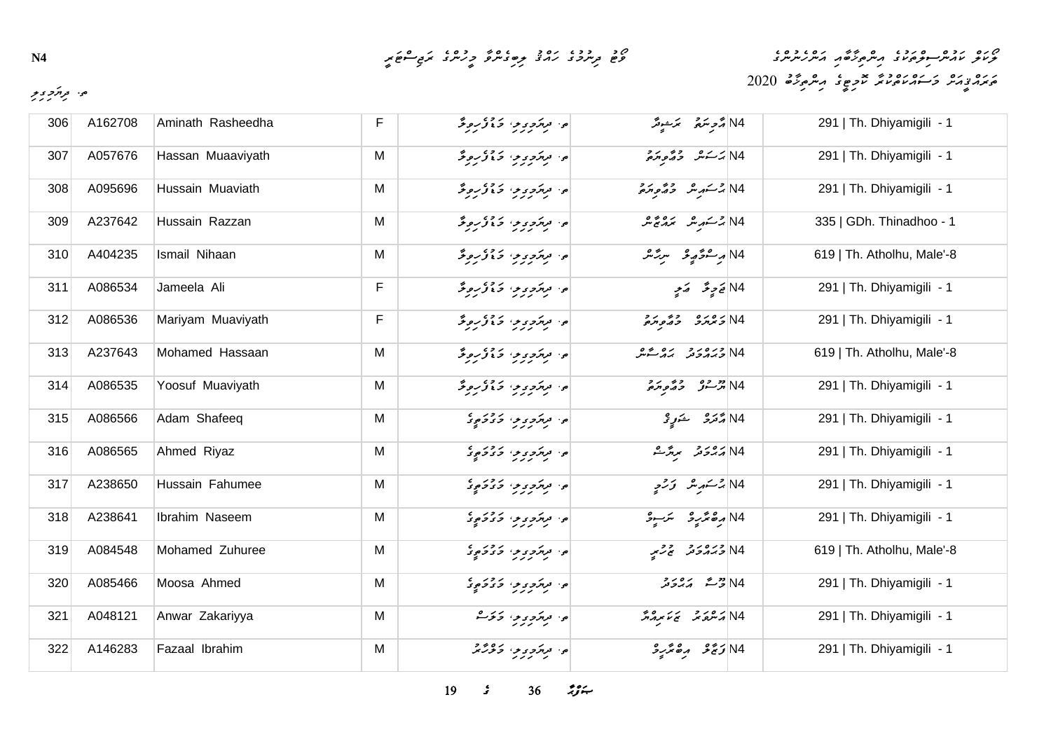ތ. ދިޔަމިގިލި

| 306 | A162708 | Aminath Rasheedha | F | ތ. ދިޔަމިގިލި، މަޖުވާހިލާ | N4 އާމިނަތު ރަޝީދާ | 291 \| Th. Dhiyamigili - 1 |
|---|---|---|---|---|---|---|
| 307 | A057676 | Hassan Muaaviyath | M | ތ. ދިޔަމިގިލި، މަޖުވާހިލާ | N4 ހަސަން މުއާވިޔަތު | 291 \| Th. Dhiyamigili - 1 |
| 308 | A095696 | Hussain Muaviath | M | ތ. ދިޔަމިގިލި، މަޖުވާހިލާ | N4 ހުސައިން މުއާވިޔަތު | 291 \| Th. Dhiyamigili - 1 |
| 309 | A237642 | Hussain Razzan | M | ތ. ދިޔަމިގިލި، މަޖުވާހިލާ | N4 ހުސައިން ރައްޒާން | 335 \| GDh. Thinadhoo - 1 |
| 310 | A404235 | Ismail Nihaan | M | ތ. ދިޔަމިގިލި، މަޖުވާހިލާ | N4 އިސްމާއީލް ނިހާން | 619 \| Th. Atholhu, Male'-8 |
| 311 | A086534 | Jameela Ali | F | ތ. ދިޔަމިގިލި، މަޖުވާހިލާ | N4 ޖަމީލާ އަލި | 291 \| Th. Dhiyamigili - 1 |
| 312 | A086536 | Mariyam Muaviyath | F | ތ. ދިޔަމިގިލި، މަޖުވާހިލާ | N4 މަރިޔަމް މުއާވިޔަތު | 291 \| Th. Dhiyamigili - 1 |
| 313 | A237643 | Mohamed Hassaan | M | ތ. ދިޔަމިގިލި، މަޖުވާހިލާ | N4 މުޙައްމަދު ހައްސާން | 619 \| Th. Atholhu, Male'-8 |
| 314 | A086535 | Yoosuf Muaviyath | M | ތ. ދިޔަމިގިލި، މަޖުވާހިލާ | N4 ޔޫސުފް މުއާވިޔަތު | 291 \| Th. Dhiyamigili - 1 |
| 315 | A086566 | Adam Shafeeq | M | ތ. ދިޔަމިގިލި، މަގުމަތީގެ | N4 އާދަމް ޝަފީޤު | 291 \| Th. Dhiyamigili - 1 |
| 316 | A086565 | Ahmed Riyaz | M | ތ. ދިޔަމިގިލި، މަގުމަތީގެ | N4 އަޙްމަދު ރިޔާޒް | 291 \| Th. Dhiyamigili - 1 |
| 317 | A238650 | Hussain Fahumee | M | ތ. ދިޔަމިގިލި، މަގުމަތީގެ | N4 ހުސައިން ފަހުމީ | 291 \| Th. Dhiyamigili - 1 |
| 318 | A238641 | Ibrahim Naseem | M | ތ. ދިޔަމިގިލި، މަގުމަތީގެ | N4 އިބްރާހީމް ނަސީމް | 291 \| Th. Dhiyamigili - 1 |
| 319 | A084548 | Mohamed Zuhuree | M | ތ. ދިޔަމިގިލި، މަގުމަތީގެ | N4 މުޙައްމަދު ޒުހުރީ | 619 \| Th. Atholhu, Male'-8 |
| 320 | A085466 | Moosa Ahmed | M | ތ. ދިޔަމިގިލި، މަގުމަތީގެ | N4 މޫސާ އަޙްމަދު | 291 \| Th. Dhiyamigili - 1 |
| 321 | A048121 | Anwar Zakariyya | M | ތ. ދިޔަމިގިލި، މަވަސް | N4 އަންވަރު ޒަކަރިއްޔާ | 291 \| Th. Dhiyamigili - 1 |
| 322 | A146283 | Fazaal Ibrahim | M | ތ. ދިޔަމިގިލި، މަވާރީ | N4 ފަޟާލް އިބްރާހީމް | 291 \| Th. Dhiyamigili - 1 |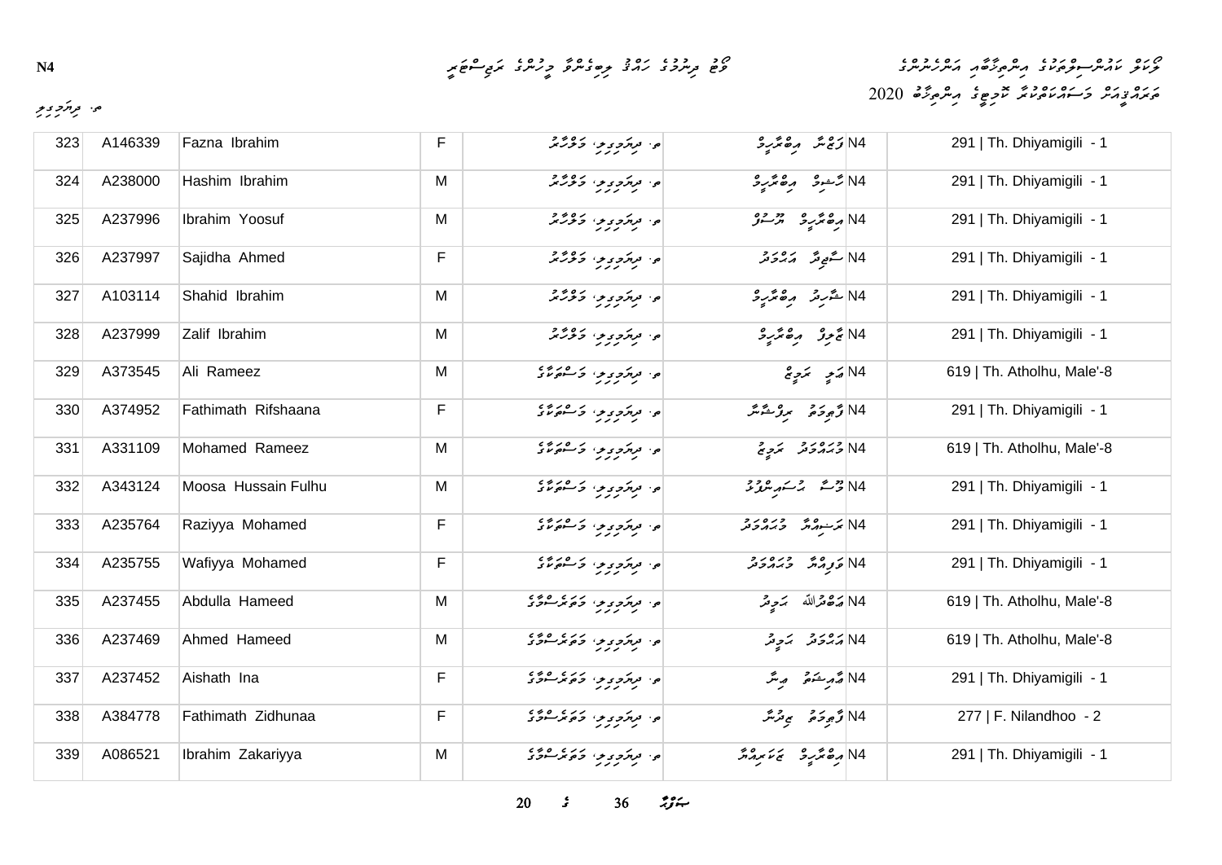| 323 | A146339 | Fazna Ibrahim | F | ތ. ދިޔަމިގިލި، ވަވާފާރު | N4 ފަޒްނާ އިބްރާހީމް | 291 \| Th. Dhiyamigili - 1 |
|---|---|---|---|---|---|---|
| 324 | A238000 | Hashim Ibrahim | M | ތ. ދިޔަމިގިލި، ވަވާފާރު | N4 ހާޝިމް އިބްރާހީމް | 291 \| Th. Dhiyamigili - 1 |
| 325 | A237996 | Ibrahim Yoosuf | M | ތ. ދިޔަމިގިލި، ވަވާފާރު | N4 އިބްރާހީމް ޔޫސުފް | 291 \| Th. Dhiyamigili - 1 |
| 326 | A237997 | Sajidha Ahmed | F | ތ. ދިޔަމިގިލި، ވަވާފާރު | N4 ސާޖިދާ އަހުމަދު | 291 \| Th. Dhiyamigili - 1 |
| 327 | A103114 | Shahid Ibrahim | M | ތ. ދިޔަމިގިލި، ވަވާފާރު | N4 ޝާހިދު އިބްރާހީމް | 291 \| Th. Dhiyamigili - 1 |
| 328 | A237999 | Zalif Ibrahim | M | ތ. ދިޔަމިގިލި، ވަވާފާރު | N4 ޒާލިފް އިބްރާހީމް | 291 \| Th. Dhiyamigili - 1 |
| 329 | A373545 | Ali Rameez | M | ތ. ދިޔަމިގިލި، ވަސްމަހާގެ | N4 އަލި ރަމީޒް | 619 \| Th. Atholhu, Male'-8 |
| 330 | A374952 | Fathimath Rifshaana | F | ތ. ދިޔަމިގިލި، ވަސްމަހާގެ | N4 ފާތިމަތު ރިފްޝާނާ | 291 \| Th. Dhiyamigili - 1 |
| 331 | A331109 | Mohamed Rameez | M | ތ. ދިޔަމިގިލި، ވަސްމަހާގެ | N4 މުހައްމަދު ރަމީޒް | 619 \| Th. Atholhu, Male'-8 |
| 332 | A343124 | Moosa Hussain Fulhu | M | ތ. ދިޔަމިގިލި، ވަސްމަހާގެ | N4 މޫސާ ހުސައިންފުޅު | 291 \| Th. Dhiyamigili - 1 |
| 333 | A235764 | Raziyya Mohamed | F | ތ. ދިޔަމިގިލި، ވަސްމަހާގެ | N4 ރާޒިއްޔާ މުހައްމަދު | 291 \| Th. Dhiyamigili - 1 |
| 334 | A235755 | Wafiyya Mohamed | F | ތ. ދިޔަމިގިލި، ވަސްމަހާގެ | N4 ވަފިއްޔާ މުހައްމަދު | 291 \| Th. Dhiyamigili - 1 |
| 335 | A237455 | Abdulla Hameed | M | ތ. ދިޔަމިގިލި، ވަވަރުސްވާގެ | N4 އަބްދުاللّٰه ހަމީދު | 619 \| Th. Atholhu, Male'-8 |
| 336 | A237469 | Ahmed Hameed | M | ތ. ދިޔަމިގިލި، ވަވަރުސްވާގެ | N4 އަހުމަދު ހަމީދު | 619 \| Th. Atholhu, Male'-8 |
| 337 | A237452 | Aishath Ina | F | ތ. ދިޔަމިގިލި، ވަވަރުސްވާގެ | N4 އާއިޝަތު އިނާ | 291 \| Th. Dhiyamigili - 1 |
| 338 | A384778 | Fathimath Zidhunaa | F | ތ. ދިޔަމިގިލި، ވަވަރުސްވާގެ | N4 ފާތިމަތު ޒިދުނާ | 277 \| F. Nilandhoo - 2 |
| 339 | A086521 | Ibrahim Zakariyya | M | ތ. ދިޔަމިގިލި، ވަވަރުސްވާގެ | N4 އިބްރާހީމް ޒަކަރިއްޔާ | 291 \| Th. Dhiyamigili - 1 |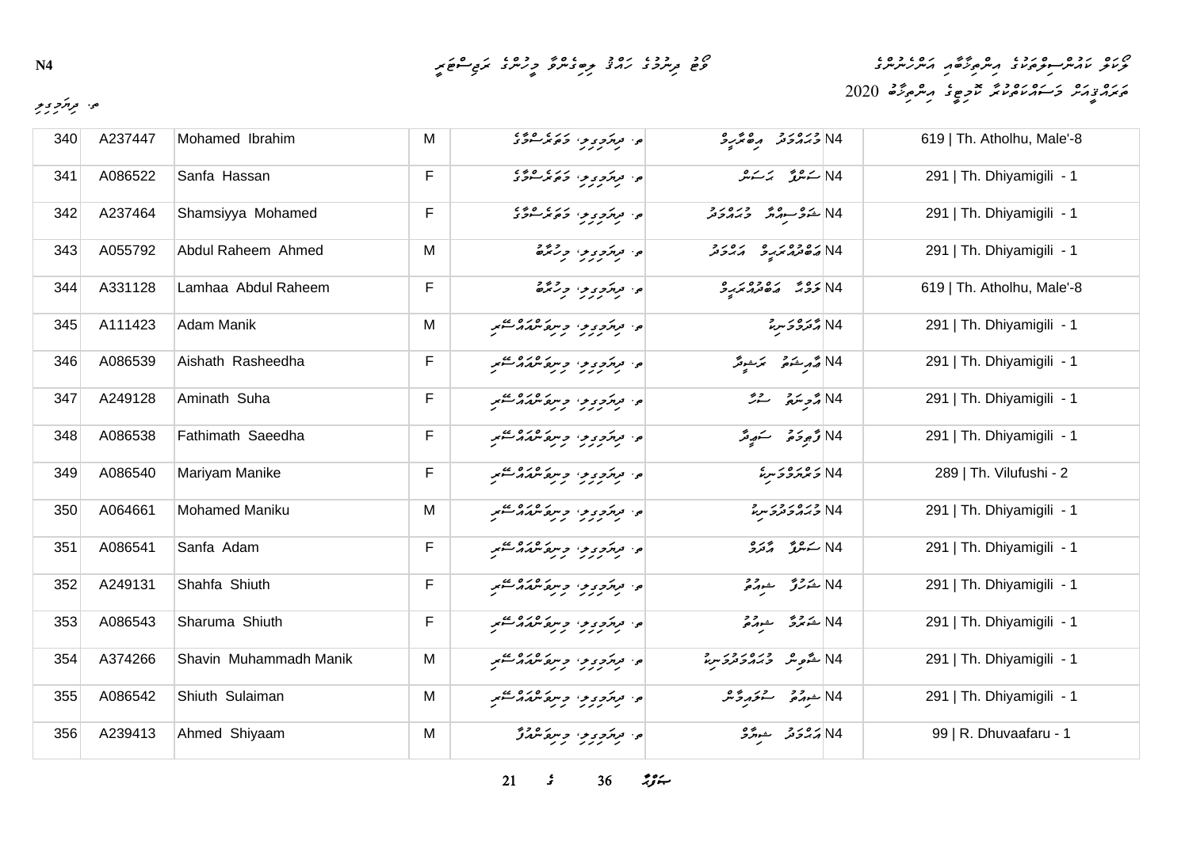| 340 | A237447 | Mohamed Ibrahim | M | ރ. ދިއްގިލި، މަލަރުސްމާގެ | N4 މުހައްމަދު އިބްރާހީމް | 619 \| Th. Atholhu, Male'-8 |
|---|---|---|---|---|---|---|
| 341 | A086522 | Sanfa Hassan | F | ރ. ދިއްގިލި، މަލަރުސްމާގެ | N4 ސަންފާ ހަސަން | 291 \| Th. Dhiyamigili - 1 |
| 342 | A237464 | Shamsiyya Mohamed | F | ރ. ދިއްގިލި، މަލަރުސްމާގެ | N4 ޝަމްސިއްޔާ މުހައްމަދު | 291 \| Th. Dhiyamigili - 1 |
| 343 | A055792 | Abdul Raheem Ahmed | M | ރ. ދިއްގިލި، މިހުރާޒު | N4 އަބްދުއްރަޙީމް އަޙްމަދު | 291 \| Th. Dhiyamigili - 1 |
| 344 | A331128 | Lamhaa Abdul Raheem | F | ރ. ދިއްގިލި، މިހުރާޒު | N4 ލަމްހާ އަބްދުއްރަޙީމް | 619 \| Th. Atholhu, Male'-8 |
| 345 | A111423 | Adam Manik | M | ރ. ދިއްގިލި، މިނިވަންއަރުވާސްޓަރ | N4 އާދަމްމަނިކު | 291 \| Th. Dhiyamigili - 1 |
| 346 | A086539 | Aishath Rasheedha | F | ރ. ދިއްގިލި، މިނިވަންއަރުވާސްޓަރ | N4 އާއިޝަތު ރަޝީދާ | 291 \| Th. Dhiyamigili - 1 |
| 347 | A249128 | Aminath Suha | F | ރ. ދިއްގިލި، މިނިވަންއަރުވާސްޓަރ | N4 އާމިނަތު ސުހާ | 291 \| Th. Dhiyamigili - 1 |
| 348 | A086538 | Fathimath Saeedha | F | ރ. ދިއްގިލި، މިނިވަންއަރުވާސްޓަރ | N4 ފާތިމަތު ސައީދާ | 291 \| Th. Dhiyamigili - 1 |
| 349 | A086540 | Mariyam Manike | F | ރ. ދިއްގިލި، މިނިވަންއަރުވާސްޓަރ | N4 މަރިޔަމްމަނިކެ | 289 \| Th. Vilufushi - 2 |
| 350 | A064661 | Mohamed Maniku | M | ރ. ދިއްގިލި، މިނިވަންއަރުވާސްޓަރ | N4 މުހައްމަދުމަނިކު | 291 \| Th. Dhiyamigili - 1 |
| 351 | A086541 | Sanfa Adam | F | ރ. ދިއްގިލި، މިނިވަންއަރުވާސްޓަރ | N4 ސަންފާ އާދަމް | 291 \| Th. Dhiyamigili - 1 |
| 352 | A249131 | Shahfa Shiuth | F | ރ. ދިއްގިލި، މިނިވަންއަރުވާސްޓަރ | N4 ޝަހުފާ ޝިއުތު | 291 \| Th. Dhiyamigili - 1 |
| 353 | A086543 | Sharuma Shiuth | F | ރ. ދިއްގިލި، މިނިވަންއަރުވާސްޓަރ | N4 ޝަރުމާ ޝިއުތު | 291 \| Th. Dhiyamigili - 1 |
| 354 | A374266 | Shavin Muhammadh Manik | M | ރ. ދިއްގިލި، މިނިވަންއަރުވާސްޓަރ | N4 ޝާވިން މުހައްމަދުމަނިކު | 291 \| Th. Dhiyamigili - 1 |
| 355 | A086542 | Shiuth Sulaiman | M | ރ. ދިއްގިލި، މިނިވަންއަރުވާސްޓަރ | N4 ޝިއުތު ސުލައިމާން | 291 \| Th. Dhiyamigili - 1 |
| 356 | A239413 | Ahmed Shiyaam | M | ރ. ދިއްގިލި، މިނިވަންއާގް | N4 އަޙްމަދު ޝިޔާމް | 99 \| R. Dhuvaafaru - 1 |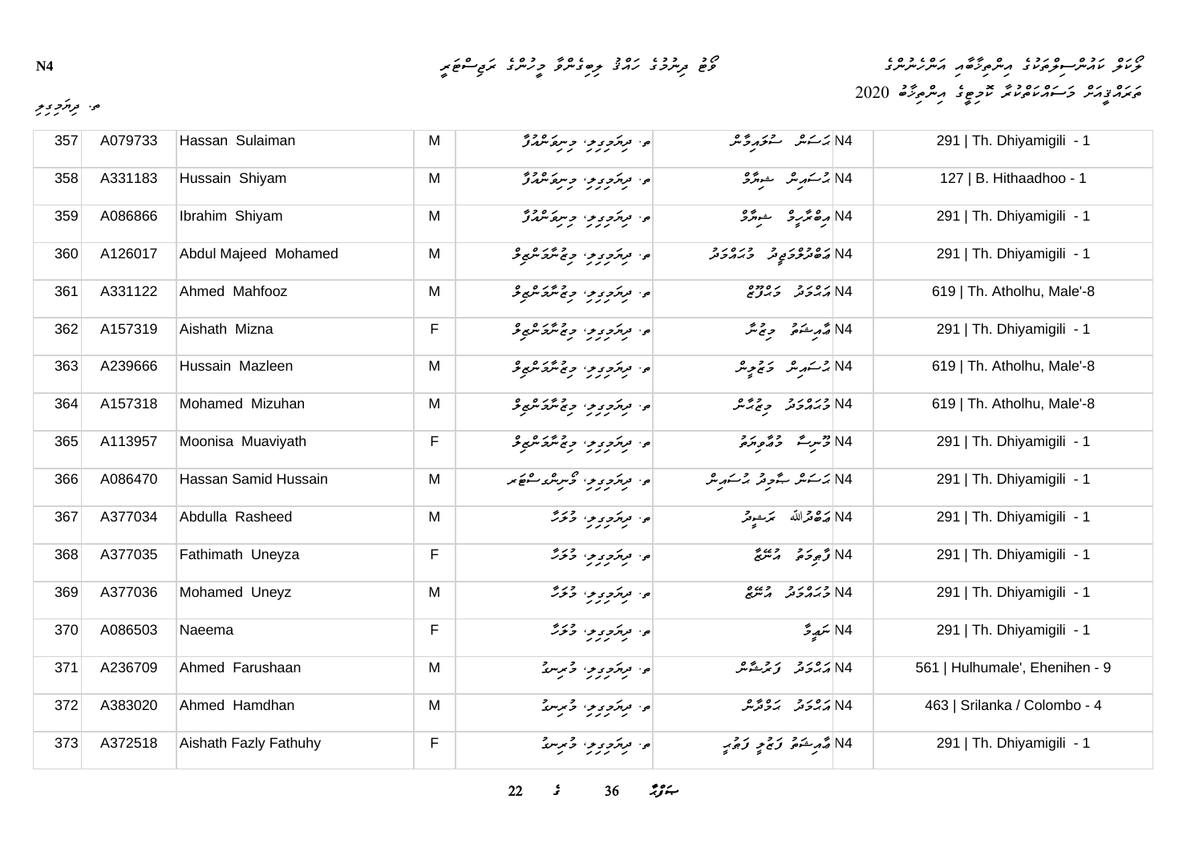ތ. ދިޔަމިގިލި

| 357 | A079733 | Hassan Sulaiman | M | ތ. ދިޔަމިގިލި، ވިނިވަސްއުފާ | N4 ހަސަން ސުލައިމާން | 291 \| Th. Dhiyamigili - 1 |
|---|---|---|---|---|---|---|
| 358 | A331183 | Hussain Shiyam | M | ތ. ދިޔަމިގިލި، ވިނިވަސްއުފާ | N4 ހުސައިން ޝިޔާމް | 127 \| B. Hithaadhoo - 1 |
| 359 | A086866 | Ibrahim Shiyam | M | ތ. ދިޔަމިގިލި، ވިނިވަސްއުފާ | N4 އިބްރާހީމް ޝިޔާމް | 291 \| Th. Dhiyamigili - 1 |
| 360 | A126017 | Abdul Majeed Mohamed | M | ތ. ދިޔަމިގިލި، މިޒްނާމަންޒިލް | N4 އަބްދުލްމަޖީދު މުޙައްމަދު | 291 \| Th. Dhiyamigili - 1 |
| 361 | A331122 | Ahmed Mahfooz | M | ތ. ދިޔަމިގިލި، މިޒްނާމަންޒިލް | N4 އަޙްމަދު މަޙްފޫޒު | 619 \| Th. Atholhu, Male'-8 |
| 362 | A157319 | Aishath Mizna | F | ތ. ދިޔަމިގިލި، މިޒްނާމަންޒިލް | N4 އާއިޝަތު މިޒްނާ | 291 \| Th. Dhiyamigili - 1 |
| 363 | A239666 | Hussain Mazleen | M | ތ. ދިޔަމިގިލި، މިޒްނާމަންޒިލް | N4 ހުސައިން މަޒްލީން | 619 \| Th. Atholhu, Male'-8 |
| 364 | A157318 | Mohamed Mizuhan | M | ތ. ދިޔަމިގިލި، މިޒްނާމަންޒިލް | N4 މުޙައްމަދު މިޒުހާން | 619 \| Th. Atholhu, Male'-8 |
| 365 | A113957 | Moonisa Muaviyath | F | ތ. ދިޔަމިގިލި، މިޒްނާމަންޒިލް | N4 މޫނިސާ މުއާވިޔަތު | 291 \| Th. Dhiyamigili - 1 |
| 366 | A086470 | Hassan Samid Hussain | M | ތ. ދިޔަމިގިލި، މޫނިންގުސްޓަރ | N4 ހަސަން ސާމިދު ހުސައިން | 291 \| Th. Dhiyamigili - 1 |
| 367 | A377034 | Abdulla Rasheed | M | ތ. ދިޔަމިގިލި، މެރަލް | N4 އަބްދުﷲ ރަޝީދު | 291 \| Th. Dhiyamigili - 1 |
| 368 | A377035 | Fathimath Uneyza | F | ތ. ދިޔަމިގިލި، މެރަލް | N4 ފާތިމަތު އުނޭޒާ | 291 \| Th. Dhiyamigili - 1 |
| 369 | A377036 | Mohamed Uneyz | M | ތ. ދިޔަމިގިލި، މެރަލް | N4 މުޙައްމަދު އުނޭޒް | 291 \| Th. Dhiyamigili - 1 |
| 370 | A086503 | Naeema | F | ތ. ދިޔަމިގިލި، މެރަލް | N4 ނަޢީމާ | 291 \| Th. Dhiyamigili - 1 |
| 371 | A236709 | Ahmed Farushaan | M | ތ. ދިޔަމިގިލި، މެރިނާ | N4 އަޙްމަދު ފަރުޝާން | 561 \| Hulhumale', Ehenihen - 9 |
| 372 | A383020 | Ahmed Hamdhan | M | ތ. ދިޔަމިގިލި، މެރިނާ | N4 އަޙްމަދު ހަމްދާން | 463 \| Srilanka / Colombo - 4 |
| 373 | A372518 | Aishath Fazly Fathuhy | F | ތ. ދިޔަމިގިލި، މެރިނާ | N4 އާއިޝަތު ފަޟްލީ ފަތުހީ | 291 \| Th. Dhiyamigili - 1 |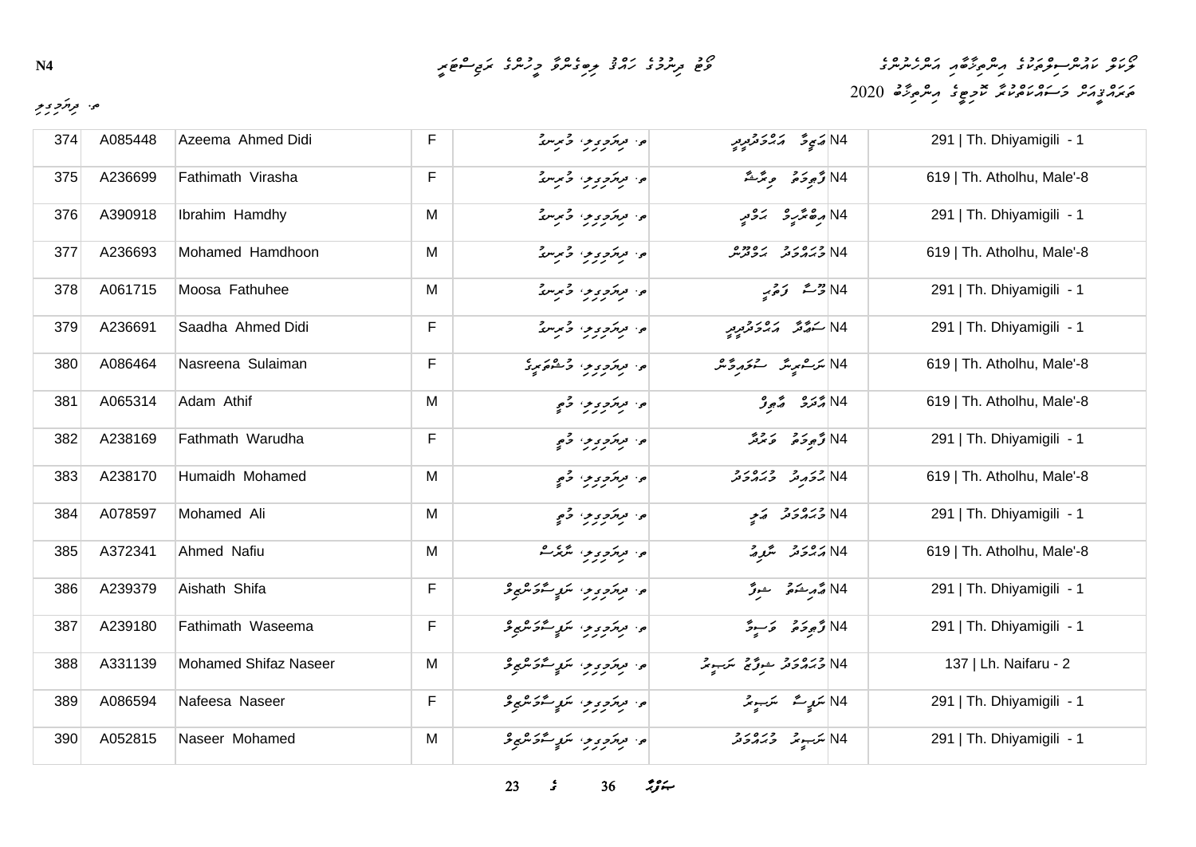| 374 | A085448 | Azeema Ahmed Didi | F | ތ. ދިޔަމިގިލި، މާރިނގު | N4 އަޒީމާ އަޙްމަދުދީދީ | 291 \| Th. Dhiyamigili - 1 |
|---|---|---|---|---|---|---|
| 375 | A236699 | Fathimath Virasha | F | ތ. ދިޔަމިގިލި، މާރިނގު | N4 ފާތިމަތު ވިރާޝާ | 619 \| Th. Atholhu, Male'-8 |
| 376 | A390918 | Ibrahim Hamdhy | M | ތ. ދިޔަމިގިލި، މާރިނގު | N4 އިބްރާހީމް ހަމްދީ | 291 \| Th. Dhiyamigili - 1 |
| 377 | A236693 | Mohamed Hamdhoon | M | ތ. ދިޔަމިގިލި، މާރިނގު | N4 މުޙައްމަދު ހަމްދޫން | 619 \| Th. Atholhu, Male'-8 |
| 378 | A061715 | Moosa Fathuhee | M | ތ. ދިޔަމިގިލި، މާރިނގު | N4 މޫސާ ފަތުހީ | 291 \| Th. Dhiyamigili - 1 |
| 379 | A236691 | Saadha Ahmed Didi | F | ތ. ދިޔަމިގިލި، މާރިނގު | N4 ސައުދާ އަޙްމަދުދީދީ | 291 \| Th. Dhiyamigili - 1 |
| 380 | A086464 | Nasreena Sulaiman | F | ތ. ދިޔަމިގިލި، މުޝްތަރީގެ | N4 ނަސްރީނާ ސުލައިމާން | 619 \| Th. Atholhu, Male'-8 |
| 381 | A065314 | Adam Athif | M | ތ. ދިޔަމިގިލި، މާލި | N4 އާދަމް އާތިފު | 619 \| Th. Atholhu, Male'-8 |
| 382 | A238169 | Fathmath Warudha | F | ތ. ދިޔަމިގިލި، މާލި | N4 ފާތިމަތު ވަރުދާ | 291 \| Th. Dhiyamigili - 1 |
| 383 | A238170 | Humaidh Mohamed | M | ތ. ދިޔަމިގިލި، މާލި | N4 ހުމައިދު މުޙައްމަދު | 619 \| Th. Atholhu, Male'-8 |
| 384 | A078597 | Mohamed Ali | M | ތ. ދިޔަމިގިލި، މާލި | N4 މުޙައްމަދު ޢަލީ | 291 \| Th. Dhiyamigili - 1 |
| 385 | A372341 | Ahmed Nafiu | M | ތ. ދިޔަމިގިލި، ނާރެސް | N4 އަޙްމަދު ނާފިޢު | 619 \| Th. Atholhu, Male'-8 |
| 386 | A239379 | Aishath Shifa | F | ތ. ދިޔަމިގިލި، ނަލީސާފަރުބިލާ | N4 އާއިޝަތު ޝިފާ | 291 \| Th. Dhiyamigili - 1 |
| 387 | A239180 | Fathimath Waseema | F | ތ. ދިޔަމިގިލި، ނަލީސާފަރުބިލާ | N4 ފާތިމަތު ވަސީމާ | 291 \| Th. Dhiyamigili - 1 |
| 388 | A331139 | Mohamed Shifaz Naseer | M | ތ. ދިޔަމިގިލި، ނަލީސާފަރުބިލާ | N4 މުޙައްމަދު ޝިފާޒު ނަސީރު | 137 \| Lh. Naifaru - 2 |
| 389 | A086594 | Nafeesa Naseer | F | ތ. ދިޔަމިގިލި، ނަލީސާފަރުބިލާ | N4 ނަފީސާ ނަސީރު | 291 \| Th. Dhiyamigili - 1 |
| 390 | A052815 | Naseer Mohamed | M | ތ. ދިޔަމިގިލި، ނަލީސާފަރުބިލާ | N4 ނަސީރު މުޙައްމަދު | 291 \| Th. Dhiyamigili - 1 |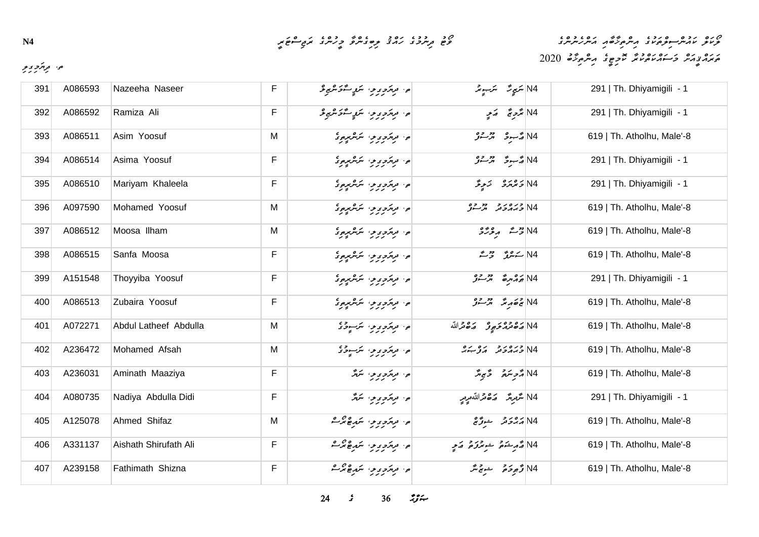| 391 | A086593 | Nazeeha Naseer | F | ތ. ދިޔަމިގިލި، ނަލިސާމަންޒިލް | N4 ނަޒީހާ ނަސީރު | 291 \| Th. Dhiyamigili - 1 |
|---|---|---|---|---|---|---|
| 392 | A086592 | Ramiza Ali | F | ތ. ދިޔަމިގިލި، ނަލިސާމަންޒިލް | N4 ރާމިޒާ ޢަލީ | 291 \| Th. Dhiyamigili - 1 |
| 393 | A086511 | Asim Yoosuf | M | ތ. ދިޔަމިގިލި، ނަންނާރިގެ | N4 އާސިމް ޔޫސުފް | 619 \| Th. Atholhu, Male'-8 |
| 394 | A086514 | Asima Yoosuf | F | ތ. ދިޔަމިގިލި، ނަންނާރިގެ | N4 އާސިމާ ޔޫސުފް | 291 \| Th. Dhiyamigili - 1 |
| 395 | A086510 | Mariyam Khaleela | F | ތ. ދިޔަމިގިލި، ނަންނާރިގެ | N4 މަރިޔަމް ޚަލީލާ | 291 \| Th. Dhiyamigili - 1 |
| 396 | A097590 | Mohamed Yoosuf | M | ތ. ދިޔަމިގިލި، ނަންނާރިގެ | N4 މުޙައްމަދު ޔޫސުފް | 619 \| Th. Atholhu, Male'-8 |
| 397 | A086512 | Moosa Ilham | M | ތ. ދިޔަމިގިލި، ނަންނާރިގެ | N4 މޫސާ އިލްހާމް | 619 \| Th. Atholhu, Male'-8 |
| 398 | A086515 | Sanfa Moosa | F | ތ. ދިޔަމިގިލި، ނަންނާރިގެ | N4 ސަންފާ މޫސާ | 619 \| Th. Atholhu, Male'-8 |
| 399 | A151548 | Thoyyiba Yoosuf | F | ތ. ދިޔަމިގިލި، ނަންނާރިގެ | N4 ޠައްޔިބާ ޔޫސުފް | 291 \| Th. Dhiyamigili - 1 |
| 400 | A086513 | Zubaira Yoosuf | F | ތ. ދިޔަމިގިލި، ނަންނާރިގެ | N4 ޒުބައިރާ ޔޫސުފް | 619 \| Th. Atholhu, Male'-8 |
| 401 | A072271 | Abdul Latheef Abdulla | M | ތ. ދިޔަމިގިލި، ނަސީމުގެ | N4 އަބްދުއްލަޠީފް އަބްދުﷲ | 619 \| Th. Atholhu, Male'-8 |
| 402 | A236472 | Mohamed Afsah | M | ތ. ދިޔަމިގިލި، ނަސީމުގެ | N4 މުޙައްމަދު އަފްސަހް | 619 \| Th. Atholhu, Male'-8 |
| 403 | A236031 | Aminath Maaziya | F | ތ. ދިޔަމިގިލި، ނަޖާ | N4 އާމިނަތު މާޒިޔާ | 619 \| Th. Atholhu, Male'-8 |
| 404 | A080735 | Nadiya Abdulla Didi | F | ތ. ދިޔަމިގިލި، ނަޖާ | N4 ނާދިޔާ އަބްދުﷲދީދީ | 291 \| Th. Dhiyamigili - 1 |
| 405 | A125078 | Ahmed Shifaz | M | ތ. ދިޔަމިގިލި، ނަރުގިސް | N4 އަޙްމަދު ޝިފާޒް | 619 \| Th. Atholhu, Male'-8 |
| 406 | A331137 | Aishath Shirufath Ali | F | ތ. ދިޔަމިގިލި، ނަރުގިސް | N4 އާއިޝަތު ޝިރުފާތު ޢަލީ | 619 \| Th. Atholhu, Male'-8 |
| 407 | A239158 | Fathimath Shizna | F | ތ. ދިޔަމިގިލި، ނަރުގިސް | N4 ފާތިމަތު ޝިޒްނާ | 619 \| Th. Atholhu, Male'-8 |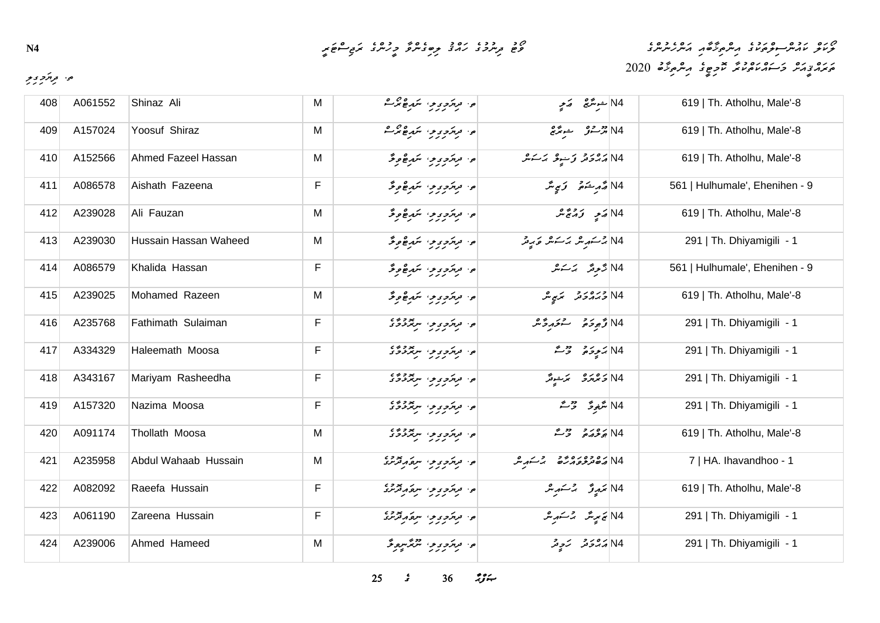| 408 | A061552 | Shinaz Ali | M | ه· ترترترتر، سَرَرِ چَ مَرْ ے | N4 شِبِرَّجْ جَرَجِ | 619 \| Th. Atholhu, Male'-8 |
|---|---|---|---|---|---|---|
| 409 | A157024 | Yoosuf Shiraz | M | ه· ترترترتر، سَرَرِ چَ مَرْ ے | N4 تَرْسُرْوْ شِبِرَّجْ | 619 \| Th. Atholhu, Male'-8 |
| 410 | A152566 | Ahmed Fazeel Hassan | M | ه· ترترترتر، سَرَرِ چَ وِ تَرُ | N4 مَہُرْ حَرْ وَ سِبِوْ بَرَ سَرْ | 619 \| Th. Atholhu, Male'-8 |
| 411 | A086578 | Aishath Fazeena | F | ه· ترترترتر، سَرَرِ چَ وِ تَرُ | N4 مَہُرْ شَہُرْ وَ بِرُ | 561 \| Hulhumale', Ehenihen - 9 |
| 412 | A239028 | Ali Fauzan | M | ه· ترترترتر، سَرَرِ چَ وِ تَرُ | N4 مَہُرِ وَ مُرْ بِرْ | 619 \| Th. Atholhu, Male'-8 |
| 413 | A239030 | Hussain Hassan Waheed | M | ه· ترترترتر، سَرَرِ چَ وِ تَرُ | N4 بْرِ سَرْ بِرْ بَرَ سَرْ وَ بِرْ | 291 \| Th. Dhiyamigili - 1 |
| 414 | A086579 | Khalida Hassan | F | ه· ترترترتر، سَرَرِ چَ وِ تَرُ | N4 رُ وِ تَرُ بَرَ سَرْ | 561 \| Hulhumale', Ehenihen - 9 |
| 415 | A239025 | Mohamed Razeen | M | ه· ترترترتر، سَرَرِ چَ وِ تَرُ | N4 وِ بَرْ مُرْ تَرْ بَرْ بِرْ | 619 \| Th. Atholhu, Male'-8 |
| 416 | A235768 | Fathimath Sulaiman | F | ه· ترترترتر، سِرْتَرْ وَ وَ | N4 وَ بِرْ وَ مْ سَرُ وَ رِ وَ بِرْ | 291 \| Th. Dhiyamigili - 1 |
| 417 | A334329 | Haleemath Moosa | F | ه· ترترترتر، سِرْتَرْ وَ وَ | N4 بَرِ وَ مْ وُ سَ | 291 \| Th. Dhiyamigili - 1 |
| 418 | A343167 | Mariyam Rasheedha | F | ه· ترترترتر، سِرْتَرْ وَ وَ | N4 وَ بَرْ بَرْ وْ بَرْ شِبِرْ تَرُ | 291 \| Th. Dhiyamigili - 1 |
| 419 | A157320 | Nazima Moosa | F | ه· ترترترتر، سِرْتَرْ وَ وَ | N4 سَرْ بِرْ وَ وُ سَ | 291 \| Th. Dhiyamigili - 1 |
| 420 | A091174 | Thollath Moosa | M | ه· ترترترتر، سِرْتَرْ وَ وَ | N4 بَرْ وَ مْ وُ سَ | 619 \| Th. Atholhu, Male'-8 |
| 421 | A235958 | Abdul Wahaab Hussain | M | ه· ترترترتر، سِرْوَ مْ تَرْ تَرْ وَ | N4 مَہُ صَرْ تَرْ وَ بَرْ مُ وَ بْرِ سَرْ بِرْ | 7 \| HA. Ihavandhoo - 1 |
| 422 | A082092 | Raeefa Hussain | F | ه· ترترترتر، سِرْوَ مْ تَرْ تَرْ وَ | N4 بَرْ مِرْ وَ بْرِ سَرْ بِرْ | 619 \| Th. Atholhu, Male'-8 |
| 423 | A061190 | Zareena Hussain | F | ه· ترترترتر، سِرْوَ مْ تَرْ تَرْ وَ | N4 بِرْ بِرْ بِرْ بْرِ سَرْ بِرْ | 291 \| Th. Dhiyamigili - 1 |
| 424 | A239006 | Ahmed Hameed | M | ه· ترترترتر، سَرْتَرْ سِرْ وِ تَرُ | N4 مَہُرْ حَرْ بَرِ تَرْ | 291 \| Th. Dhiyamigili - 1 |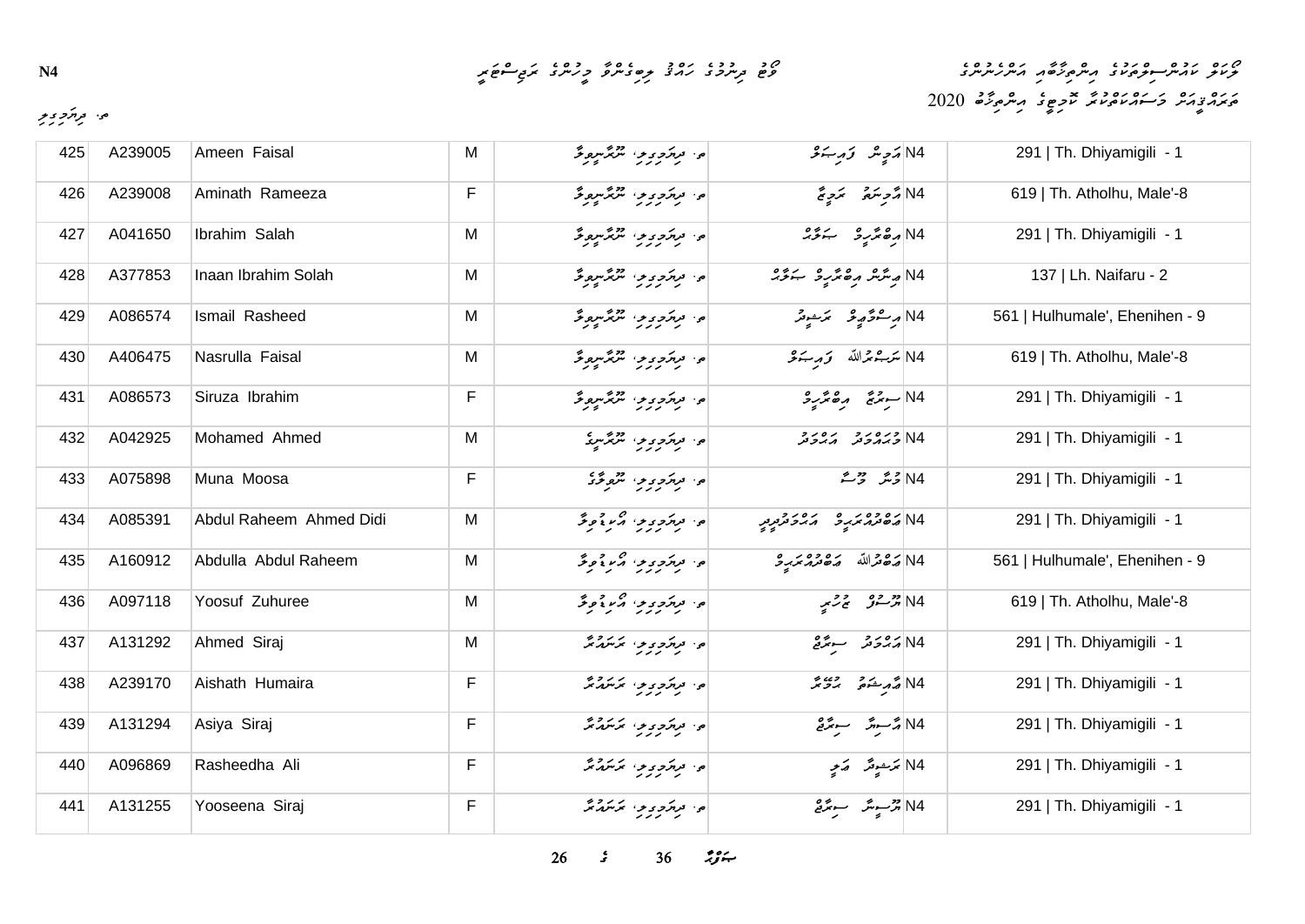| 425 | A239005 | Ameen Faisal | M | ތ. ދިޔަމިގިލި، ނޫރާނީވިލާ | އަމީން ފައިސަލް N4 | 291 \| Th. Dhiyamigili - 1 |
|---|---|---|---|---|---|---|
| 426 | A239008 | Aminath Rameeza | F | ތ. ދިޔަމިގިލި، ނޫރާނީވިލާ | އާމިނަތު ރަމީޒާ N4 | 619 \| Th. Atholhu, Male'-8 |
| 427 | A041650 | Ibrahim Salah | M | ތ. ދިޔަމިގިލި، ނޫރާނީވިލާ | އިބްރާހީމް ސަލާހް N4 | 291 \| Th. Dhiyamigili - 1 |
| 428 | A377853 | Inaan Ibrahim Solah | M | ތ. ދިޔަމިގިލި، ނޫރާނީވިލާ | އިނާން އިބްރާހީމް ސޮލާހް N4 | 137 \| Lh. Naifaru - 2 |
| 429 | A086574 | Ismail Rasheed | M | ތ. ދިޔަމިގިލި، ނޫރާނީވިލާ | އިސްމާއީލް ރަޝީދު N4 | 561 \| Hulhumale', Ehenihen - 9 |
| 430 | A406475 | Nasrulla Faisal | M | ތ. ދިޔަމިގިލި، ނޫރާނީވިލާ | ނަސްރުﷲ ފައިސަލް N4 | 619 \| Th. Atholhu, Male'-8 |
| 431 | A086573 | Siruza Ibrahim | F | ތ. ދިޔަމިގިލި، ނޫރާނީވިލާ | ސިރުޒާ އިބްރާހީމް N4 | 291 \| Th. Dhiyamigili - 1 |
| 432 | A042925 | Mohamed Ahmed | M | ތ. ދިޔަމިގިލި، ނޫރާނީގެ | މުހައްމަދު އަހްމަދު N4 | 291 \| Th. Dhiyamigili - 1 |
| 433 | A075898 | Muna Moosa | F | ތ. ދިޔަމިގިލި، ނޫރުވާގެ | މުނާ މޫސާ N4 | 291 \| Th. Dhiyamigili - 1 |
| 434 | A085391 | Abdul Raheem Ahmed Didi | M | ތ. ދިޔަމިގިލި، އޮކިޑްވިލާ | އަބްދުއްރަހީމް އަހްމަދުދީދީ N4 | 291 \| Th. Dhiyamigili - 1 |
| 435 | A160912 | Abdulla Abdul Raheem | M | ތ. ދިޔަމިގިލި، އޮކިޑްވިލާ | އަބްދުﷲ އަބްދުއްރަހީމް N4 | 561 \| Hulhumale', Ehenihen - 9 |
| 436 | A097118 | Yoosuf Zuhuree | M | ތ. ދިޔަމިގިލި، އޮކިޑްވިލާ | ޔޫސުފް ޒުހުރީ N4 | 619 \| Th. Atholhu, Male'-8 |
| 437 | A131292 | Ahmed Siraj | M | ތ. ދިޔަމިގިލި، ރަނަމުރާ | އަހްމަދު ސިރާޖު N4 | 291 \| Th. Dhiyamigili - 1 |
| 438 | A239170 | Aishath Humaira | F | ތ. ދިޔަމިގިލި، ރަނަމުރާ | އާއިޝަތު ހުމައިރާ N4 | 291 \| Th. Dhiyamigili - 1 |
| 439 | A131294 | Asiya Siraj | F | ތ. ދިޔަމިގިލި، ރަނަމުރާ | އާސިޔާ ސިރާޖު N4 | 291 \| Th. Dhiyamigili - 1 |
| 440 | A096869 | Rasheedha Ali | F | ތ. ދިޔަމިގިލި، ރަނަމުރާ | ރަޝީދާ އަލި N4 | 291 \| Th. Dhiyamigili - 1 |
| 441 | A131255 | Yooseena Siraj | F | ތ. ދިޔަމިގިލި، ރަނަމުރާ | ޔޫސީނާ ސިރާޖު N4 | 291 \| Th. Dhiyamigili - 1 |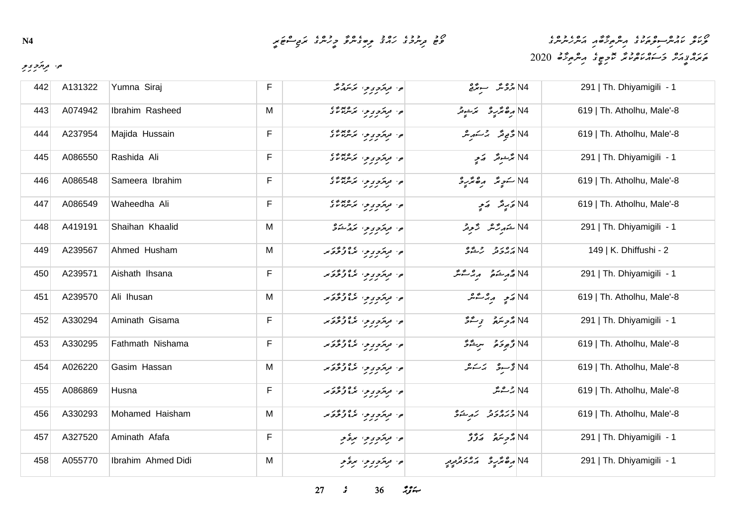| 442 | A131322 | Yumna Siraj | F | ތ. ދިޔަމިގިލި، ރަނައުރާ | N4 ޔުމްނާ ސިރާޖް | 291 \| Th. Dhiyamigili - 1 |
|---|---|---|---|---|---|---|
| 443 | A074942 | Ibrahim Rasheed | M | ތ. ދިޔަމިގިލި، ރަންނާއީގެ | N4 އިބްރާހީމް ރަޝީދު | 619 \| Th. Atholhu, Male'-8 |
| 444 | A237954 | Majida Hussain | F | ތ. ދިޔަމިގިލި، ރަންނާއީގެ | N4 މާޖިދާ ހުސައިން | 619 \| Th. Atholhu, Male'-8 |
| 445 | A086550 | Rashida Ali | F | ތ. ދިޔަމިގިލި، ރަންނާއީގެ | N4 ރާޝިދާ އަލި | 291 \| Th. Dhiyamigili - 1 |
| 446 | A086548 | Sameera Ibrahim | F | ތ. ދިޔަމިގިލި، ރަންނާއީގެ | N4 ސަމީރާ އިބްރާހީމް | 619 \| Th. Atholhu, Male'-8 |
| 447 | A086549 | Waheedha Ali | F | ތ. ދިޔަމިގިލި، ރަންނާއީގެ | N4 ވަހީދާ އަލި | 619 \| Th. Atholhu, Male'-8 |
| 448 | A419191 | Shaihan Khaalid | M | ތ. ދިޔަމިގިލި، ރައުޝަމް | N4 ޝައިހާން ޚާލިދު | 291 \| Th. Dhiyamigili - 1 |
| 449 | A239567 | Ahmed Husham | M | ތ. ދިޔަމިގިލި، ރޯޒްވިލާ | N4 އަހްމަދު ހުޝާމް | 149 \| K. Dhiffushi - 2 |
| 450 | A239571 | Aishath Ihsana | F | ތ. ދިޔަމިގިލި، ރޯޒްވިލާ | N4 އާއިޝަތު އިޙްސާނާ | 291 \| Th. Dhiyamigili - 1 |
| 451 | A239570 | Ali Ihusan | M | ތ. ދިޔަމިގިލި، ރޯޒްވިލާ | N4 އަލި އިހުސާން | 619 \| Th. Atholhu, Male'-8 |
| 452 | A330294 | Aminath Gisama | F | ތ. ދިޔަމިގިލި، ރޯޒްވިލާ | N4 އާމިނަތު ގިސާމާ | 291 \| Th. Dhiyamigili - 1 |
| 453 | A330295 | Fathmath Nishama | F | ތ. ދިޔަމިގިލި، ރޯޒްވިލާ | N4 ފާތިމަތު ނިޝާމާ | 619 \| Th. Atholhu, Male'-8 |
| 454 | A026220 | Gasim Hassan | M | ތ. ދިޔަމިގިލި، ރޯޒްވިލާ | N4 ޤާސިމް ހަސަން | 619 \| Th. Atholhu, Male'-8 |
| 455 | A086869 | Husna | F | ތ. ދިޔަމިގިލި، ރޯޒްވިލާ | N4 ހުސްނާ | 619 \| Th. Atholhu, Male'-8 |
| 456 | A330293 | Mohamed Haisham | M | ތ. ދިޔަމިގިލި، ރޯޒްވިލާ | N4 މުޙައްމަދު ހައިޝަމް | 619 \| Th. Atholhu, Male'-8 |
| 457 | A327520 | Aminath Afafa | F | ތ. ދިޔަމިގިލި، ރިވެލި | N4 އާމިނަތު އަފާފާ | 291 \| Th. Dhiyamigili - 1 |
| 458 | A055770 | Ibrahim Ahmed Didi | M | ތ. ދިޔަމިގިލި، ރިވެލި | N4 އިބްރާހީމް އަހްމަދުދީދީ | 291 \| Th. Dhiyamigili - 1 |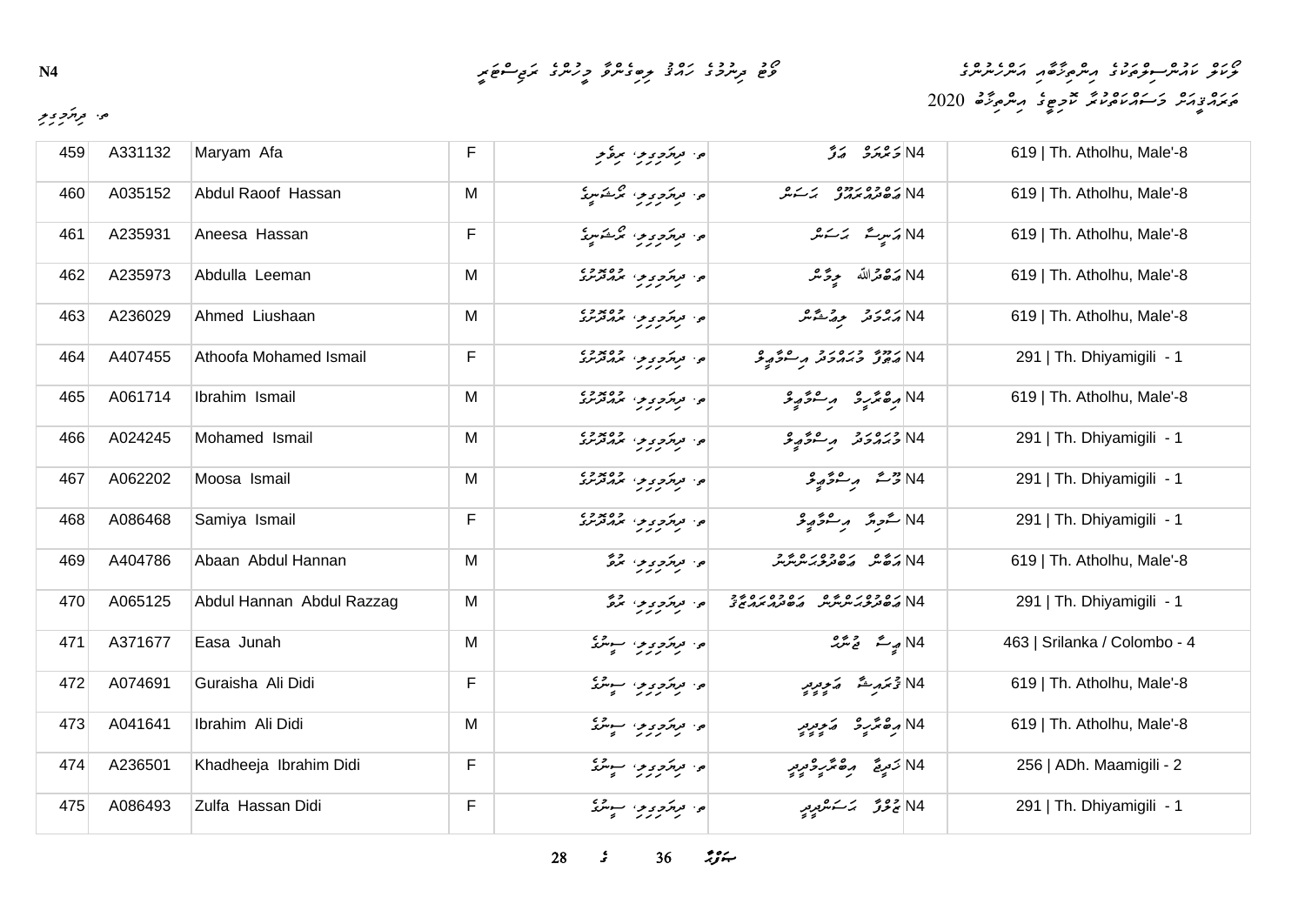ތ. ދިޔަމިގިލި

| 459 | A331132 | Maryam Afa | F | ތ. ދިޔަމިގިލި، ރިތެލި | N4 މަރްޔަމް އަފާ | 619 \| Th. Atholhu, Male'-8 |
|---|---|---|---|---|---|---|
| 460 | A035152 | Abdul Raoof Hassan | M | ތ. ދިޔަމިގިލި، ރޯޝަނީގެ | N4 އަބްދުލްރައޫފް ހަސަން | 619 \| Th. Atholhu, Male'-8 |
| 461 | A235931 | Aneesa Hassan | F | ތ. ދިޔަމިގިލި، ރޯޝަނީގެ | N4 އަނީސާ ހަސަން | 619 \| Th. Atholhu, Male'-8 |
| 462 | A235973 | Abdulla Leeman | M | ތ. ދިޔަމިގިލި، ރައްދޫގެ | N4 އަބްދުﷲ ލީމާން | 619 \| Th. Atholhu, Male'-8 |
| 463 | A236029 | Ahmed Liushaan | M | ތ. ދިޔަމިގިލި، ރައްދޫގެ | N4 އަޙްމަދު ލިއުޝާން | 619 \| Th. Atholhu, Male'-8 |
| 464 | A407455 | Athoofa Mohamed Ismail | F | ތ. ދިޔަމިގިލި، ރައްދޫގެ | N4 އަތޫފާ މުޙައްމަދު އިސްމާޢީލް | 291 \| Th. Dhiyamigili - 1 |
| 465 | A061714 | Ibrahim Ismail | M | ތ. ދިޔަމިގިލި، ރައްދޫގެ | N4 އިބްރާހީމް އިސްމާޢީލް | 619 \| Th. Atholhu, Male'-8 |
| 466 | A024245 | Mohamed Ismail | M | ތ. ދިޔަމިގިލި، ރައްދޫގެ | N4 މުޙައްމަދު އިސްމާޢީލް | 291 \| Th. Dhiyamigili - 1 |
| 467 | A062202 | Moosa Ismail | M | ތ. ދިޔަމިގިލި، ރައްދޫގެ | N4 މޫސާ އިސްމާޢީލް | 291 \| Th. Dhiyamigili - 1 |
| 468 | A086468 | Samiya Ismail | F | ތ. ދިޔަމިގިލި، ރައްދޫގެ | N4 ސާމިޔާ އިސްމާޢީލް | 291 \| Th. Dhiyamigili - 1 |
| 469 | A404786 | Abaan Abdul Hannan | M | ތ. ދިޔަމިގިލި، ރަޙާ | N4 އަބާން އަބްދުލްޙަންނާން | 619 \| Th. Atholhu, Male'-8 |
| 470 | A065125 | Abdul Hannan Abdul Razzag | M | ތ. ދިޔަމިގިލި، ރަޙާ | N4 އަބްދުލްޙަންނާން އަބްދުއްރައްޒާޤު | 291 \| Th. Dhiyamigili - 1 |
| 471 | A371677 | Easa Junah | M | ތ. ދިޔަމިގިލި، ސީނާގެ | N4 ޢީސާ ޖުނާޙް | 463 \| Srilanka / Colombo - 4 |
| 472 | A074691 | Guraisha Ali Didi | F | ތ. ދިޔަމިގިލި، ސީނާގެ | N4 ގުރައިޝާ އަލީދީދީ | 619 \| Th. Atholhu, Male'-8 |
| 473 | A041641 | Ibrahim Ali Didi | M | ތ. ދިޔަމިގިލި، ސީނާގެ | N4 އިބްރާހީމް އަލީދީދީ | 619 \| Th. Atholhu, Male'-8 |
| 474 | A236501 | Khadheeja Ibrahim Didi | F | ތ. ދިޔަމިގިލި، ސީނާގެ | N4 ޚަދީޖާ އިބްރާހީމްދީދީ | 256 \| ADh. Maamigili - 2 |
| 475 | A086493 | Zulfa Hassan Didi | F | ތ. ދިޔަމިގިލި، ސީނާގެ | N4 ޒުލްފާ ހަސަންދީދީ | 291 \| Th. Dhiyamigili - 1 |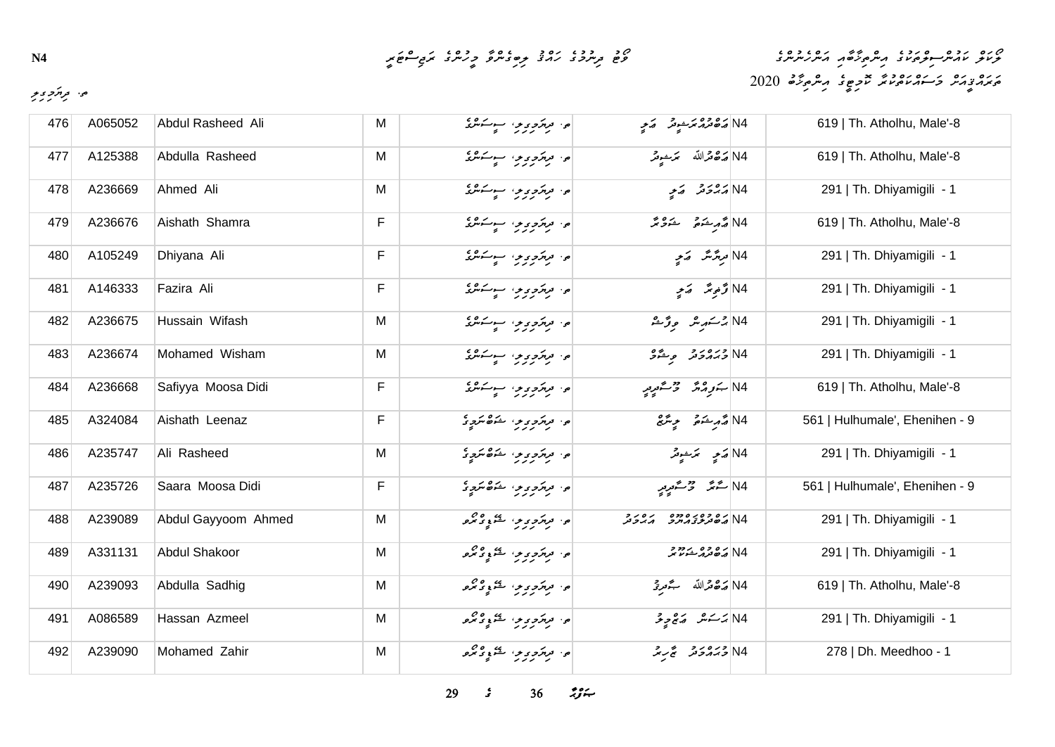ތޮޅު ދިއްގުގެ ހަލާތު ދިމާލާ ދިނުންގެ ތަކުރާރީ ކަސްރަތު
ޕާރލަމެންޓަރީ އިންތިޚާބާއި ބޭރަށް ދިޔަ ރަށްތައް ޓިކެޓު ޓްރާންސްފަރ 2020

ތ. ދިޔަމިގިލި

| 476 | A065052 | Abdul Rasheed Ali | M | ތ. ދިޔަމިގިލި، ސިލްސިލާ | އަބްދުލްރަޝީދު އަލީ | N4 | 619 \| Th. Atholhu, Male'-8 |
|---|---|---|---|---|---|---|---|
| 477 | A125388 | Abdulla Rasheed | M | ތ. ދިޔަމިގިލި، ސިލްސިލާ | އަބްދުﷲ ރަޝީދު | N4 | 619 \| Th. Atholhu, Male'-8 |
| 478 | A236669 | Ahmed Ali | M | ތ. ދިޔަމިގިލި، ސިލްސިލާ | އަހުމަދު އަލީ | N4 | 291 \| Th. Dhiyamigili - 1 |
| 479 | A236676 | Aishath Shamra | F | ތ. ދިޔަމިގިލި، ސިލްސިލާ | އައިޝަތު ޝަމްރާ | N4 | 619 \| Th. Atholhu, Male'-8 |
| 480 | A105249 | Dhiyana Ali | F | ތ. ދިޔަމިގިލި، ސިލްސިލާ | ދިޔާނާ އަލީ | N4 | 291 \| Th. Dhiyamigili - 1 |
| 481 | A146333 | Fazira Ali | F | ތ. ދިޔަމިގިލި، ސިލްސިލާ | ފާޒިރާ އަލީ | N4 | 291 \| Th. Dhiyamigili - 1 |
| 482 | A236675 | Hussain Wifash | M | ތ. ދިޔަމިގިލި، ސިލްސިލާ | ހުސައިން ވިފާޝް | N4 | 291 \| Th. Dhiyamigili - 1 |
| 483 | A236674 | Mohamed Wisham | M | ތ. ދިޔަމިގިލި، ސިލްސިލާ | މުހައްމަދު ވިޝާމް | N4 | 291 \| Th. Dhiyamigili - 1 |
| 484 | A236668 | Safiyya Moosa Didi | F | ތ. ދިޔަމިގިލި، ސިލްސިލާ | ސަފިއްޔާ މޫސާދީދީ | N4 | 619 \| Th. Atholhu, Male'-8 |
| 485 | A324084 | Aishath Leenaz | F | ތ. ދިޔަމިގިލި، ޝަރަފްނަޒީގެ | އައިޝަތު ލީނާޒް | N4 | 561 \| Hulhumale', Ehenihen - 9 |
| 486 | A235747 | Ali Rasheed | M | ތ. ދިޔަމިގިލި، ޝަރަފްނަޒީގެ | އަލީ ރަޝީދު | N4 | 291 \| Th. Dhiyamigili - 1 |
| 487 | A235726 | Saara Moosa Didi | F | ތ. ދިޔަމިގިލި، ޝަރަފްނަޒީގެ | ސާރާ މޫސާދީދީ | N4 | 561 \| Hulhumale', Ehenihen - 9 |
| 488 | A239089 | Abdul Gayyoom Ahmed | M | ތ. ދިޔަމިގިލި، ޝާޓީލްގެ | އަބްދުލްޤައްޔޫމް އަހުމަދު | N4 | 291 \| Th. Dhiyamigili - 1 |
| 489 | A331131 | Abdul Shakoor | M | ތ. ދިޔަމިގިލި، ޝާޓީލްގެ | އަބްދުލްޝަކޫރު | N4 | 291 \| Th. Dhiyamigili - 1 |
| 490 | A239093 | Abdulla Sadhig | M | ތ. ދިޔަމިގިލި، ޝާޓީލްގެ | އަބްދުﷲ ސާދިގު | N4 | 619 \| Th. Atholhu, Male'-8 |
| 491 | A086589 | Hassan Azmeel | M | ތ. ދިޔަމިގިލި، ޝާޓީލްގެ | ހަސަން އަޒްމީލް | N4 | 291 \| Th. Dhiyamigili - 1 |
| 492 | A239090 | Mohamed Zahir | M | ތ. ދިޔަމިގިލި، ޝާޓީލްގެ | މުހައްމަދު ޒާހިރު | N4 | 278 \| Dh. Meedhoo - 1 |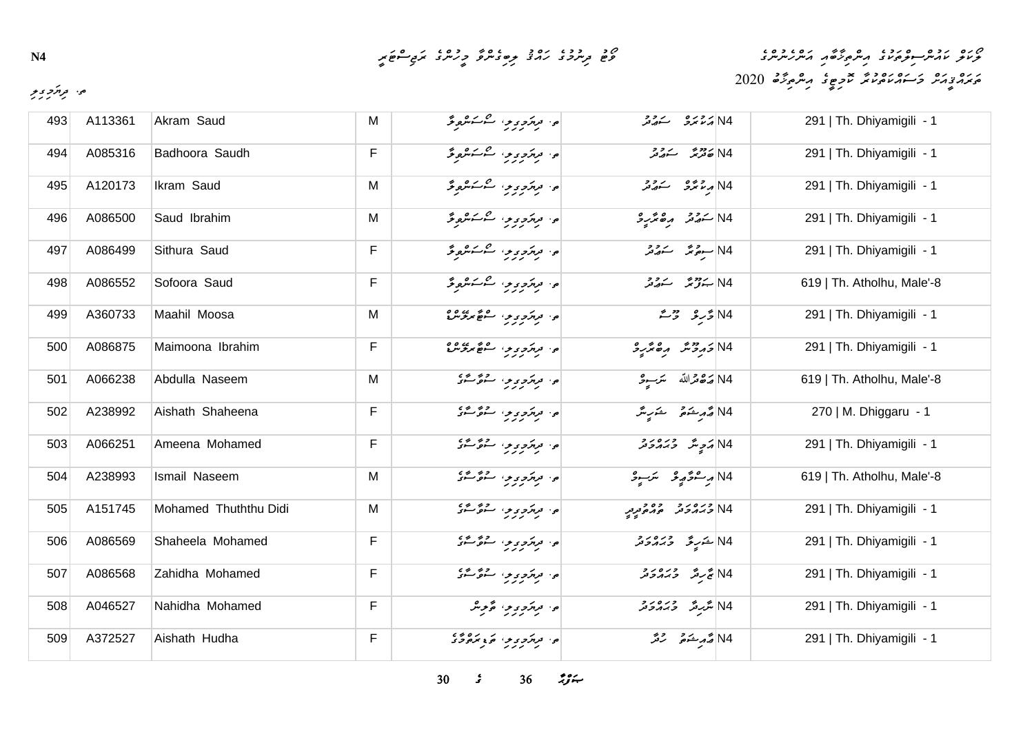| 493 | A113361 | Akram Saud | M | ތ. ދިޔަމިގިލި، ސާސަންގެ | N4 އަކްރަމް ސައުދު | 291 \| Th. Dhiyamigili - 1 |
|---|---|---|---|---|---|---|
| 494 | A085316 | Badhoora Saudh | F | ތ. ދިޔަމިގިލި، ސާސަންގެ | N4 ބަދޫރާ ސައުދު | 291 \| Th. Dhiyamigili - 1 |
| 495 | A120173 | Ikram Saud | M | ތ. ދިޔަމިގިލި، ސާސަންގެ | N4 އިކްރާމް ސައުދު | 291 \| Th. Dhiyamigili - 1 |
| 496 | A086500 | Saud Ibrahim | M | ތ. ދިޔަމިގިލި، ސާސަންގެ | N4 ސައުދު އިބްރާހިމް | 291 \| Th. Dhiyamigili - 1 |
| 497 | A086499 | Sithura Saud | F | ތ. ދިޔަމިގިލި، ސާސަންގެ | N4 ސިތުރާ ސައުދު | 291 \| Th. Dhiyamigili - 1 |
| 498 | A086552 | Sofoora Saud | F | ތ. ދިޔަމިގިލި، ސާސަންގެ | N4 ސޫފޫރާ ސައުދު | 619 \| Th. Atholhu, Male'-8 |
| 499 | A360733 | Maahil Moosa | M | ތ. ދިޔަމިގިލި، ސުޖާރަވާންޏ | N4 މާހިލް މޫސާ | 291 \| Th. Dhiyamigili - 1 |
| 500 | A086875 | Maimoona Ibrahim | F | ތ. ދިޔަމިގިލި، ސުޖާރަވާންޏ | N4 މައިމޫނާ އިބްރާހިމް | 291 \| Th. Dhiyamigili - 1 |
| 501 | A066238 | Abdulla Naseem | M | ތ. ދިޔަމިގިލި، ސުވާސާގެ | N4 އަބްދުﷲ ނަސީމް | 619 \| Th. Atholhu, Male'-8 |
| 502 | A238992 | Aishath Shaheena | F | ތ. ދިޔަމިގިލި، ސުވާސާގެ | N4 އާއިޝަތު ޝަހީނާ | 270 \| M. Dhiggaru - 1 |
| 503 | A066251 | Ameena Mohamed | F | ތ. ދިޔަމިގިލި، ސުވާސާގެ | N4 އަމީނާ މުޙައްމަދު | 291 \| Th. Dhiyamigili - 1 |
| 504 | A238993 | Ismail Naseem | M | ތ. ދިޔަމިގިލި، ސުވާސާގެ | N4 އިސްމާޢީލް ނަސީމް | 619 \| Th. Atholhu, Male'-8 |
| 505 | A151745 | Mohamed Thuththu Didi | M | ތ. ދިޔަމިގިލި، ސުވާސާގެ | N4 މުޙައްމަދު ތުއްތުދީދީ | 291 \| Th. Dhiyamigili - 1 |
| 506 | A086569 | Shaheela Mohamed | F | ތ. ދިޔަމިގިލި، ސުވާސާގެ | N4 ޝަހީލާ މުޙައްމަދު | 291 \| Th. Dhiyamigili - 1 |
| 507 | A086568 | Zahidha Mohamed | F | ތ. ދިޔަމިގިލި، ސުވާސާގެ | N4 ޒާހިދާ މުޙައްމަދު | 291 \| Th. Dhiyamigili - 1 |
| 508 | A046527 | Nahidha Mohamed | F | ތ. ދިޔަމިގިލި، ޝާލިން | N4 ނާހިދާ މުޙައްމަދު | 291 \| Th. Dhiyamigili - 1 |
| 509 | A372527 | Aishath Hudha | F | ތ. ދިޔަމިގިލި، ޝަލަރަވާގެ | N4 އާއިޝަތު ހުދާ | 291 \| Th. Dhiyamigili - 1 |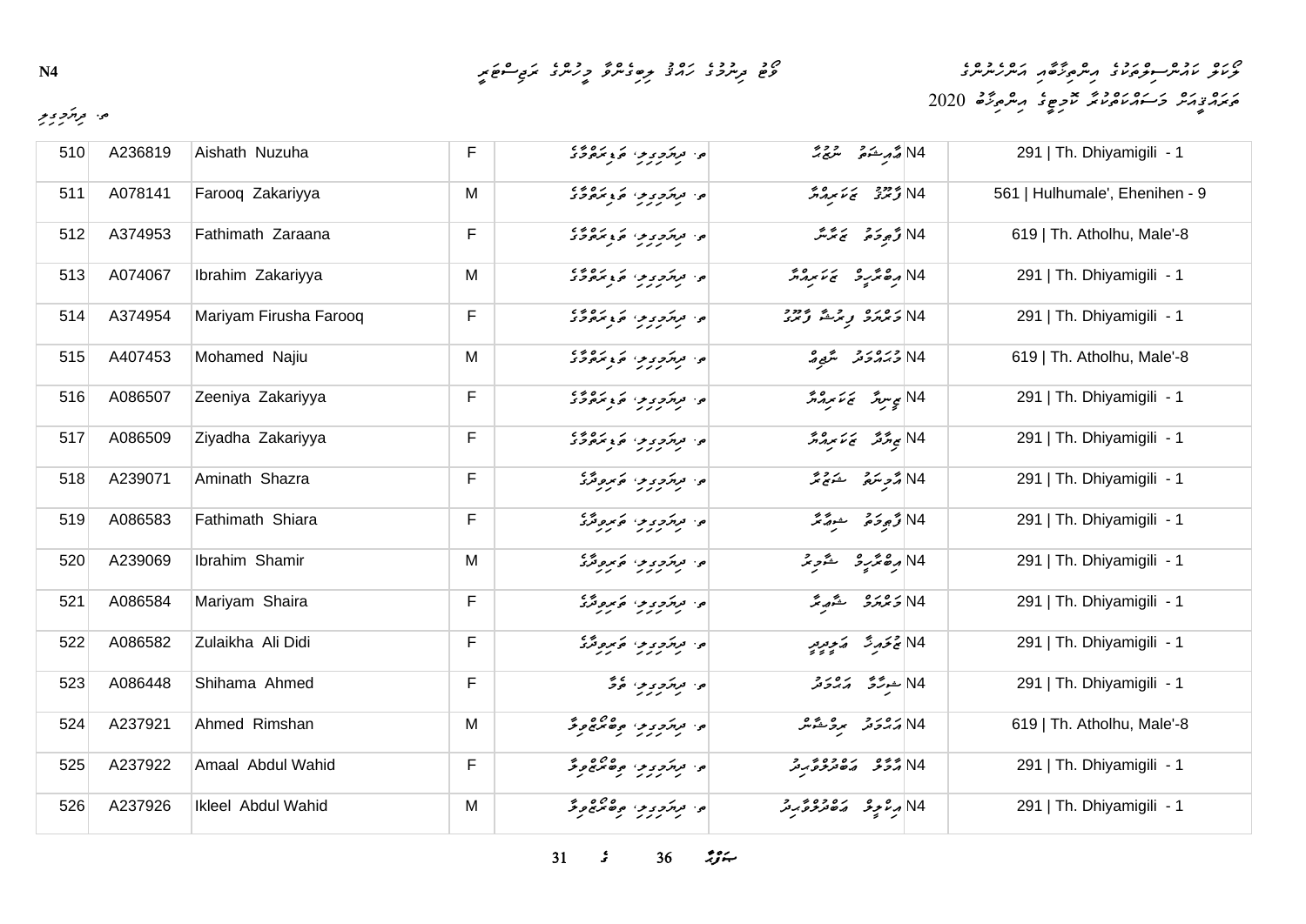ތ. ދިޔަމިގިލި

| 510 | A236819 | Aishath Nuzuha | F | ތ. ދިޔަމިގިލި، ތަޖުރުބާގެ | އައިޝަތު ނުޒުހާ | N4 | 291 \| Th. Dhiyamigili - 1 |
|---|---|---|---|---|---|---|---|
| 511 | A078141 | Farooq Zakariyya | M | ތ. ދިޔަމިގިލި، ތަޖުރުބާގެ | ފާރޫގު ޒަކަރިއްޔާ | N4 | 561 \| Hulhumale', Ehenihen - 9 |
| 512 | A374953 | Fathimath Zaraana | F | ތ. ދިޔަމިގިލި، ތަޖުރުބާގެ | ފާތިމަތު ޒަރާނާ | N4 | 619 \| Th. Atholhu, Male'-8 |
| 513 | A074067 | Ibrahim Zakariyya | M | ތ. ދިޔަމިގިލި، ތަޖުރުބާގެ | އިބްރާހީމް ޒަކަރިއްޔާ | N4 | 291 \| Th. Dhiyamigili - 1 |
| 514 | A374954 | Mariyam Firusha Farooq | F | ތ. ދިޔަމިގިލި، ތަޖުރުބާގެ | މަރިޔަމް ފިރުޝާ ފާރޫގު | N4 | 291 \| Th. Dhiyamigili - 1 |
| 515 | A407453 | Mohamed Najiu | M | ތ. ދިޔަމިގިލި، ތަޖުރުބާގެ | މުޙައްމަދު ނާޖިއު | N4 | 619 \| Th. Atholhu, Male'-8 |
| 516 | A086507 | Zeeniya Zakariyya | F | ތ. ދިޔަމިގިލި، ތަޖުރުބާގެ | ޒީނިޔާ ޒަކަރިއްޔާ | N4 | 291 \| Th. Dhiyamigili - 1 |
| 517 | A086509 | Ziyadha Zakariyya | F | ތ. ދިޔަމިގިލި، ތަޖުރުބާގެ | ޒިޔާދާ ޒަކަރިއްޔާ | N4 | 291 \| Th. Dhiyamigili - 1 |
| 518 | A239071 | Aminath Shazra | F | ތ. ދިޔަމިގިލި، ތަރިވިއްދާ | އާމިނަތު ޝަޒްރާ | N4 | 291 \| Th. Dhiyamigili - 1 |
| 519 | A086583 | Fathimath Shiara | F | ތ. ދިޔަމިގިލި، ތަރިވިއްދާ | ފާތިމަތު ޝިއާރާ | N4 | 291 \| Th. Dhiyamigili - 1 |
| 520 | A239069 | Ibrahim Shamir | M | ތ. ދިޔަމިގިލި، ތަރިވިއްދާ | އިބްރާހީމް ޝާމިރު | N4 | 291 \| Th. Dhiyamigili - 1 |
| 521 | A086584 | Mariyam Shaira | F | ތ. ދިޔަމިގިލި، ތަރިވިއްދާ | މަރިޔަމް ޝާއިރާ | N4 | 291 \| Th. Dhiyamigili - 1 |
| 522 | A086582 | Zulaikha Ali Didi | F | ތ. ދިޔަމިގިލި، ތަރިވިއްދާ | ޒުލައިޚާ އަލިދީދީ | N4 | 291 \| Th. Dhiyamigili - 1 |
| 523 | A086448 | Shihama Ahmed | F | ތ. ދިޔަމިގިލި، ތޮފާ | ޝިހާމާ އަޙްމަދު | N4 | 291 \| Th. Dhiyamigili - 1 |
| 524 | A237921 | Ahmed Rimshan | M | ތ. ދިޔަމިގިލި، ދިލްޝާދުވިލާ | އަޙްމަދު ރިމްޝާން | N4 | 619 \| Th. Atholhu, Male'-8 |
| 525 | A237922 | Amaal Abdul Wahid | F | ތ. ދިޔަމިގިލި، ދިލްޝާދުވިލާ | އަމާލް އަބްދުލްވާހިދު | N4 | 291 \| Th. Dhiyamigili - 1 |
| 526 | A237926 | Ikleel Abdul Wahid | M | ތ. ދިޔަމިގިލި، ދިލްޝާދުވިލާ | އިކްލީލް އަބްދުލްވާހިދު | N4 | 291 \| Th. Dhiyamigili - 1 |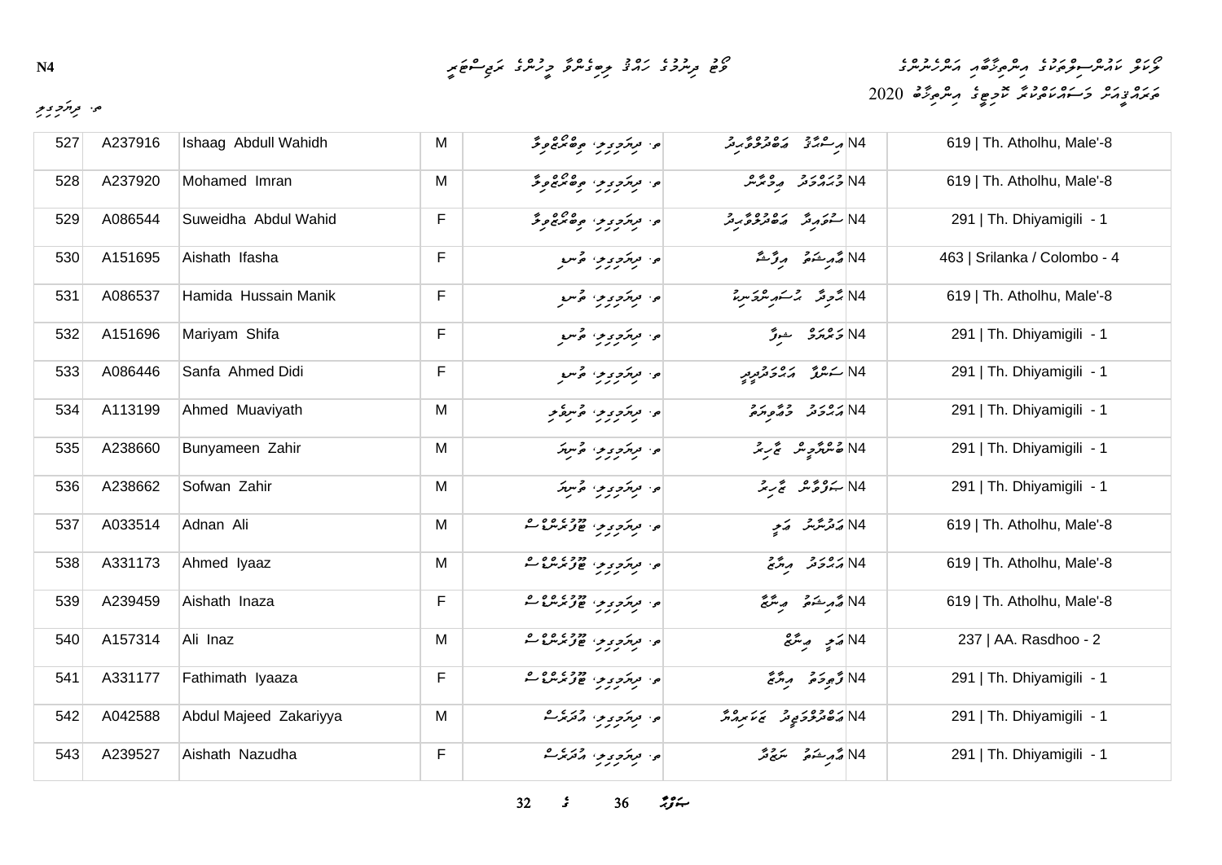ތ. ދިޔަމިގިލި

| 527 | A237916 | Ishaag Abdull Wahidh | M | ތ. ދިޔަމިގިލި، ވިބްރަންޓްވިލާ | N4 | އިސްޙާޤު އަބްދުލްވާހިދު | 619 \| Th. Atholhu, Male'-8 |
|---|---|---|---|---|---|---|---|
| 528 | A237920 | Mohamed Imran | M | ތ. ދިޔަމިގިލި، ވިބްރަންޓްވިލާ | N4 | މުހައްމަދު އިމްރާން | 619 \| Th. Atholhu, Male'-8 |
| 529 | A086544 | Suweidha Abdul Wahid | F | ތ. ދިޔަމިގިލި، ވިބްރަންޓްވިލާ | N4 | ސުވެއިދާ އަބްދުލްވާހިދު | 291 \| Th. Dhiyamigili - 1 |
| 530 | A151695 | Aishath Ifasha | F | ތ. ދިޔަމިގިލި، ވާސިލް | N4 | އާއިޝަތު އިފާޝާ | 463 \| Srilanka / Colombo - 4 |
| 531 | A086537 | Hamida Hussain Manik | F | ތ. ދިޔަމިގިލި، ވާސިލް | N4 | ހާމިދާ ހުސައިންމަނިކު | 619 \| Th. Atholhu, Male'-8 |
| 532 | A151696 | Mariyam Shifa | F | ތ. ދިޔަމިގިލި، ވާސިލް | N4 | މަރިޔަމް ޝިފާ | 291 \| Th. Dhiyamigili - 1 |
| 533 | A086446 | Sanfa Ahmed Didi | F | ތ. ދިޔަމިގިލި، ވާސިލް | N4 | ސަންފާ އަހުމަދުދީދީ | 291 \| Th. Dhiyamigili - 1 |
| 534 | A113199 | Ahmed Muaviyath | M | ތ. ދިޔަމިގިލި، ވާސިލްވީ | N4 | އަހުމަދު މުއާވިޔަތު | 291 \| Th. Dhiyamigili - 1 |
| 535 | A238660 | Bunyameen Zahir | M | ތ. ދިޔަމިގިލި، ވާސިދާ | N4 | ބުންޔާމީން ޒާހިރު | 291 \| Th. Dhiyamigili - 1 |
| 536 | A238662 | Sofwan Zahir | M | ތ. ދިޔަމިގިލި، ވާސިދާ | N4 | ސަފްވާން ޒާހިރު | 291 \| Th. Dhiyamigili - 1 |
| 537 | A033514 | Adnan Ali | M | ތ. ދިޔަމިގިލި، ޖޫފަރުސްޓް | N4 | އަދްނާން އަލީ | 619 \| Th. Atholhu, Male'-8 |
| 538 | A331173 | Ahmed Iyaaz | M | ތ. ދިޔަމިގިލި، ޖޫފަރުސްޓް | N4 | އަހުމަދު އިޔާޒު | 619 \| Th. Atholhu, Male'-8 |
| 539 | A239459 | Aishath Inaza | F | ތ. ދިޔަމިގިލި، ޖޫފަރުސްޓް | N4 | އާއިޝަތު އިނާޒާ | 619 \| Th. Atholhu, Male'-8 |
| 540 | A157314 | Ali Inaz | M | ތ. ދިޔަމިގިލި، ޖޫފަރުސްޓް | N4 | އަލީ އިނާޒް | 237 \| AA. Rasdhoo - 2 |
| 541 | A331177 | Fathimath Iyaaza | F | ތ. ދިޔަމިގިލި، ޖޫފަރުސްޓް | N4 | ފާތިމަތު އިޔާޒާ | 291 \| Th. Dhiyamigili - 1 |
| 542 | A042588 | Abdul Majeed Zakariyya | M | ތ. ދިޔަމިގިލި، އުދަރަސް | N4 | އަބްދުލްމަޖީދު ޒަކަރިއްޔާ | 291 \| Th. Dhiyamigili - 1 |
| 543 | A239527 | Aishath Nazudha | F | ތ. ދިޔަމިގިލި، އުދަރަސް | N4 | އާއިޝަތު ނަޒުދާ | 291 \| Th. Dhiyamigili - 1 |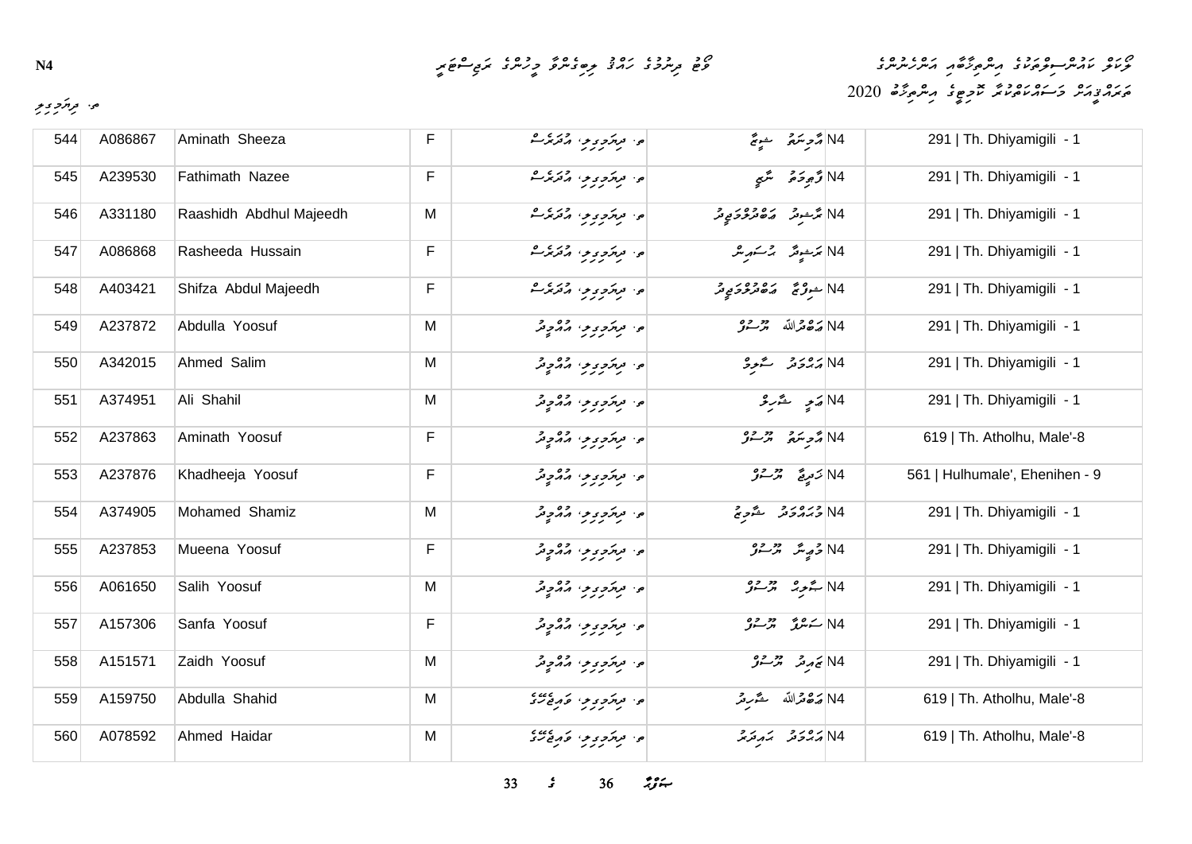ތ. ދިޔަމިގިލި

| 544 | A086867 | Aminath Sheeza | F | ތ. ދިޔަމިގިލި، އުދަރެސް | އާމިނަތު ޝީޒާ | N4 | 291 \| Th. Dhiyamigili - 1 |
|---|---|---|---|---|---|---|---|
| 545 | A239530 | Fathimath Nazee | F | ތ. ދިޔަމިގިލި، އުދަރެސް | ފާތިމަތު ނާޒީ | N4 | 291 \| Th. Dhiyamigili - 1 |
| 546 | A331180 | Raashidh Abdhul Majeedh | M | ތ. ދިޔަމިގިލި، އުދަރެސް | ރާޝިދު އަބްދުލްމަޖީދު | N4 | 291 \| Th. Dhiyamigili - 1 |
| 547 | A086868 | Rasheeda Hussain | F | ތ. ދިޔަމިގިލި، އުދަރެސް | ރަޝީދާ ހުސައިން | N4 | 291 \| Th. Dhiyamigili - 1 |
| 548 | A403421 | Shifza Abdul Majeedh | F | ތ. ދިޔަމިގިލި، އުދަރެސް | ޝިފްޒާ އަބްދުލްމަޖީދު | N4 | 291 \| Th. Dhiyamigili - 1 |
| 549 | A237872 | Abdulla Yoosuf | M | ތ. ދިޔަމިގިލި، އުއްމީދު | އަބްދުﷲ ޔޫސުފް | N4 | 291 \| Th. Dhiyamigili - 1 |
| 550 | A342015 | Ahmed Salim | M | ތ. ދިޔަމިގިލި، އުއްމީދު | އަހްމަދު ސާލިމް | N4 | 291 \| Th. Dhiyamigili - 1 |
| 551 | A374951 | Ali Shahil | M | ތ. ދިޔަމިގިލި، އުއްމީދު | އަލި ޝާހިލް | N4 | 291 \| Th. Dhiyamigili - 1 |
| 552 | A237863 | Aminath Yoosuf | F | ތ. ދިޔަމިގިލި، އުއްމީދު | އާމިނަތު ޔޫސުފް | N4 | 619 \| Th. Atholhu, Male'-8 |
| 553 | A237876 | Khadheeja Yoosuf | F | ތ. ދިޔަމިގިލި، އުއްމީދު | ޚަދީޖާ ޔޫސުފް | N4 | 561 \| Hulhumale', Ehenihen - 9 |
| 554 | A374905 | Mohamed Shamiz | M | ތ. ދިޔަމިގިލި، އުއްމީދު | މުހައްމަދު ޝާމިޒް | N4 | 291 \| Th. Dhiyamigili - 1 |
| 555 | A237853 | Mueena Yoosuf | F | ތ. ދިޔަމިގިލި، އުއްމީދު | މުއީނާ ޔޫސުފް | N4 | 291 \| Th. Dhiyamigili - 1 |
| 556 | A061650 | Salih Yoosuf | M | ތ. ދިޔަމިގިލި، އުއްމީދު | ސާލިހު ޔޫސުފް | N4 | 291 \| Th. Dhiyamigili - 1 |
| 557 | A157306 | Sanfa Yoosuf | F | ތ. ދިޔަމިގިލި، އުއްމީދު | ސަންފާ ޔޫސުފް | N4 | 291 \| Th. Dhiyamigili - 1 |
| 558 | A151571 | Zaidh Yoosuf | M | ތ. ދިޔަމިގިލި، އުއްމީދު | ޒައިދު ޔޫސުފް | N4 | 291 \| Th. Dhiyamigili - 1 |
| 559 | A159750 | Abdulla Shahid | M | ތ. ދިޔަމިގިލި، ވައިޖެހޭގެ | އަބްދުﷲ ޝާހިދު | N4 | 619 \| Th. Atholhu, Male'-8 |
| 560 | A078592 | Ahmed Haidar | M | ތ. ދިޔަމިގިލި، ވައިޖެހޭގެ | އަހްމަދު ހައިދަރު | N4 | 619 \| Th. Atholhu, Male'-8 |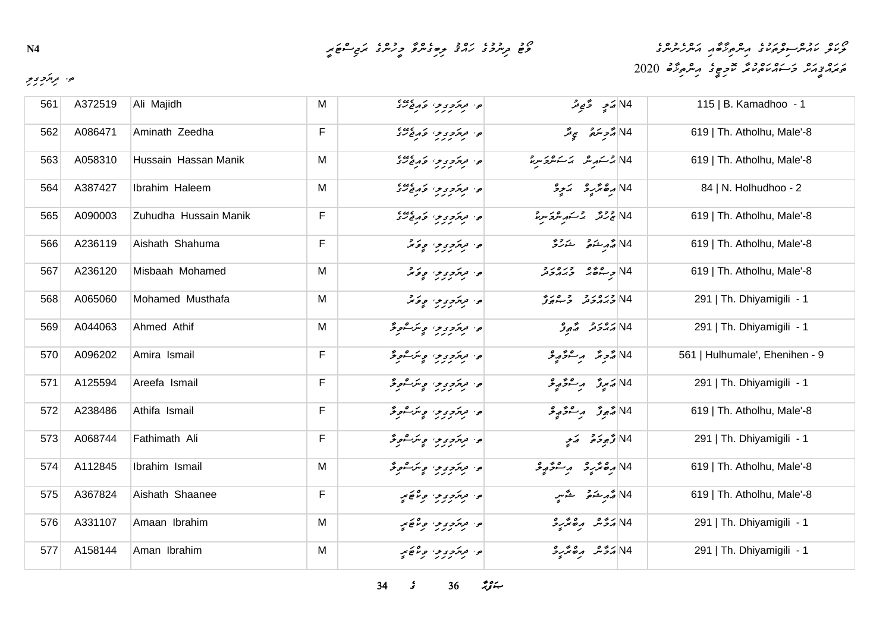ޓ. ދިޔަމިގިލި

| 561 | A372519 | Ali Majidh | M | ޓ. ދިޔަމިގިލި، ވައިޖެހޭގެ | N4 އަލި މާޖިދު | 115 \| B. Kamadhoo - 1 |
|---|---|---|---|---|---|---|
| 562 | A086471 | Aminath Zeedha | F | ޓ. ދިޔަމިގިލި، ވައިޖެހޭގެ | N4 އާމިނަތު ޒީދާ | 619 \| Th. Atholhu, Male'-8 |
| 563 | A058310 | Hussain Hassan Manik | M | ޓ. ދިޔަމިގިލި، ވައިޖެހޭގެ | N4 ހުސައިން ހަސަންމަނިކު | 619 \| Th. Atholhu, Male'-8 |
| 564 | A387427 | Ibrahim Haleem | M | ޓ. ދިޔަމިގިލި، ވައިޖެހޭގެ | N4 އިބްރާހީމް ހަލީމް | 84 \| N. Holhudhoo - 2 |
| 565 | A090003 | Zuhudha Hussain Manik | F | ޓ. ދިޔަމިގިލި، ވައިޖެހޭގެ | N4 ޒުހުދާ ހުސައިންމަނިކު | 619 \| Th. Atholhu, Male'-8 |
| 566 | A236119 | Aishath Shahuma | F | ޓ. ދިޔަމިގިލި، ވިލާރޭ | N4 އާއިޝަތު ޝަހުމާ | 619 \| Th. Atholhu, Male'-8 |
| 567 | A236120 | Misbaah Mohamed | M | ޓ. ދިޔަމިގިލި، ވިލާރޭ | N4 މިސްބާހު މުހައްމަދު | 619 \| Th. Atholhu, Male'-8 |
| 568 | A065060 | Mohamed Musthafa | M | ޓ. ދިޔަމިގިލި، ވިލާރޭ | N4 މުހައްމަދު މުސްތަފާ | 291 \| Th. Dhiyamigili - 1 |
| 569 | A044063 | Ahmed Athif | M | ޓ. ދިޔަމިގިލި، ވިނަސްކޯޓް | N4 އަހުމަދު އާތިފު | 291 \| Th. Dhiyamigili - 1 |
| 570 | A096202 | Amira Ismail | F | ޓ. ދިޔަމިގިލި، ވިނަސްކޯޓް | N4 އާމިރާ އިސްމާއީލު | 561 \| Hulhumale', Ehenihen - 9 |
| 571 | A125594 | Areefa Ismail | F | ޓ. ދިޔަމިގިލި، ވިނަސްކޯޓް | N4 އަރީފާ އިސްމާއީލު | 291 \| Th. Dhiyamigili - 1 |
| 572 | A238486 | Athifa Ismail | F | ޓ. ދިޔަމިގިލި، ވިނަސްކޯޓް | N4 އާތިފާ އިސްމާއީލު | 619 \| Th. Atholhu, Male'-8 |
| 573 | A068744 | Fathimath Ali | F | ޓ. ދިޔަމިގިލި، ވިނަސްކޯޓް | N4 ފާތިމަތު އަލި | 291 \| Th. Dhiyamigili - 1 |
| 574 | A112845 | Ibrahim Ismail | M | ޓ. ދިޔަމިގިލި، ވިނަސްކޯޓް | N4 އިބްރާހީމް އިސްމާއީލު | 619 \| Th. Atholhu, Male'-8 |
| 575 | A367824 | Aishath Shaanee | F | ޓ. ދިޔަމިގިލި، ވިއުޖަރީ | N4 އާއިޝަތު ޝާނީ | 619 \| Th. Atholhu, Male'-8 |
| 576 | A331107 | Amaan Ibrahim | M | ޓ. ދިޔަމިގިލި، ވިއުޖަރީ | N4 އަމާން އިބްރާހީމް | 291 \| Th. Dhiyamigili - 1 |
| 577 | A158144 | Aman Ibrahim | M | ޓ. ދިޔަމިގިލި، ވިއުޖަރީ | N4 އަމާން އިބްރާހީމް | 291 \| Th. Dhiyamigili - 1 |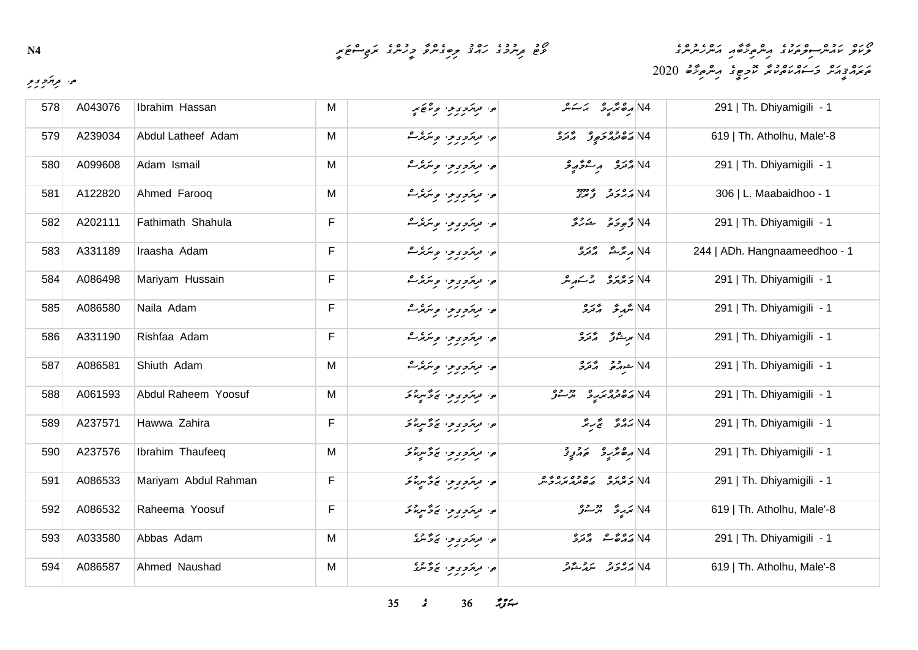ތ. ދިޔަމިގިލި

| 578 | A043076 | Ibrahim Hassan | M | ތ. ދިޔަމިގިލި، ވިއްޓަރީ | N4 ރިތްރާހިމް ހަސަން | 291 \| Th. Dhiyamigili - 1 |
|---|---|---|---|---|---|---|
| 579 | A239034 | Abdul Latheef Adam | M | ތ. ދިޔަމިގިލި، ވިނަރެސް | N4 އަބްދުއްލަތީފް އާދަމް | 619 \| Th. Atholhu, Male'-8 |
| 580 | A099608 | Adam Ismail | M | ތ. ދިޔަމިގިލި، ވިނަރެސް | N4 އާދަމް އިސްމާއިލް | 291 \| Th. Dhiyamigili - 1 |
| 581 | A122820 | Ahmed Farooq | M | ތ. ދިޔަމިގިލި، ވިނަރެސް | N4 އަހްމަދު ފާރޫޤު | 306 \| L. Maabaidhoo - 1 |
| 582 | A202111 | Fathimath Shahula | F | ތ. ދިޔަމިގިލި، ވިނަރެސް | N4 ފާތިމަތު ޝަހުލާ | 291 \| Th. Dhiyamigili - 1 |
| 583 | A331189 | Iraasha Adam | F | ތ. ދިޔަމިގިލި، ވިނަރެސް | N4 އިރާޝާ އާދަމް | 244 \| ADh. Hangnaameedhoo - 1 |
| 584 | A086498 | Mariyam Hussain | F | ތ. ދިޔަމިގިލި، ވިނަރެސް | N4 މަރިޔަމް ހުސައިން | 291 \| Th. Dhiyamigili - 1 |
| 585 | A086580 | Naila Adam | F | ތ. ދިޔަމިގިލި، ވިނަރެސް | N4 ނާއިލާ އާދަމް | 291 \| Th. Dhiyamigili - 1 |
| 586 | A331190 | Rishfaa Adam | F | ތ. ދިޔަމިގިލި، ވިނަރެސް | N4 ރިޝްފާ އާދަމް | 291 \| Th. Dhiyamigili - 1 |
| 587 | A086581 | Shiuth Adam | M | ތ. ދިޔަމިގިލި، ވިނަރެސް | N4 ޝިއުތު އާދަމް | 291 \| Th. Dhiyamigili - 1 |
| 588 | A061593 | Abdul Raheem Yoosuf | M | ތ. ދިޔަމިގިލި، ޖަވާހިރާގެ | N4 އަބްދުއްރަޙީމް ޔޫސުފް | 291 \| Th. Dhiyamigili - 1 |
| 589 | A237571 | Hawwa Zahira | F | ތ. ދިޔަމިގިލި، ޖަވާހިރާގެ | N4 ހައްވާ ޒާހިރާ | 291 \| Th. Dhiyamigili - 1 |
| 590 | A237576 | Ibrahim Thaufeeq | M | ތ. ދިޔަމިގިލި، ޖަވާހިރާގެ | N4 އިބްރާހީމް ތައުފީޤު | 291 \| Th. Dhiyamigili - 1 |
| 591 | A086533 | Mariyam Abdul Rahman | F | ތ. ދިޔަމިގިލި، ޖަވާހިރާގެ | N4 މަރިޔަމް އަބްދުއްރަޙްމާން | 291 \| Th. Dhiyamigili - 1 |
| 592 | A086532 | Raheema Yoosuf | F | ތ. ދިޔަމިގިލި، ޖަވާހިރާގެ | N4 ރަޙީމާ ޔޫސުފް | 619 \| Th. Atholhu, Male'-8 |
| 593 | A033580 | Abbas Adam | M | ތ. ދިޔަމިގިލި، ޖަވާހިރު | N4 އައްބާސް އާދަމް | 291 \| Th. Dhiyamigili - 1 |
| 594 | A086587 | Ahmed Naushad | M | ތ. ދިޔަމިގިލި، ޖަވާހިރު | N4 އަހްމަދު ނައުޝާދު | 619 \| Th. Atholhu, Male'-8 |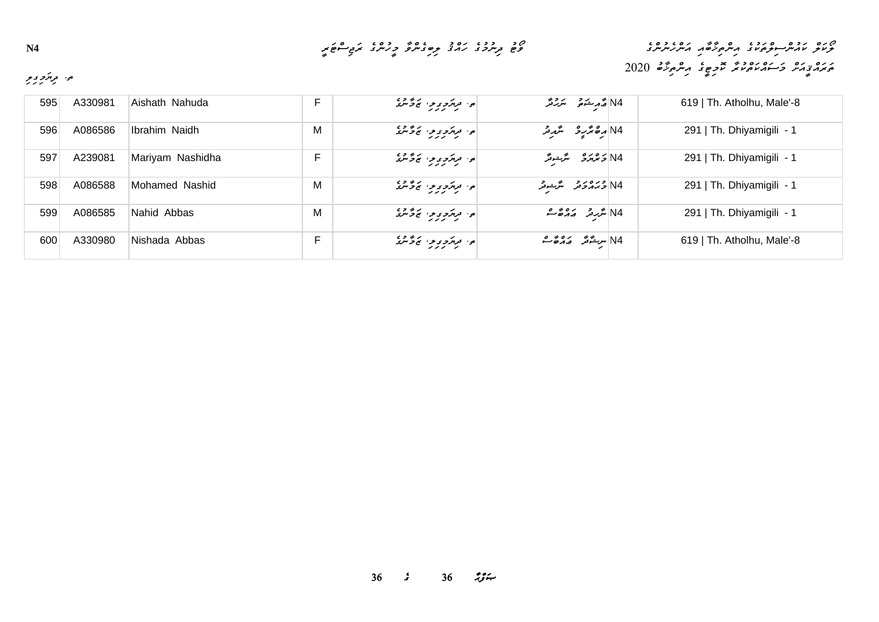ޝޯގަތާ ހައުސިންގ ޕްރޮޖެކްޓްގެ ފުލެޓްތައް ވިއްކުމަށް ހުށަހެޅި ފަރާތްތަކުގެ

ތ. ދިޔަމިގިލި

| | | | | | | |
|---|---|---|---|---|---|---|
| 595 | A330981 | Aishath Nahuda | F | ތ. ދިޔަމިގިލި، ގަލާސް | N4 ޢާއިޝަތު ނަހުދާ | 619 \| Th. Atholhu, Male'-8 |
| 596 | A086586 | Ibrahim Naidh | M | ތ. ދިޔަމިގިލި، ގަލާސް | N4 އިބްރާހީމް ނާއިދު | 291 \| Th. Dhiyamigili - 1 |
| 597 | A239081 | Mariyam Nashidha | F | ތ. ދިޔަމިގިލި، ގަލާސް | N4 މަރިޔަމް ނާޝިދާ | 291 \| Th. Dhiyamigili - 1 |
| 598 | A086588 | Mohamed Nashid | M | ތ. ދިޔަމިގިލި، ގަލާސް | N4 މުޙައްމަދު ނާޝިދު | 291 \| Th. Dhiyamigili - 1 |
| 599 | A086585 | Nahid Abbas | M | ތ. ދިޔަމިގިލި، ގަލާސް | N4 ނާހިދު ޢައްބާސް | 291 \| Th. Dhiyamigili - 1 |
| 600 | A330980 | Nishada Abbas | F | ތ. ދިޔަމިގިލި، ގަލާސް | N4 ނިޝާދާ ޢައްބާސް | 619 \| Th. Atholhu, Male'-8 |